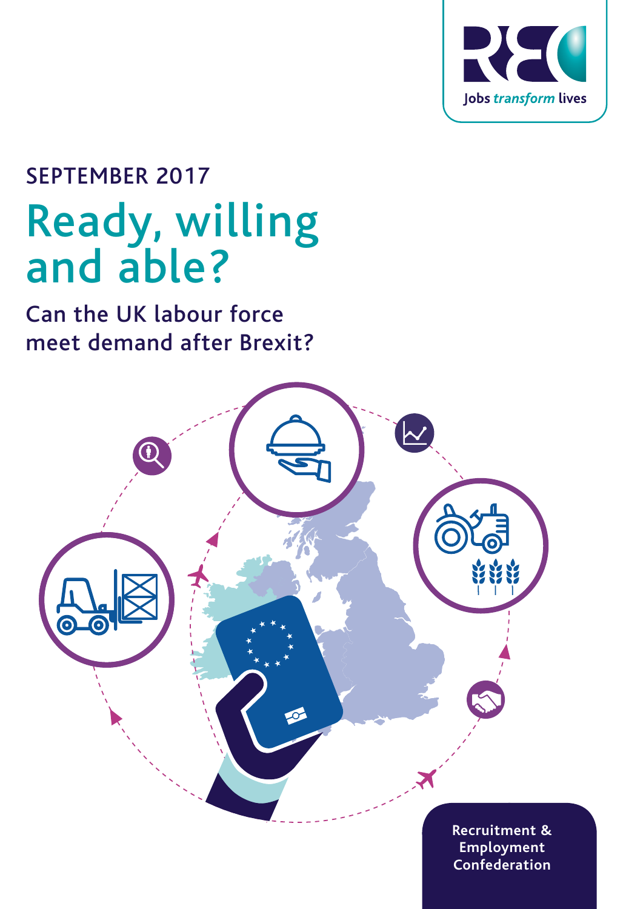Jobs *transform* lives

SEPTEMBER 2017

# Ready, willing and able?

## Can the UK labour force meet demand after Brexit?

Recruitment & Employment Confederation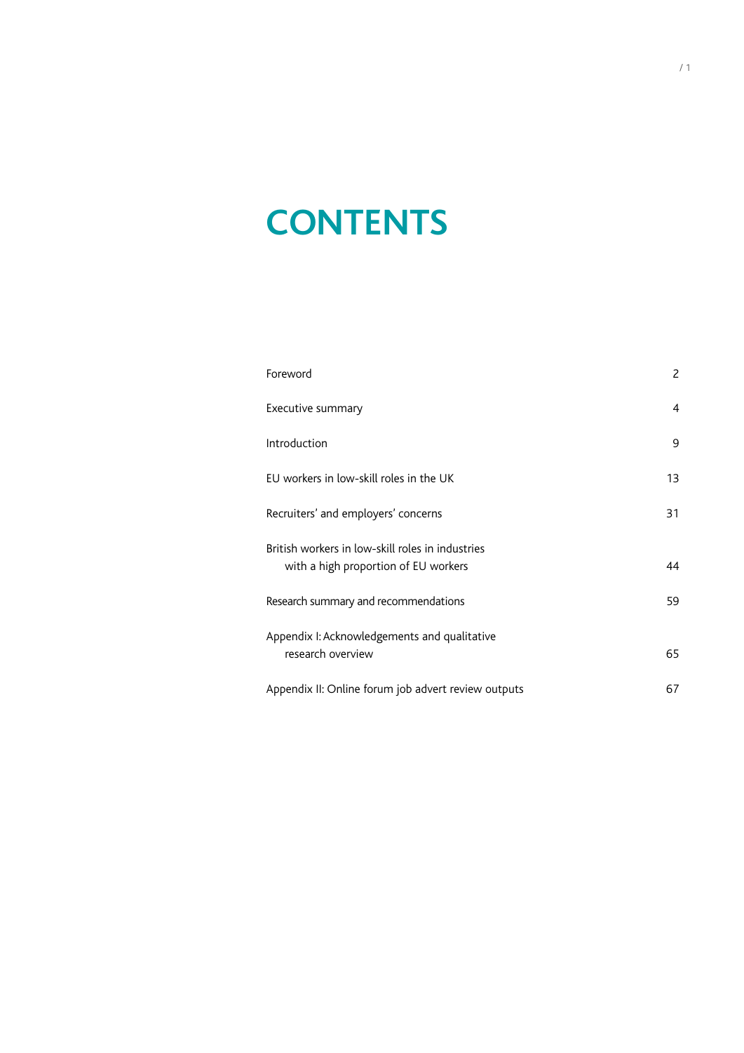# CONTENTS

| | |
|---|---|
| Foreword | 2 |
| Executive summary | 4 |
| Introduction | 9 |
| EU workers in low-skill roles in the UK | 13 |
| Recruiters' and employers' concerns | 31 |
| British workers in low-skill roles in industries with a high proportion of EU workers | 44 |
| Research summary and recommendations | 59 |
| Appendix I: Acknowledgements and qualitative research overview | 65 |
| Appendix II: Online forum job advert review outputs | 67 |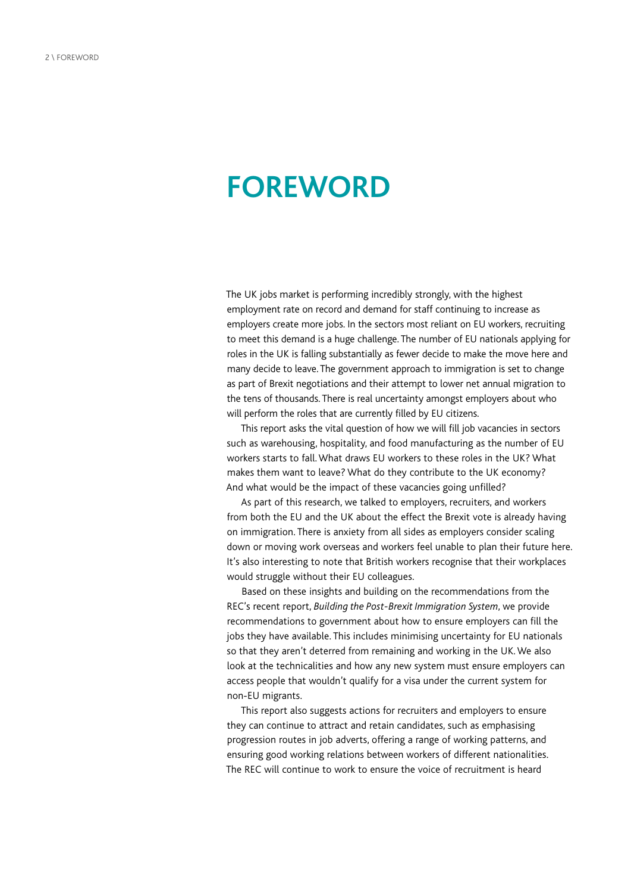# FOREWORD

The UK jobs market is performing incredibly strongly, with the highest employment rate on record and demand for staff continuing to increase as employers create more jobs. In the sectors most reliant on EU workers, recruiting to meet this demand is a huge challenge. The number of EU nationals applying for roles in the UK is falling substantially as fewer decide to make the move here and many decide to leave. The government approach to immigration is set to change as part of Brexit negotiations and their attempt to lower net annual migration to the tens of thousands. There is real uncertainty amongst employers about who will perform the roles that are currently filled by EU citizens.

This report asks the vital question of how we will fill job vacancies in sectors such as warehousing, hospitality, and food manufacturing as the number of EU workers starts to fall. What draws EU workers to these roles in the UK? What makes them want to leave? What do they contribute to the UK economy? And what would be the impact of these vacancies going unfilled?

As part of this research, we talked to employers, recruiters, and workers from both the EU and the UK about the effect the Brexit vote is already having on immigration. There is anxiety from all sides as employers consider scaling down or moving work overseas and workers feel unable to plan their future here. It's also interesting to note that British workers recognise that their workplaces would struggle without their EU colleagues.

Based on these insights and building on the recommendations from the REC's recent report, *Building the Post-Brexit Immigration System*, we provide recommendations to government about how to ensure employers can fill the jobs they have available. This includes minimising uncertainty for EU nationals so that they aren't deterred from remaining and working in the UK. We also look at the technicalities and how any new system must ensure employers can access people that wouldn't qualify for a visa under the current system for non-EU migrants.

This report also suggests actions for recruiters and employers to ensure they can continue to attract and retain candidates, such as emphasising progression routes in job adverts, offering a range of working patterns, and ensuring good working relations between workers of different nationalities. The REC will continue to work to ensure the voice of recruitment is heard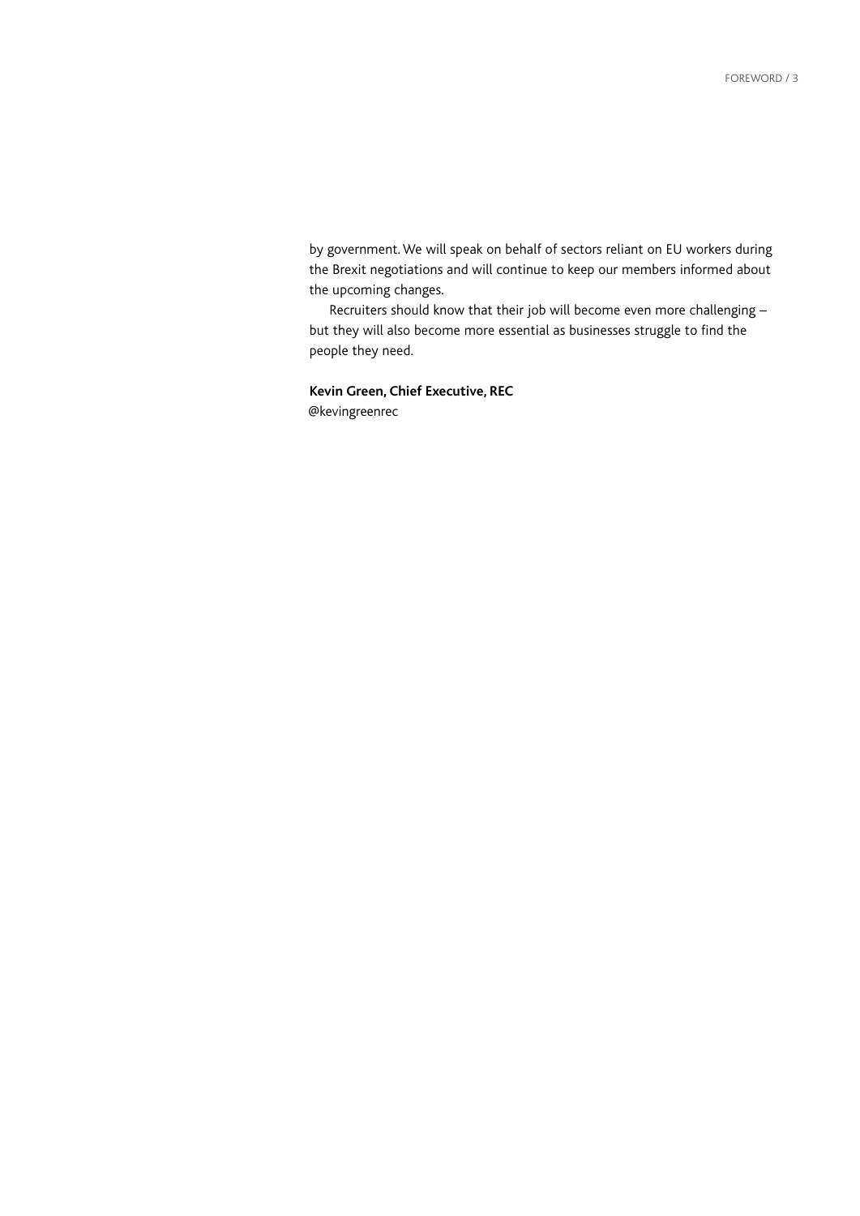by government. We will speak on behalf of sectors reliant on EU workers during the Brexit negotiations and will continue to keep our members informed about the upcoming changes.

Recruiters should know that their job will become even more challenging – but they will also become more essential as businesses struggle to find the people they need.

**Kevin Green, Chief Executive, REC**
@kevingreenrec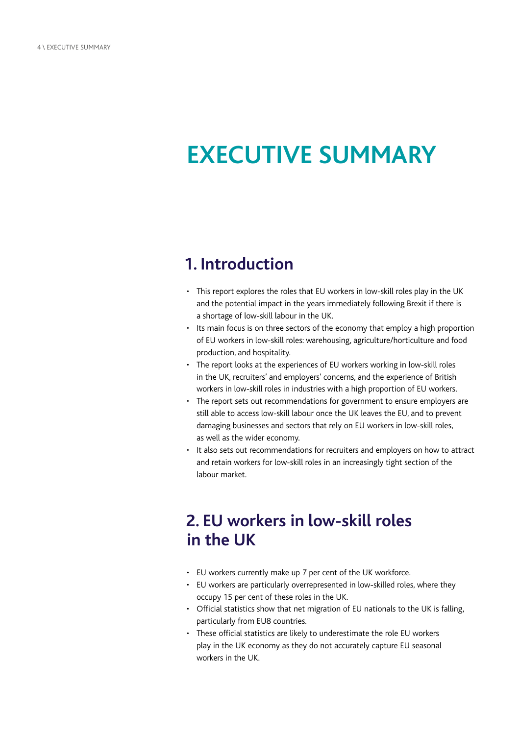# EXECUTIVE SUMMARY

## 1. Introduction

- This report explores the roles that EU workers in low-skill roles play in the UK and the potential impact in the years immediately following Brexit if there is a shortage of low-skill labour in the UK.
- Its main focus is on three sectors of the economy that employ a high proportion of EU workers in low-skill roles: warehousing, agriculture/horticulture and food production, and hospitality.
- The report looks at the experiences of EU workers working in low-skill roles in the UK, recruiters' and employers' concerns, and the experience of British workers in low-skill roles in industries with a high proportion of EU workers.
- The report sets out recommendations for government to ensure employers are still able to access low-skill labour once the UK leaves the EU, and to prevent damaging businesses and sectors that rely on EU workers in low-skill roles, as well as the wider economy.
- It also sets out recommendations for recruiters and employers on how to attract and retain workers for low-skill roles in an increasingly tight section of the labour market.

## 2. EU workers in low-skill roles in the UK

- EU workers currently make up 7 per cent of the UK workforce.
- EU workers are particularly overrepresented in low-skilled roles, where they occupy 15 per cent of these roles in the UK.
- Official statistics show that net migration of EU nationals to the UK is falling, particularly from EU8 countries.
- These official statistics are likely to underestimate the role EU workers play in the UK economy as they do not accurately capture EU seasonal workers in the UK.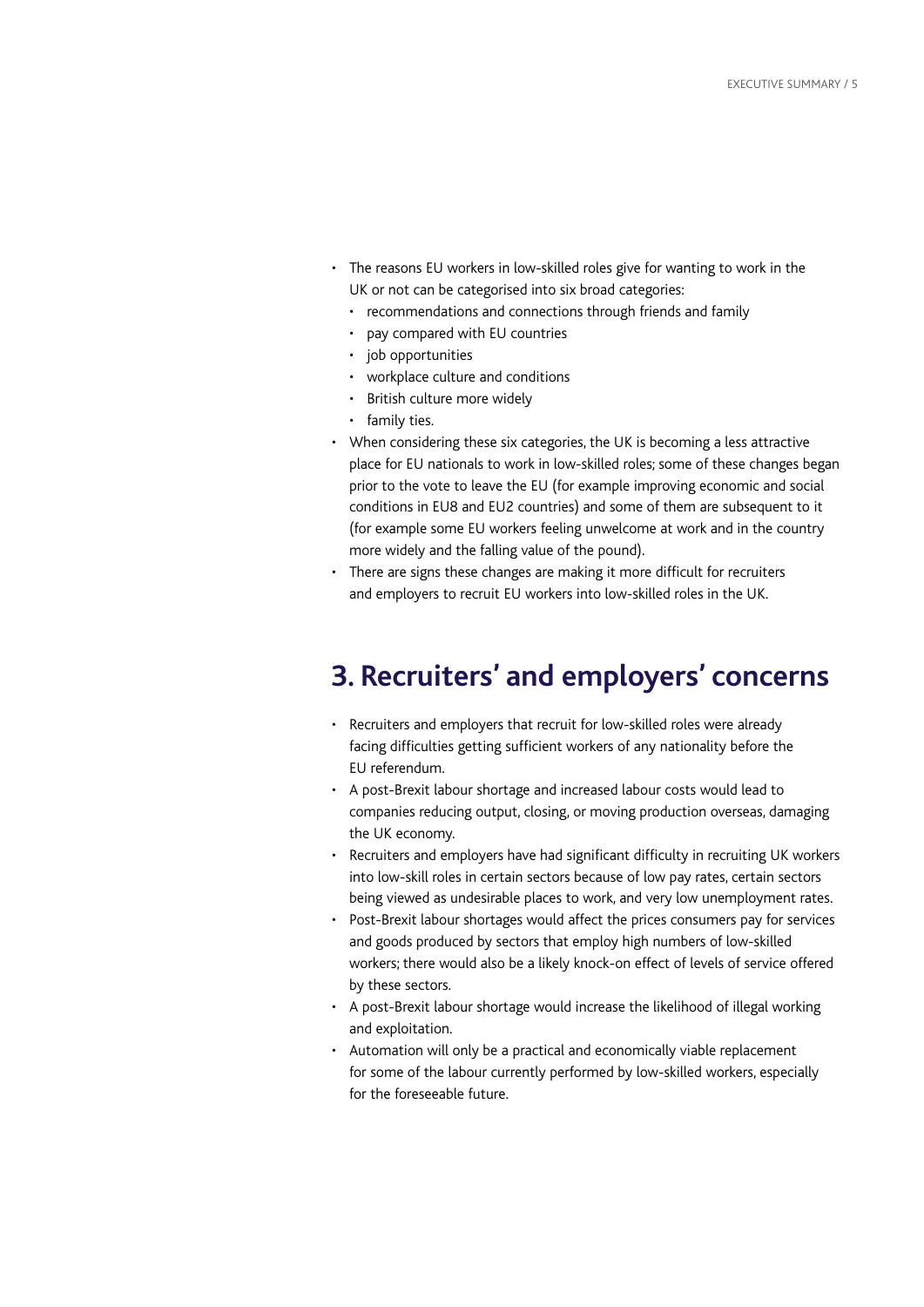- The reasons EU workers in low-skilled roles give for wanting to work in the UK or not can be categorised into six broad categories:
  - recommendations and connections through friends and family
  - pay compared with EU countries
  - job opportunities
  - workplace culture and conditions
  - British culture more widely
  - family ties.
- When considering these six categories, the UK is becoming a less attractive place for EU nationals to work in low-skilled roles; some of these changes began prior to the vote to leave the EU (for example improving economic and social conditions in EU8 and EU2 countries) and some of them are subsequent to it (for example some EU workers feeling unwelcome at work and in the country more widely and the falling value of the pound).
- There are signs these changes are making it more difficult for recruiters and employers to recruit EU workers into low-skilled roles in the UK.

## 3. Recruiters' and employers' concerns

- Recruiters and employers that recruit for low-skilled roles were already facing difficulties getting sufficient workers of any nationality before the EU referendum.
- A post-Brexit labour shortage and increased labour costs would lead to companies reducing output, closing, or moving production overseas, damaging the UK economy.
- Recruiters and employers have had significant difficulty in recruiting UK workers into low-skill roles in certain sectors because of low pay rates, certain sectors being viewed as undesirable places to work, and very low unemployment rates.
- Post-Brexit labour shortages would affect the prices consumers pay for services and goods produced by sectors that employ high numbers of low-skilled workers; there would also be a likely knock-on effect of levels of service offered by these sectors.
- A post-Brexit labour shortage would increase the likelihood of illegal working and exploitation.
- Automation will only be a practical and economically viable replacement for some of the labour currently performed by low-skilled workers, especially for the foreseeable future.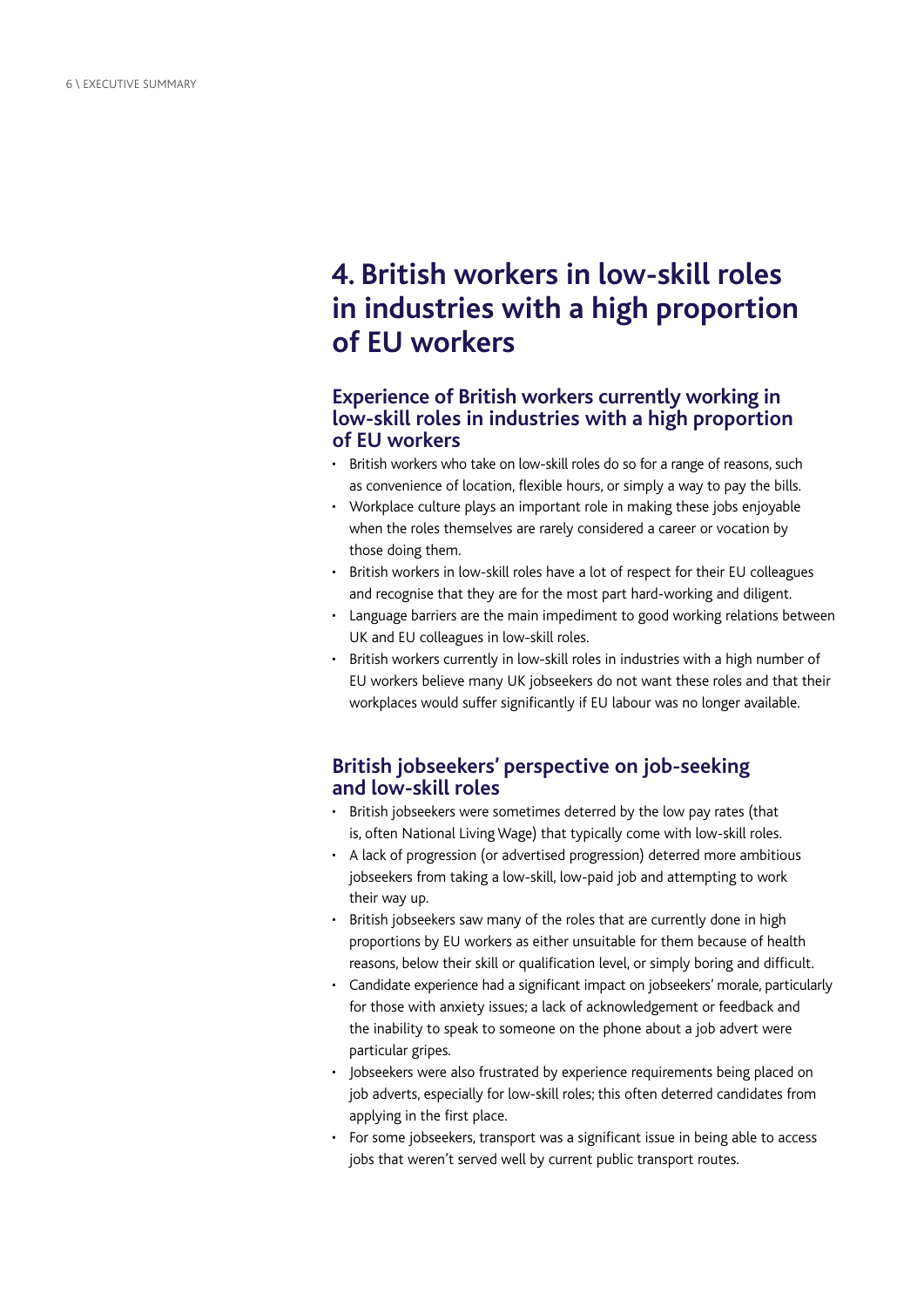## 4. British workers in low-skill roles in industries with a high proportion of EU workers

### Experience of British workers currently working in low-skill roles in industries with a high proportion of EU workers

- British workers who take on low-skill roles do so for a range of reasons, such as convenience of location, flexible hours, or simply a way to pay the bills.
- Workplace culture plays an important role in making these jobs enjoyable when the roles themselves are rarely considered a career or vocation by those doing them.
- British workers in low-skill roles have a lot of respect for their EU colleagues and recognise that they are for the most part hard-working and diligent.
- Language barriers are the main impediment to good working relations between UK and EU colleagues in low-skill roles.
- British workers currently in low-skill roles in industries with a high number of EU workers believe many UK jobseekers do not want these roles and that their workplaces would suffer significantly if EU labour was no longer available.

### British jobseekers' perspective on job-seeking and low-skill roles

- British jobseekers were sometimes deterred by the low pay rates (that is, often National Living Wage) that typically come with low-skill roles.
- A lack of progression (or advertised progression) deterred more ambitious jobseekers from taking a low-skill, low-paid job and attempting to work their way up.
- British jobseekers saw many of the roles that are currently done in high proportions by EU workers as either unsuitable for them because of health reasons, below their skill or qualification level, or simply boring and difficult.
- Candidate experience had a significant impact on jobseekers' morale, particularly for those with anxiety issues; a lack of acknowledgement or feedback and the inability to speak to someone on the phone about a job advert were particular gripes.
- Jobseekers were also frustrated by experience requirements being placed on job adverts, especially for low-skill roles; this often deterred candidates from applying in the first place.
- For some jobseekers, transport was a significant issue in being able to access jobs that weren't served well by current public transport routes.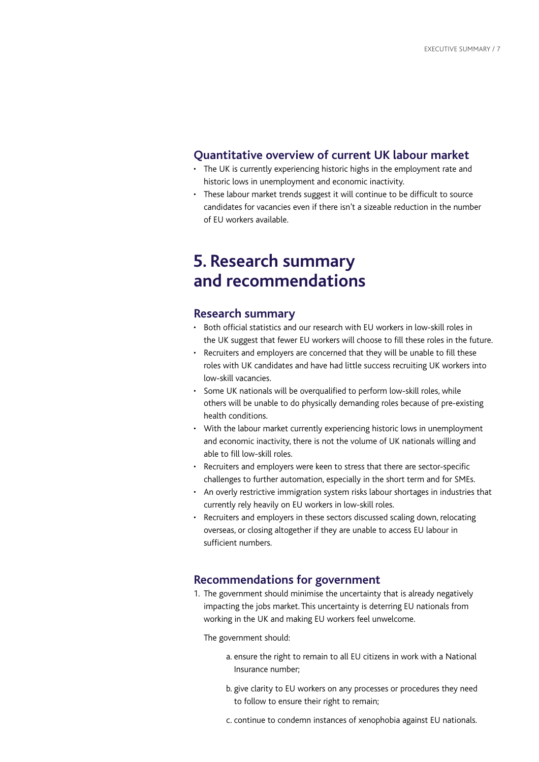### Quantitative overview of current UK labour market

- The UK is currently experiencing historic highs in the employment rate and historic lows in unemployment and economic inactivity.
- These labour market trends suggest it will continue to be difficult to source candidates for vacancies even if there isn't a sizeable reduction in the number of EU workers available.

## 5. Research summary and recommendations

### Research summary

- Both official statistics and our research with EU workers in low-skill roles in the UK suggest that fewer EU workers will choose to fill these roles in the future.
- Recruiters and employers are concerned that they will be unable to fill these roles with UK candidates and have had little success recruiting UK workers into low-skill vacancies.
- Some UK nationals will be overqualified to perform low-skill roles, while others will be unable to do physically demanding roles because of pre-existing health conditions.
- With the labour market currently experiencing historic lows in unemployment and economic inactivity, there is not the volume of UK nationals willing and able to fill low-skill roles.
- Recruiters and employers were keen to stress that there are sector-specific challenges to further automation, especially in the short term and for SMEs.
- An overly restrictive immigration system risks labour shortages in industries that currently rely heavily on EU workers in low-skill roles.
- Recruiters and employers in these sectors discussed scaling down, relocating overseas, or closing altogether if they are unable to access EU labour in sufficient numbers.

### Recommendations for government

1. The government should minimise the uncertainty that is already negatively impacting the jobs market. This uncertainty is deterring EU nationals from working in the UK and making EU workers feel unwelcome.

   The government should:

   a. ensure the right to remain to all EU citizens in work with a National Insurance number;

   b. give clarity to EU workers on any processes or procedures they need to follow to ensure their right to remain;

   c. continue to condemn instances of xenophobia against EU nationals.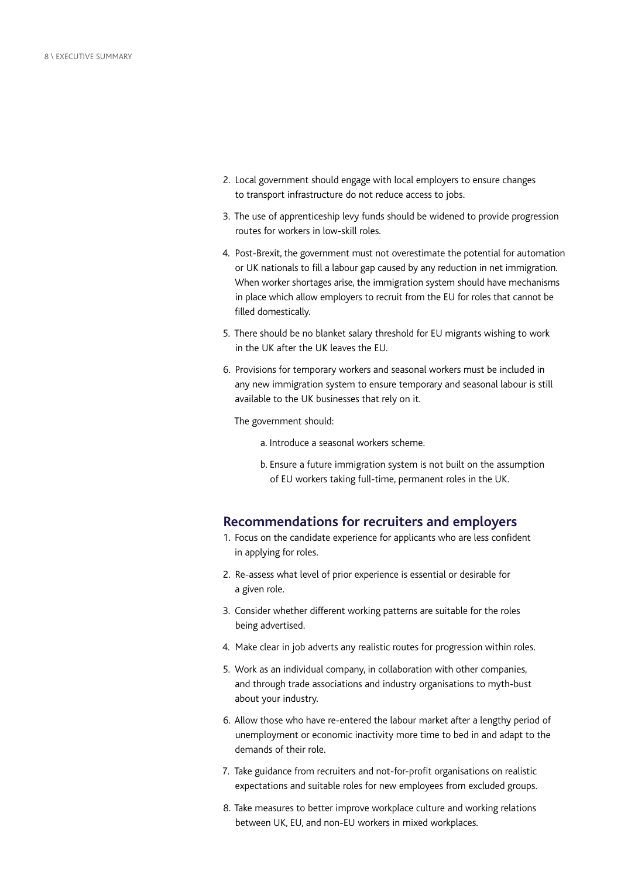2. Local government should engage with local employers to ensure changes to transport infrastructure do not reduce access to jobs.
3. The use of apprenticeship levy funds should be widened to provide progression routes for workers in low-skill roles.
4. Post-Brexit, the government must not overestimate the potential for automation or UK nationals to fill a labour gap caused by any reduction in net immigration. When worker shortages arise, the immigration system should have mechanisms in place which allow employers to recruit from the EU for roles that cannot be filled domestically.
5. There should be no blanket salary threshold for EU migrants wishing to work in the UK after the UK leaves the EU.
6. Provisions for temporary workers and seasonal workers must be included in any new immigration system to ensure temporary and seasonal labour is still available to the UK businesses that rely on it.

   The government should:

   a. Introduce a seasonal workers scheme.

   b. Ensure a future immigration system is not built on the assumption of EU workers taking full-time, permanent roles in the UK.

## Recommendations for recruiters and employers

1. Focus on the candidate experience for applicants who are less confident in applying for roles.
2. Re-assess what level of prior experience is essential or desirable for a given role.
3. Consider whether different working patterns are suitable for the roles being advertised.
4. Make clear in job adverts any realistic routes for progression within roles.
5. Work as an individual company, in collaboration with other companies, and through trade associations and industry organisations to myth-bust about your industry.
6. Allow those who have re-entered the labour market after a lengthy period of unemployment or economic inactivity more time to bed in and adapt to the demands of their role.
7. Take guidance from recruiters and not-for-profit organisations on realistic expectations and suitable roles for new employees from excluded groups.
8. Take measures to better improve workplace culture and working relations between UK, EU, and non-EU workers in mixed workplaces.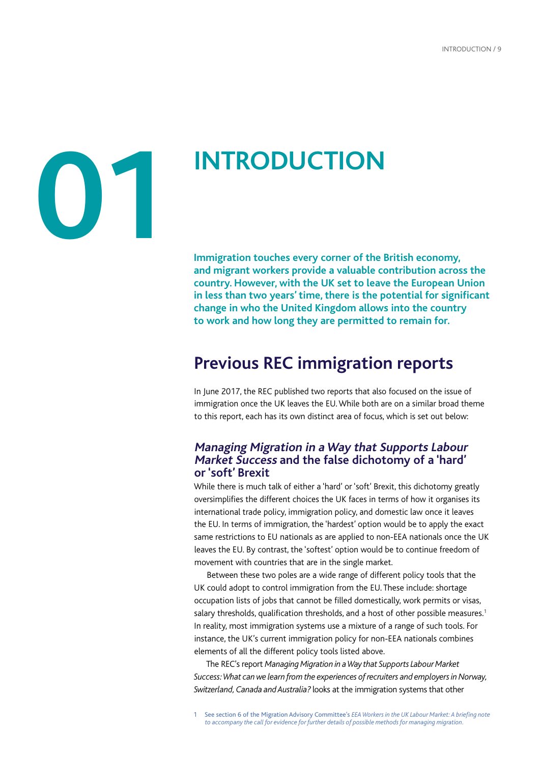# 01 INTRODUCTION

**Immigration touches every corner of the British economy, and migrant workers provide a valuable contribution across the country. However, with the UK set to leave the European Union in less than two years' time, there is the potential for significant change in who the United Kingdom allows into the country to work and how long they are permitted to remain for.**

## Previous REC immigration reports

In June 2017, the REC published two reports that also focused on the issue of immigration once the UK leaves the EU. While both are on a similar broad theme to this report, each has its own distinct area of focus, which is set out below:

### *Managing Migration in a Way that Supports Labour Market Success* and the false dichotomy of a 'hard' or 'soft' Brexit

While there is much talk of either a 'hard' or 'soft' Brexit, this dichotomy greatly oversimplifies the different choices the UK faces in terms of how it organises its international trade policy, immigration policy, and domestic law once it leaves the EU. In terms of immigration, the 'hardest' option would be to apply the exact same restrictions to EU nationals as are applied to non-EEA nationals once the UK leaves the EU. By contrast, the 'softest' option would be to continue freedom of movement with countries that are in the single market.

Between these two poles are a wide range of different policy tools that the UK could adopt to control immigration from the EU. These include: shortage occupation lists of jobs that cannot be filled domestically, work permits or visas, salary thresholds, qualification thresholds, and a host of other possible measures.[1] In reality, most immigration systems use a mixture of a range of such tools. For instance, the UK's current immigration policy for non-EEA nationals combines elements of all the different policy tools listed above.

The REC's report *Managing Migration in a Way that Supports Labour Market Success: What can we learn from the experiences of recruiters and employers in Norway, Switzerland, Canada and Australia?* looks at the immigration systems that other

[1] See section 6 of the Migration Advisory Committee's *EEA Workers in the UK Labour Market: A briefing note to accompany the call for evidence for further details of possible methods for managing migration.*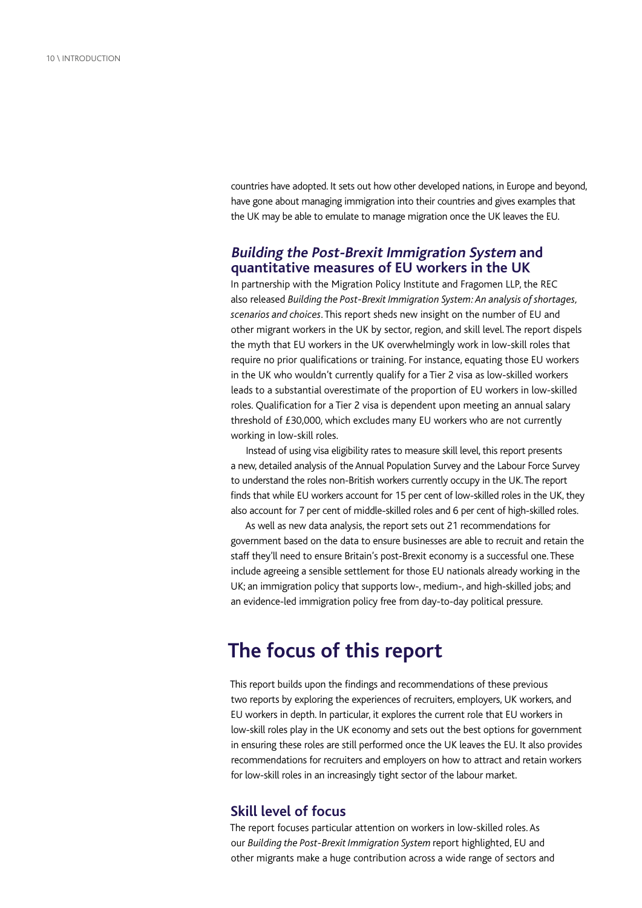countries have adopted. It sets out how other developed nations, in Europe and beyond, have gone about managing immigration into their countries and gives examples that the UK may be able to emulate to manage migration once the UK leaves the EU.

### *Building the Post-Brexit Immigration System* and quantitative measures of EU workers in the UK

In partnership with the Migration Policy Institute and Fragomen LLP, the REC also released *Building the Post-Brexit Immigration System: An analysis of shortages, scenarios and choices*. This report sheds new insight on the number of EU and other migrant workers in the UK by sector, region, and skill level. The report dispels the myth that EU workers in the UK overwhelmingly work in low-skill roles that require no prior qualifications or training. For instance, equating those EU workers in the UK who wouldn't currently qualify for a Tier 2 visa as low-skilled workers leads to a substantial overestimate of the proportion of EU workers in low-skilled roles. Qualification for a Tier 2 visa is dependent upon meeting an annual salary threshold of £30,000, which excludes many EU workers who are not currently working in low-skill roles.

Instead of using visa eligibility rates to measure skill level, this report presents a new, detailed analysis of the Annual Population Survey and the Labour Force Survey to understand the roles non-British workers currently occupy in the UK. The report finds that while EU workers account for 15 per cent of low-skilled roles in the UK, they also account for 7 per cent of middle-skilled roles and 6 per cent of high-skilled roles.

As well as new data analysis, the report sets out 21 recommendations for government based on the data to ensure businesses are able to recruit and retain the staff they'll need to ensure Britain's post-Brexit economy is a successful one. These include agreeing a sensible settlement for those EU nationals already working in the UK; an immigration policy that supports low-, medium-, and high-skilled jobs; and an evidence-led immigration policy free from day-to-day political pressure.

## The focus of this report

This report builds upon the findings and recommendations of these previous two reports by exploring the experiences of recruiters, employers, UK workers, and EU workers in depth. In particular, it explores the current role that EU workers in low-skill roles play in the UK economy and sets out the best options for government in ensuring these roles are still performed once the UK leaves the EU. It also provides recommendations for recruiters and employers on how to attract and retain workers for low-skill roles in an increasingly tight sector of the labour market.

### Skill level of focus

The report focuses particular attention on workers in low-skilled roles. As our *Building the Post-Brexit Immigration System* report highlighted, EU and other migrants make a huge contribution across a wide range of sectors and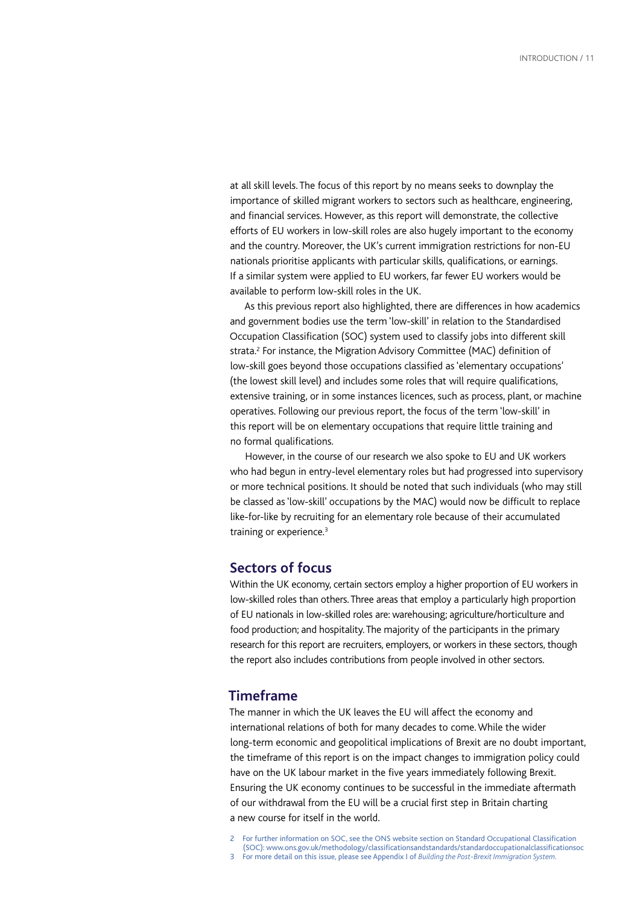at all skill levels. The focus of this report by no means seeks to downplay the importance of skilled migrant workers to sectors such as healthcare, engineering, and financial services. However, as this report will demonstrate, the collective efforts of EU workers in low-skill roles are also hugely important to the economy and the country. Moreover, the UK's current immigration restrictions for non-EU nationals prioritise applicants with particular skills, qualifications, or earnings. If a similar system were applied to EU workers, far fewer EU workers would be available to perform low-skill roles in the UK.

As this previous report also highlighted, there are differences in how academics and government bodies use the term 'low-skill' in relation to the Standardised Occupation Classification (SOC) system used to classify jobs into different skill strata.[2] For instance, the Migration Advisory Committee (MAC) definition of low-skill goes beyond those occupations classified as 'elementary occupations' (the lowest skill level) and includes some roles that will require qualifications, extensive training, or in some instances licences, such as process, plant, or machine operatives. Following our previous report, the focus of the term 'low-skill' in this report will be on elementary occupations that require little training and no formal qualifications.

However, in the course of our research we also spoke to EU and UK workers who had begun in entry-level elementary roles but had progressed into supervisory or more technical positions. It should be noted that such individuals (who may still be classed as 'low-skill' occupations by the MAC) would now be difficult to replace like-for-like by recruiting for an elementary role because of their accumulated training or experience.[3]

## Sectors of focus

Within the UK economy, certain sectors employ a higher proportion of EU workers in low-skilled roles than others. Three areas that employ a particularly high proportion of EU nationals in low-skilled roles are: warehousing; agriculture/horticulture and food production; and hospitality. The majority of the participants in the primary research for this report are recruiters, employers, or workers in these sectors, though the report also includes contributions from people involved in other sectors.

## Timeframe

The manner in which the UK leaves the EU will affect the economy and international relations of both for many decades to come. While the wider long-term economic and geopolitical implications of Brexit are no doubt important, the timeframe of this report is on the impact changes to immigration policy could have on the UK labour market in the five years immediately following Brexit. Ensuring the UK economy continues to be successful in the immediate aftermath of our withdrawal from the EU will be a crucial first step in Britain charting a new course for itself in the world.

2 For further information on SOC, see the ONS website section on Standard Occupational Classification (SOC): www.ons.gov.uk/methodology/classificationsandstandards/standardoccupationalclassificationsoc

3 For more detail on this issue, please see Appendix I of *Building the Post-Brexit Immigration System*.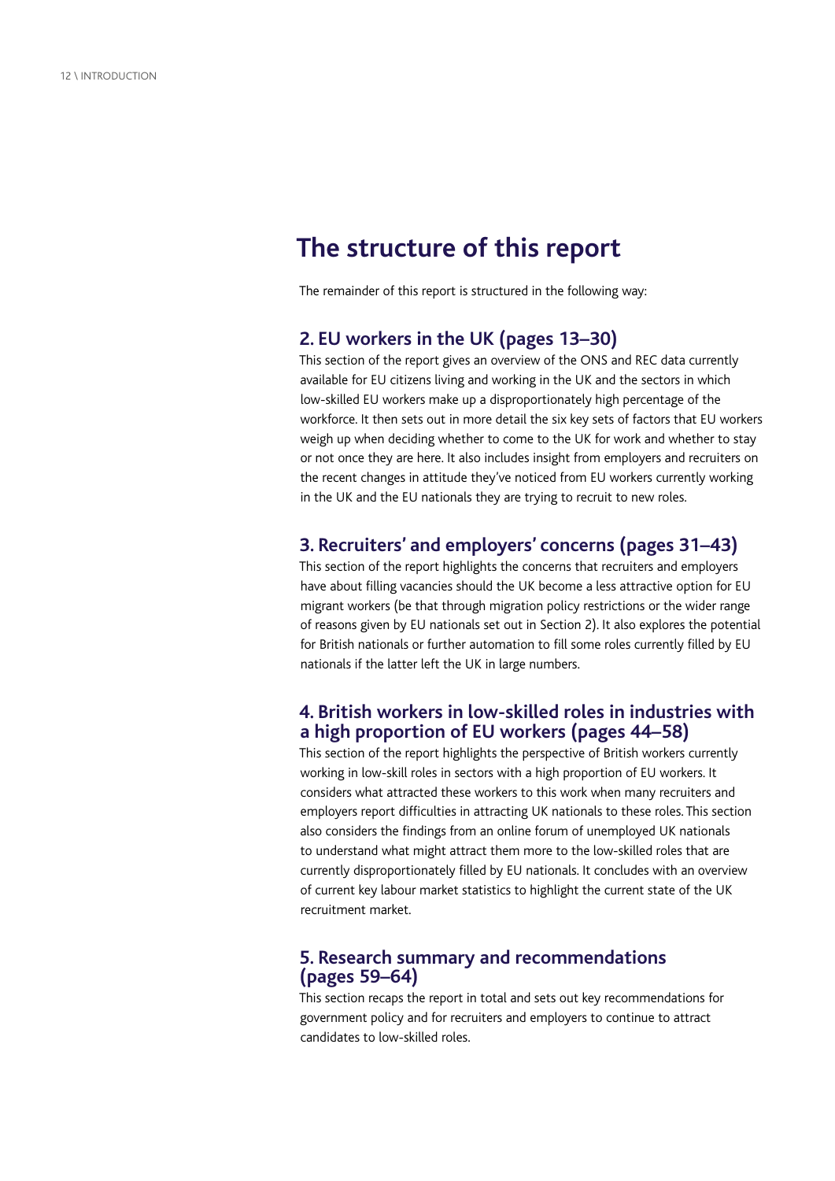# The structure of this report

The remainder of this report is structured in the following way:

## 2. EU workers in the UK (pages 13–30)

This section of the report gives an overview of the ONS and REC data currently available for EU citizens living and working in the UK and the sectors in which low-skilled EU workers make up a disproportionately high percentage of the workforce. It then sets out in more detail the six key sets of factors that EU workers weigh up when deciding whether to come to the UK for work and whether to stay or not once they are here. It also includes insight from employers and recruiters on the recent changes in attitude they've noticed from EU workers currently working in the UK and the EU nationals they are trying to recruit to new roles.

## 3. Recruiters' and employers' concerns (pages 31–43)

This section of the report highlights the concerns that recruiters and employers have about filling vacancies should the UK become a less attractive option for EU migrant workers (be that through migration policy restrictions or the wider range of reasons given by EU nationals set out in Section 2). It also explores the potential for British nationals or further automation to fill some roles currently filled by EU nationals if the latter left the UK in large numbers.

## 4. British workers in low-skilled roles in industries with a high proportion of EU workers (pages 44–58)

This section of the report highlights the perspective of British workers currently working in low-skill roles in sectors with a high proportion of EU workers. It considers what attracted these workers to this work when many recruiters and employers report difficulties in attracting UK nationals to these roles. This section also considers the findings from an online forum of unemployed UK nationals to understand what might attract them more to the low-skilled roles that are currently disproportionately filled by EU nationals. It concludes with an overview of current key labour market statistics to highlight the current state of the UK recruitment market.

## 5. Research summary and recommendations (pages 59–64)

This section recaps the report in total and sets out key recommendations for government policy and for recruiters and employers to continue to attract candidates to low-skilled roles.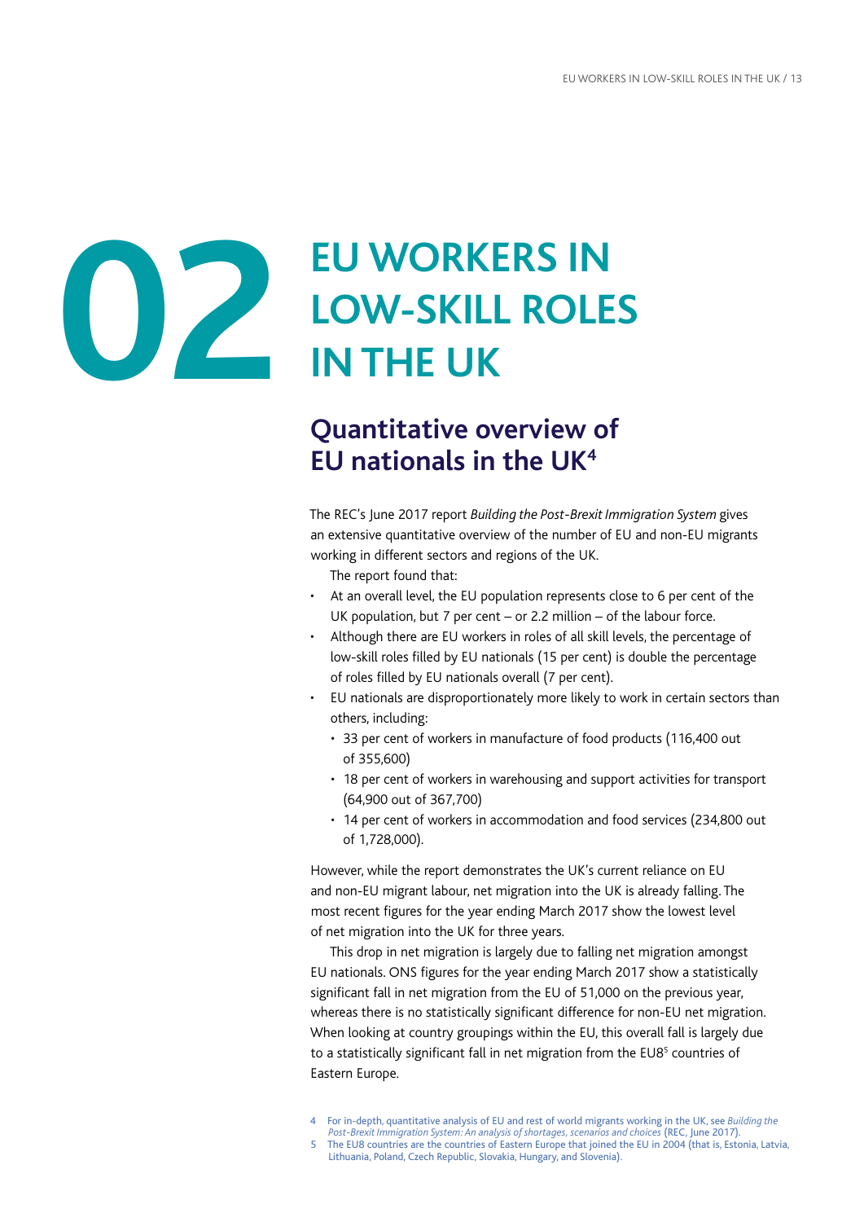# 02 EU WORKERS IN LOW-SKILL ROLES IN THE UK

## Quantitative overview of EU nationals in the UK[4]

The REC's June 2017 report *Building the Post-Brexit Immigration System* gives an extensive quantitative overview of the number of EU and non-EU migrants working in different sectors and regions of the UK.

The report found that:

- At an overall level, the EU population represents close to 6 per cent of the UK population, but 7 per cent – or 2.2 million – of the labour force.
- Although there are EU workers in roles of all skill levels, the percentage of low-skill roles filled by EU nationals (15 per cent) is double the percentage of roles filled by EU nationals overall (7 per cent).
- EU nationals are disproportionately more likely to work in certain sectors than others, including:
    - 33 per cent of workers in manufacture of food products (116,400 out of 355,600)
    - 18 per cent of workers in warehousing and support activities for transport (64,900 out of 367,700)
    - 14 per cent of workers in accommodation and food services (234,800 out of 1,728,000).

However, while the report demonstrates the UK's current reliance on EU and non-EU migrant labour, net migration into the UK is already falling. The most recent figures for the year ending March 2017 show the lowest level of net migration into the UK for three years.

This drop in net migration is largely due to falling net migration amongst EU nationals. ONS figures for the year ending March 2017 show a statistically significant fall in net migration from the EU of 51,000 on the previous year, whereas there is no statistically significant difference for non-EU net migration. When looking at country groupings within the EU, this overall fall is largely due to a statistically significant fall in net migration from the EU8[5] countries of Eastern Europe.

4 For in-depth, quantitative analysis of EU and rest of world migrants working in the UK, see *Building the Post-Brexit Immigration System: An analysis of shortages, scenarios and choices* (REC, June 2017).

5 The EU8 countries are the countries of Eastern Europe that joined the EU in 2004 (that is, Estonia, Latvia, Lithuania, Poland, Czech Republic, Slovakia, Hungary, and Slovenia).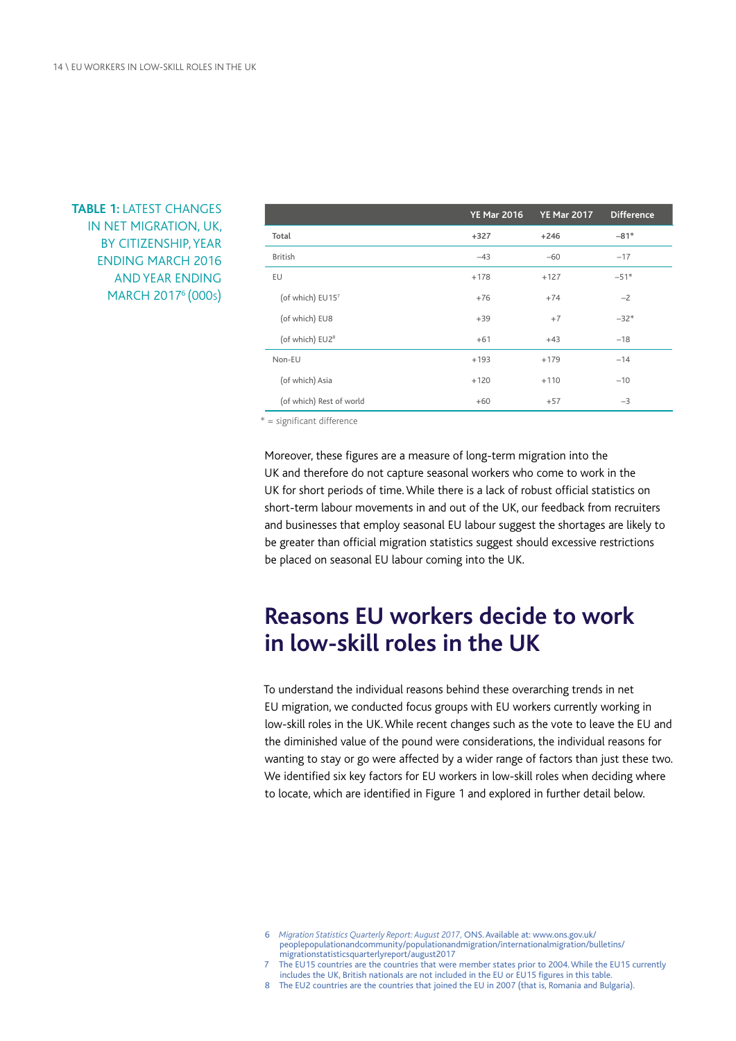**TABLE 1:** LATEST CHANGES IN NET MIGRATION, UK, BY CITIZENSHIP, YEAR ENDING MARCH 2016 AND YEAR ENDING MARCH 2017[6] (000s)

| | YE Mar 2016 | YE Mar 2017 | Difference |
|---|---|---|---|
| **Total** | **+327** | **+246** | **–81*** |
| British | –43 | –60 | –17 |
| EU | +178 | +127 | –51* |
| (of which) EU15[7] | +76 | +74 | –2 |
| (of which) EU8 | +39 | +7 | –32* |
| (of which) EU2[8] | +61 | +43 | –18 |
| Non-EU | +193 | +179 | –14 |
| (of which) Asia | +120 | +110 | –10 |
| (of which) Rest of world | +60 | +57 | –3 |

* = significant difference

Moreover, these figures are a measure of long-term migration into the UK and therefore do not capture seasonal workers who come to work in the UK for short periods of time. While there is a lack of robust official statistics on short-term labour movements in and out of the UK, our feedback from recruiters and businesses that employ seasonal EU labour suggest the shortages are likely to be greater than official migration statistics suggest should excessive restrictions be placed on seasonal EU labour coming into the UK.

## Reasons EU workers decide to work in low-skill roles in the UK

To understand the individual reasons behind these overarching trends in net EU migration, we conducted focus groups with EU workers currently working in low-skill roles in the UK. While recent changes such as the vote to leave the EU and the diminished value of the pound were considerations, the individual reasons for wanting to stay or go were affected by a wider range of factors than just these two. We identified six key factors for EU workers in low-skill roles when deciding where to locate, which are identified in Figure 1 and explored in further detail below.

6 *Migration Statistics Quarterly Report: August 2017*, ONS. Available at: www.ons.gov.uk/peoplepopulationandcommunity/populationandmigration/internationalmigration/bulletins/migrationstatisticsquarterlyreport/august2017

7 The EU15 countries are the countries that were member states prior to 2004. While the EU15 currently includes the UK, British nationals are not included in the EU or EU15 figures in this table.

8 The EU2 countries are the countries that joined the EU in 2007 (that is, Romania and Bulgaria).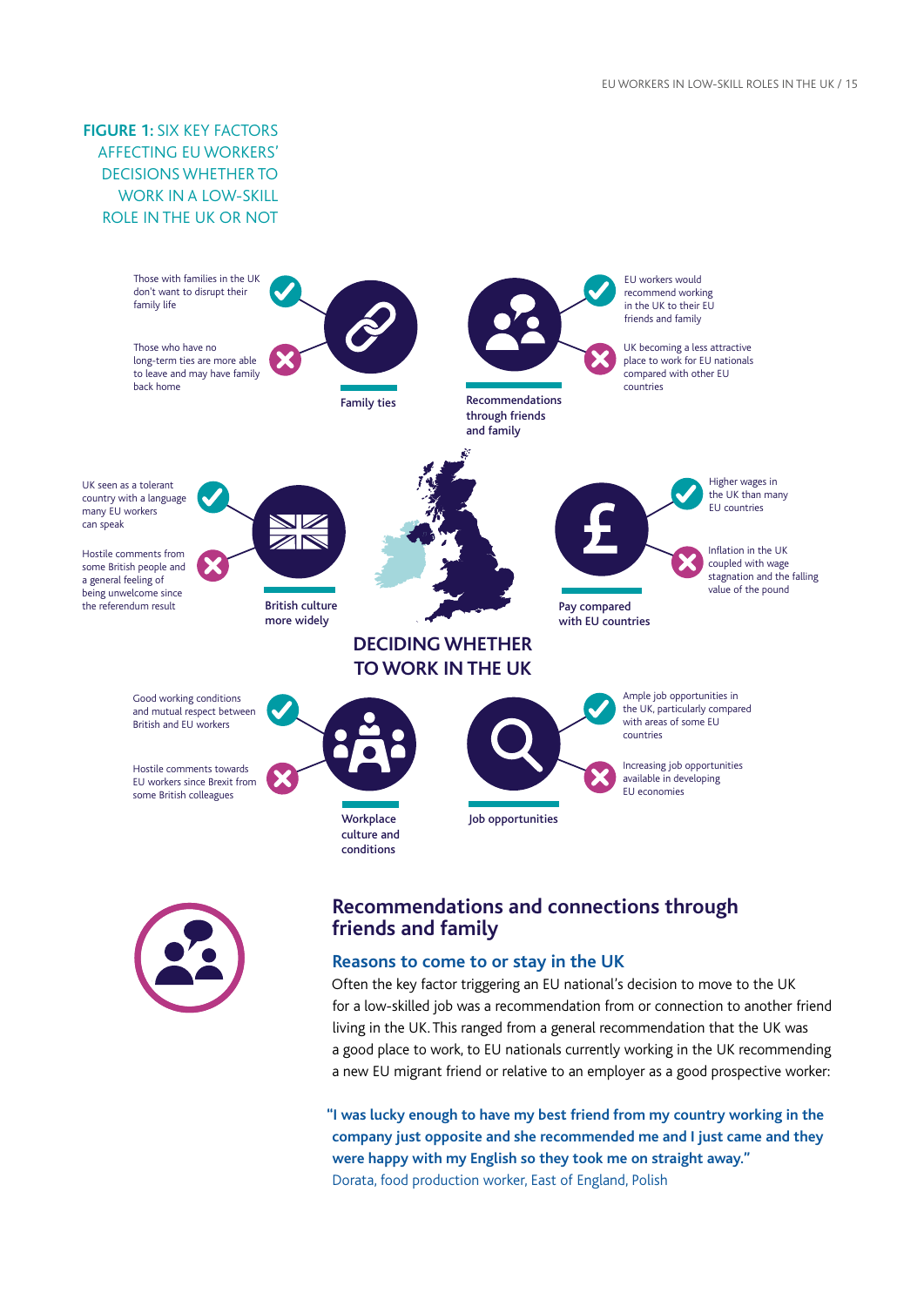**FIGURE 1:** SIX KEY FACTORS AFFECTING EU WORKERS' DECISIONS WHETHER TO WORK IN A LOW-SKILL ROLE IN THE UK OR NOT

**DECIDING WHETHER TO WORK IN THE UK**

**Family ties**
- ✓ Those with families in the UK don't want to disrupt their family life
- ✗ Those who have no long-term ties are more able to leave and may have family back home

**Recommendations through friends and family**
- ✓ EU workers would recommend working in the UK to their EU friends and family
- ✗ UK becoming a less attractive place to work for EU nationals compared with other EU countries

**British culture more widely**
- ✓ UK seen as a tolerant country with a language many EU workers can speak
- ✗ Hostile comments from some British people and a general feeling of being unwelcome since the referendum result

**Pay compared with EU countries**
- ✓ Higher wages in the UK than many EU countries
- ✗ Inflation in the UK coupled with wage stagnation and the falling value of the pound

**Workplace culture and conditions**
- ✓ Good working conditions and mutual respect between British and EU workers
- ✗ Hostile comments towards EU workers since Brexit from some British colleagues

**Job opportunities**
- ✓ Ample job opportunities in the UK, particularly compared with areas of some EU countries
- ✗ Increasing job opportunities available in developing EU economies

## Recommendations and connections through friends and family

### Reasons to come to or stay in the UK

Often the key factor triggering an EU national's decision to move to the UK for a low-skilled job was a recommendation from or connection to another friend living in the UK. This ranged from a general recommendation that the UK was a good place to work, to EU nationals currently working in the UK recommending a new EU migrant friend or relative to an employer as a good prospective worker:

> **"I was lucky enough to have my best friend from my country working in the company just opposite and she recommended me and I just came and they were happy with my English so they took me on straight away."**
> Dorata, food production worker, East of England, Polish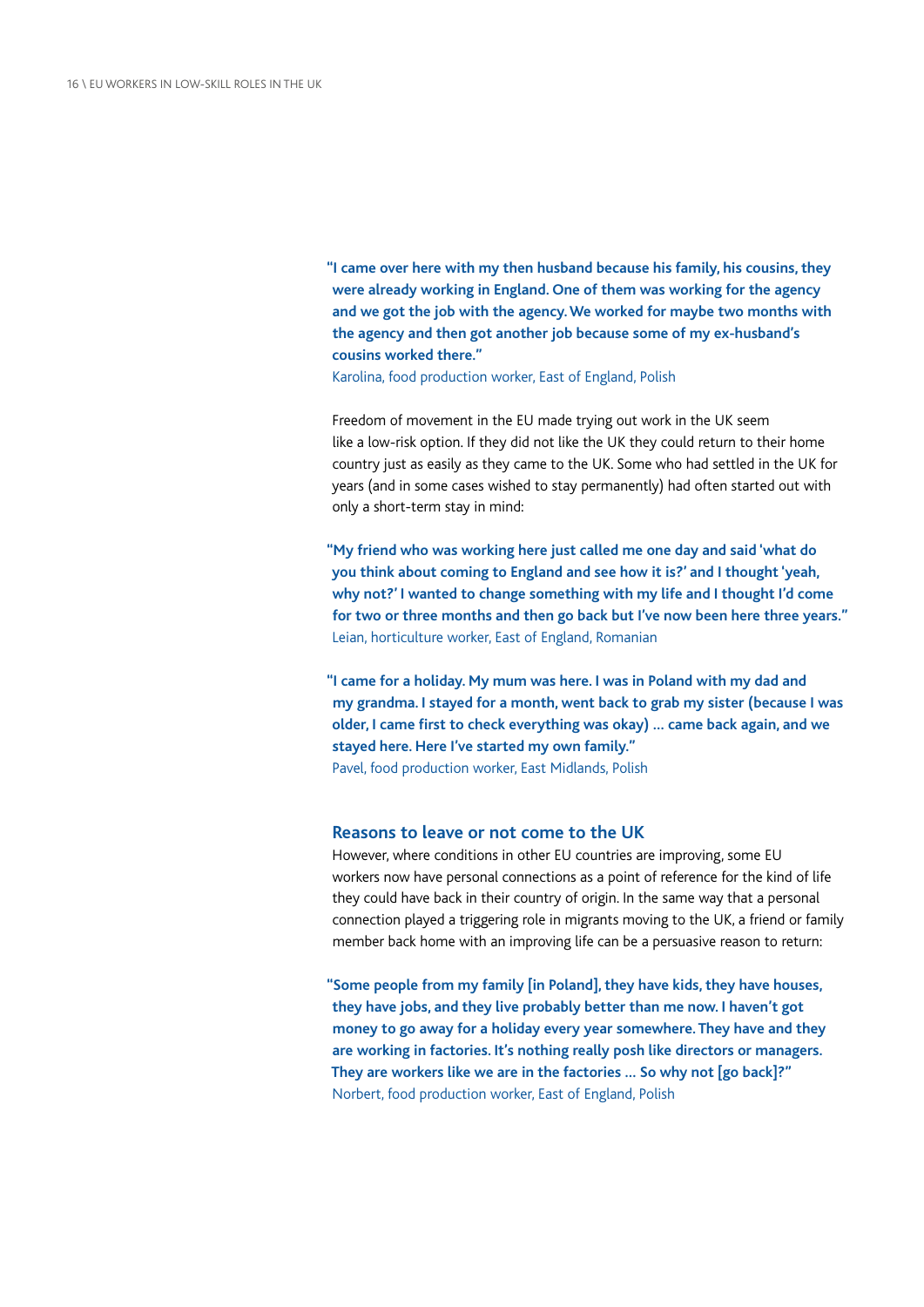**"I came over here with my then husband because his family, his cousins, they were already working in England. One of them was working for the agency and we got the job with the agency. We worked for maybe two months with the agency and then got another job because some of my ex-husband's cousins worked there."**

Karolina, food production worker, East of England, Polish

Freedom of movement in the EU made trying out work in the UK seem like a low-risk option. If they did not like the UK they could return to their home country just as easily as they came to the UK. Some who had settled in the UK for years (and in some cases wished to stay permanently) had often started out with only a short-term stay in mind:

**"My friend who was working here just called me one day and said 'what do you think about coming to England and see how it is?' and I thought 'yeah, why not?' I wanted to change something with my life and I thought I'd come for two or three months and then go back but I've now been here three years."**

Leian, horticulture worker, East of England, Romanian

**"I came for a holiday. My mum was here. I was in Poland with my dad and my grandma. I stayed for a month, went back to grab my sister (because I was older, I came first to check everything was okay) … came back again, and we stayed here. Here I've started my own family."**

Pavel, food production worker, East Midlands, Polish

### Reasons to leave or not come to the UK

However, where conditions in other EU countries are improving, some EU workers now have personal connections as a point of reference for the kind of life they could have back in their country of origin. In the same way that a personal connection played a triggering role in migrants moving to the UK, a friend or family member back home with an improving life can be a persuasive reason to return:

**"Some people from my family [in Poland], they have kids, they have houses, they have jobs, and they live probably better than me now. I haven't got money to go away for a holiday every year somewhere. They have and they are working in factories. It's nothing really posh like directors or managers. They are workers like we are in the factories … So why not [go back]?"**

Norbert, food production worker, East of England, Polish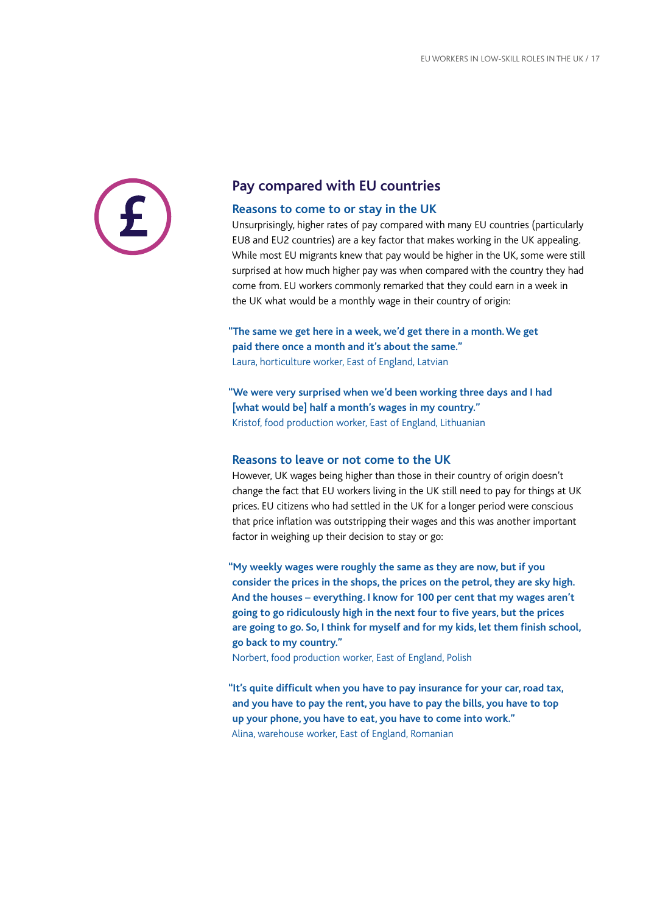## Pay compared with EU countries

### Reasons to come to or stay in the UK

Unsurprisingly, higher rates of pay compared with many EU countries (particularly EU8 and EU2 countries) are a key factor that makes working in the UK appealing. While most EU migrants knew that pay would be higher in the UK, some were still surprised at how much higher pay was when compared with the country they had come from. EU workers commonly remarked that they could earn in a week in the UK what would be a monthly wage in their country of origin:

**"The same we get here in a week, we'd get there in a month. We get paid there once a month and it's about the same."**
Laura, horticulture worker, East of England, Latvian

**"We were very surprised when we'd been working three days and I had [what would be] half a month's wages in my country."**
Kristof, food production worker, East of England, Lithuanian

### Reasons to leave or not come to the UK

However, UK wages being higher than those in their country of origin doesn't change the fact that EU workers living in the UK still need to pay for things at UK prices. EU citizens who had settled in the UK for a longer period were conscious that price inflation was outstripping their wages and this was another important factor in weighing up their decision to stay or go:

**"My weekly wages were roughly the same as they are now, but if you consider the prices in the shops, the prices on the petrol, they are sky high. And the houses – everything. I know for 100 per cent that my wages aren't going to go ridiculously high in the next four to five years, but the prices are going to go. So, I think for myself and for my kids, let them finish school, go back to my country."**
Norbert, food production worker, East of England, Polish

**"It's quite difficult when you have to pay insurance for your car, road tax, and you have to pay the rent, you have to pay the bills, you have to top up your phone, you have to eat, you have to come into work."**
Alina, warehouse worker, East of England, Romanian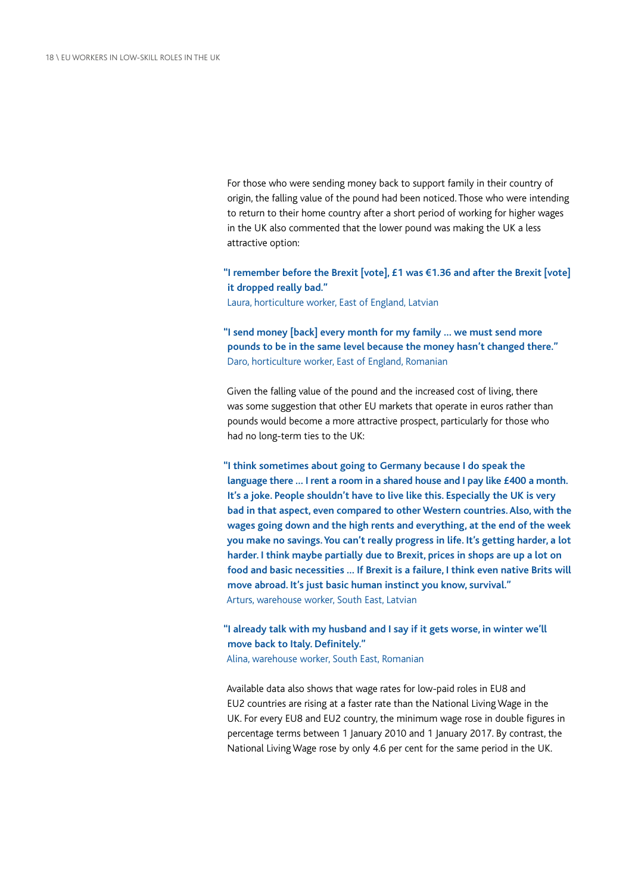For those who were sending money back to support family in their country of origin, the falling value of the pound had been noticed. Those who were intending to return to their home country after a short period of working for higher wages in the UK also commented that the lower pound was making the UK a less attractive option:

**"I remember before the Brexit [vote], £1 was €1.36 and after the Brexit [vote] it dropped really bad."**
Laura, horticulture worker, East of England, Latvian

**"I send money [back] every month for my family … we must send more pounds to be in the same level because the money hasn't changed there."**
Daro, horticulture worker, East of England, Romanian

Given the falling value of the pound and the increased cost of living, there was some suggestion that other EU markets that operate in euros rather than pounds would become a more attractive prospect, particularly for those who had no long-term ties to the UK:

**"I think sometimes about going to Germany because I do speak the language there … I rent a room in a shared house and I pay like £400 a month. It's a joke. People shouldn't have to live like this. Especially the UK is very bad in that aspect, even compared to other Western countries. Also, with the wages going down and the high rents and everything, at the end of the week you make no savings. You can't really progress in life. It's getting harder, a lot harder. I think maybe partially due to Brexit, prices in shops are up a lot on food and basic necessities … If Brexit is a failure, I think even native Brits will move abroad. It's just basic human instinct you know, survival."**
Arturs, warehouse worker, South East, Latvian

**"I already talk with my husband and I say if it gets worse, in winter we'll move back to Italy. Definitely."**
Alina, warehouse worker, South East, Romanian

Available data also shows that wage rates for low-paid roles in EU8 and EU2 countries are rising at a faster rate than the National Living Wage in the UK. For every EU8 and EU2 country, the minimum wage rose in double figures in percentage terms between 1 January 2010 and 1 January 2017. By contrast, the National Living Wage rose by only 4.6 per cent for the same period in the UK.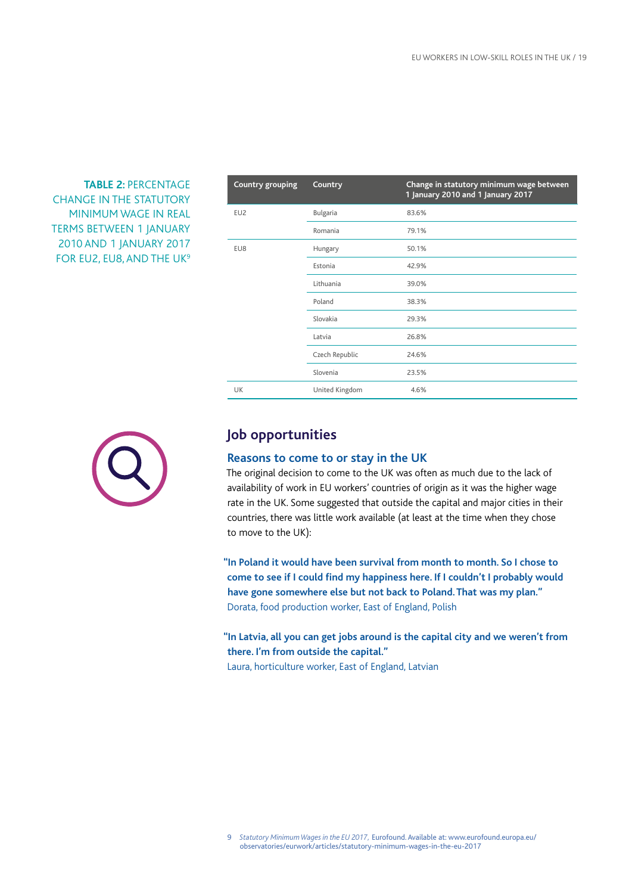**TABLE 2:** PERCENTAGE CHANGE IN THE STATUTORY MINIMUM WAGE IN REAL TERMS BETWEEN 1 JANUARY 2010 AND 1 JANUARY 2017 FOR EU2, EU8, AND THE UK[9]

| Country grouping | Country | Change in statutory minimum wage between 1 January 2010 and 1 January 2017 |
|---|---|---|
| EU2 | Bulgaria | 83.6% |
| | Romania | 79.1% |
| EU8 | Hungary | 50.1% |
| | Estonia | 42.9% |
| | Lithuania | 39.0% |
| | Poland | 38.3% |
| | Slovakia | 29.3% |
| | Latvia | 26.8% |
| | Czech Republic | 24.6% |
| | Slovenia | 23.5% |
| UK | United Kingdom | 4.6% |

## Job opportunities

### Reasons to come to or stay in the UK

The original decision to come to the UK was often as much due to the lack of availability of work in EU workers' countries of origin as it was the higher wage rate in the UK. Some suggested that outside the capital and major cities in their countries, there was little work available (at least at the time when they chose to move to the UK):

> **"In Poland it would have been survival from month to month. So I chose to come to see if I could find my happiness here. If I couldn't I probably would have gone somewhere else but not back to Poland. That was my plan."**
> Dorata, food production worker, East of England, Polish

> **"In Latvia, all you can get jobs around is the capital city and we weren't from there. I'm from outside the capital."**
> Laura, horticulture worker, East of England, Latvian

9 *Statutory Minimum Wages in the EU 2017*, Eurofound. Available at: www.eurofound.europa.eu/observatories/eurwork/articles/statutory-minimum-wages-in-the-eu-2017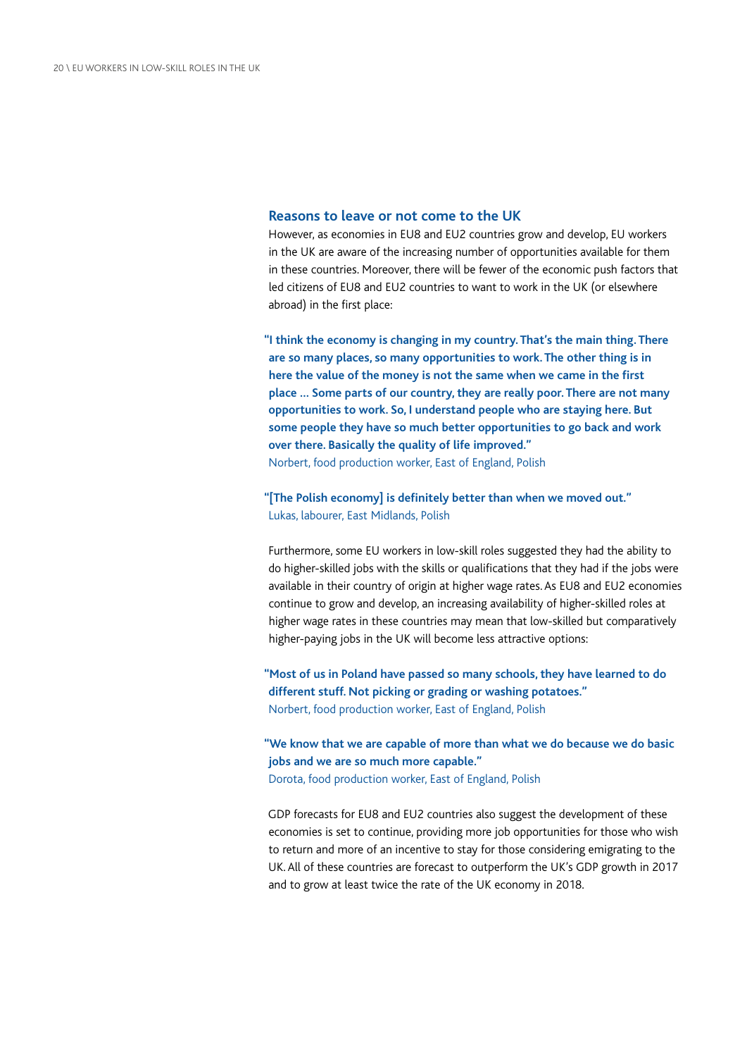## Reasons to leave or not come to the UK

However, as economies in EU8 and EU2 countries grow and develop, EU workers in the UK are aware of the increasing number of opportunities available for them in these countries. Moreover, there will be fewer of the economic push factors that led citizens of EU8 and EU2 countries to want to work in the UK (or elsewhere abroad) in the first place:

**"I think the economy is changing in my country. That's the main thing. There are so many places, so many opportunities to work. The other thing is in here the value of the money is not the same when we came in the first place … Some parts of our country, they are really poor. There are not many opportunities to work. So, I understand people who are staying here. But some people they have so much better opportunities to go back and work over there. Basically the quality of life improved."**
Norbert, food production worker, East of England, Polish

**"[The Polish economy] is definitely better than when we moved out."**
Lukas, labourer, East Midlands, Polish

Furthermore, some EU workers in low-skill roles suggested they had the ability to do higher-skilled jobs with the skills or qualifications that they had if the jobs were available in their country of origin at higher wage rates. As EU8 and EU2 economies continue to grow and develop, an increasing availability of higher-skilled roles at higher wage rates in these countries may mean that low-skilled but comparatively higher-paying jobs in the UK will become less attractive options:

**"Most of us in Poland have passed so many schools, they have learned to do different stuff. Not picking or grading or washing potatoes."**
Norbert, food production worker, East of England, Polish

**"We know that we are capable of more than what we do because we do basic jobs and we are so much more capable."**
Dorota, food production worker, East of England, Polish

GDP forecasts for EU8 and EU2 countries also suggest the development of these economies is set to continue, providing more job opportunities for those who wish to return and more of an incentive to stay for those considering emigrating to the UK. All of these countries are forecast to outperform the UK's GDP growth in 2017 and to grow at least twice the rate of the UK economy in 2018.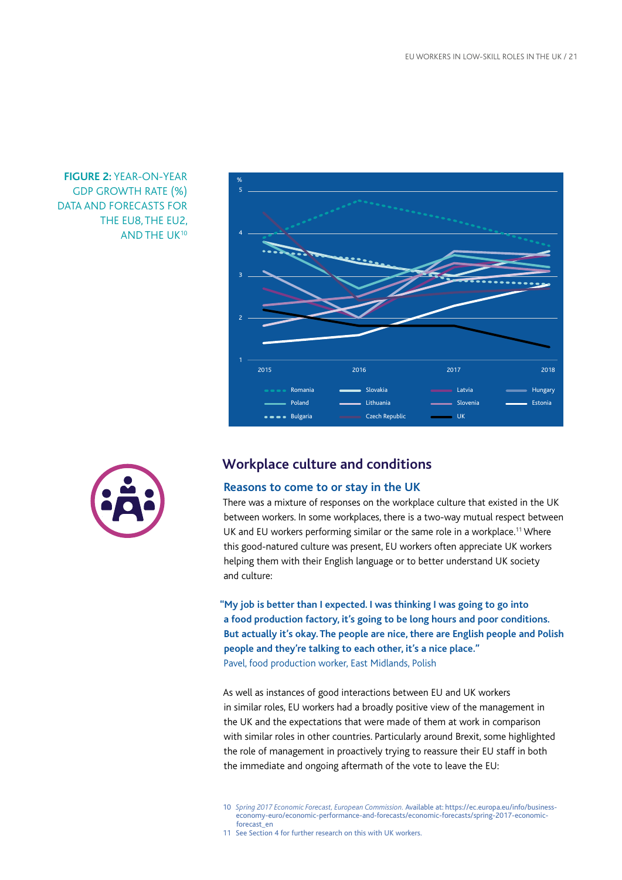**FIGURE 2:** YEAR-ON-YEAR GDP GROWTH RATE (%) DATA AND FORECASTS FOR THE EU8, THE EU2, AND THE UK[10]

## Workplace culture and conditions

### Reasons to come to or stay in the UK

There was a mixture of responses on the workplace culture that existed in the UK between workers. In some workplaces, there is a two-way mutual respect between UK and EU workers performing similar or the same role in a workplace.[11] Where this good-natured culture was present, EU workers often appreciate UK workers helping them with their English language or to better understand UK society and culture:

> **"My job is better than I expected. I was thinking I was going to go into a food production factory, it's going to be long hours and poor conditions. But actually it's okay. The people are nice, there are English people and Polish people and they're talking to each other, it's a nice place."**
> Pavel, food production worker, East Midlands, Polish

As well as instances of good interactions between EU and UK workers in similar roles, EU workers had a broadly positive view of the management in the UK and the expectations that were made of them at work in comparison with similar roles in other countries. Particularly around Brexit, some highlighted the role of management in proactively trying to reassure their EU staff in both the immediate and ongoing aftermath of the vote to leave the EU:

---

10 *Spring 2017 Economic Forecast, European Commission.* Available at: https://ec.europa.eu/info/business-economy-euro/economic-performance-and-forecasts/economic-forecasts/spring-2017-economic-forecast_en

11 See Section 4 for further research on this with UK workers.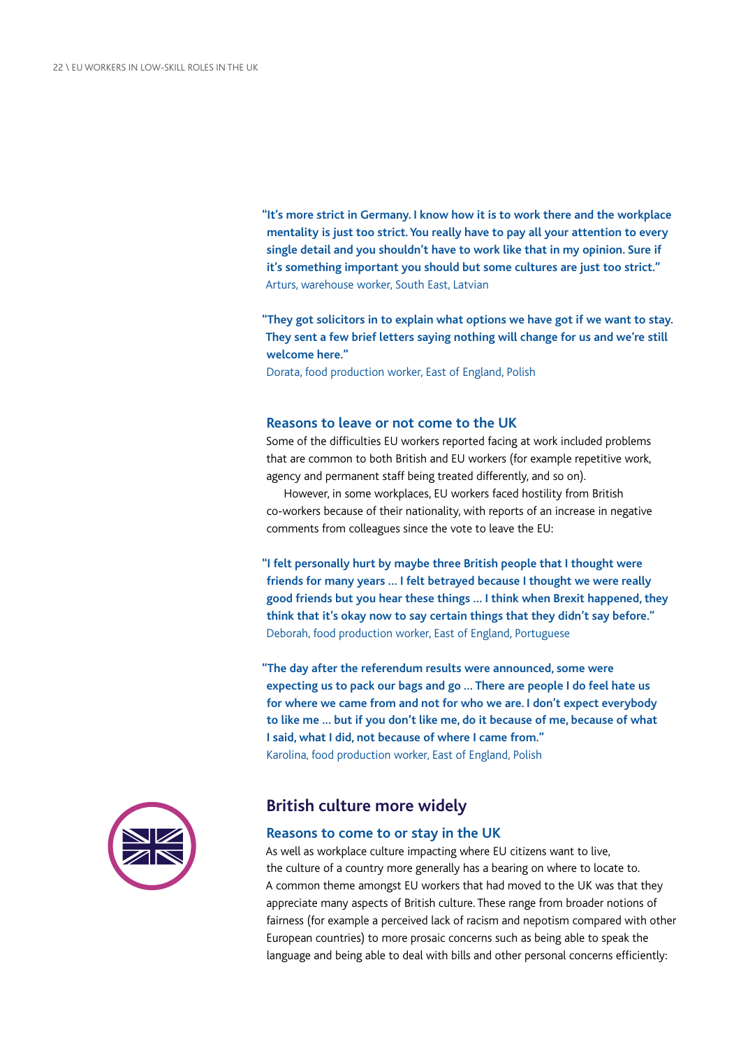**"It's more strict in Germany. I know how it is to work there and the workplace mentality is just too strict. You really have to pay all your attention to every single detail and you shouldn't have to work like that in my opinion. Sure if it's something important you should but some cultures are just too strict."**
Arturs, warehouse worker, South East, Latvian

**"They got solicitors in to explain what options we have got if we want to stay. They sent a few brief letters saying nothing will change for us and we're still welcome here."**
Dorata, food production worker, East of England, Polish

### Reasons to leave or not come to the UK

Some of the difficulties EU workers reported facing at work included problems that are common to both British and EU workers (for example repetitive work, agency and permanent staff being treated differently, and so on).

However, in some workplaces, EU workers faced hostility from British co-workers because of their nationality, with reports of an increase in negative comments from colleagues since the vote to leave the EU:

**"I felt personally hurt by maybe three British people that I thought were friends for many years … I felt betrayed because I thought we were really good friends but you hear these things … I think when Brexit happened, they think that it's okay now to say certain things that they didn't say before."**
Deborah, food production worker, East of England, Portuguese

**"The day after the referendum results were announced, some were expecting us to pack our bags and go … There are people I do feel hate us for where we came from and not for who we are. I don't expect everybody to like me … but if you don't like me, do it because of me, because of what I said, what I did, not because of where I came from."**
Karolina, food production worker, East of England, Polish

## British culture more widely

### Reasons to come to or stay in the UK

As well as workplace culture impacting where EU citizens want to live, the culture of a country more generally has a bearing on where to locate to. A common theme amongst EU workers that had moved to the UK was that they appreciate many aspects of British culture. These range from broader notions of fairness (for example a perceived lack of racism and nepotism compared with other European countries) to more prosaic concerns such as being able to speak the language and being able to deal with bills and other personal concerns efficiently: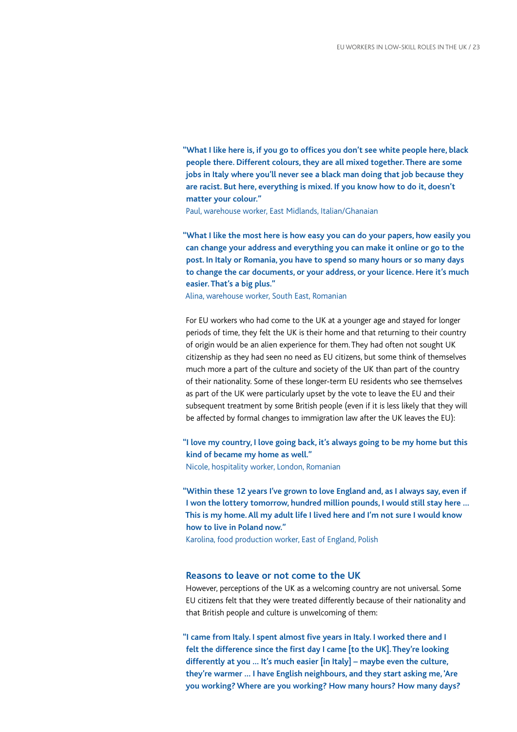**"What I like here is, if you go to offices you don't see white people here, black people there. Different colours, they are all mixed together. There are some jobs in Italy where you'll never see a black man doing that job because they are racist. But here, everything is mixed. If you know how to do it, doesn't matter your colour."**

Paul, warehouse worker, East Midlands, Italian/Ghanaian

**"What I like the most here is how easy you can do your papers, how easily you can change your address and everything you can make it online or go to the post. In Italy or Romania, you have to spend so many hours or so many days to change the car documents, or your address, or your licence. Here it's much easier. That's a big plus."**

Alina, warehouse worker, South East, Romanian

For EU workers who had come to the UK at a younger age and stayed for longer periods of time, they felt the UK is their home and that returning to their country of origin would be an alien experience for them. They had often not sought UK citizenship as they had seen no need as EU citizens, but some think of themselves much more a part of the culture and society of the UK than part of the country of their nationality. Some of these longer-term EU residents who see themselves as part of the UK were particularly upset by the vote to leave the EU and their subsequent treatment by some British people (even if it is less likely that they will be affected by formal changes to immigration law after the UK leaves the EU):

**"I love my country, I love going back, it's always going to be my home but this kind of became my home as well."**

Nicole, hospitality worker, London, Romanian

**"Within these 12 years I've grown to love England and, as I always say, even if I won the lottery tomorrow, hundred million pounds, I would still stay here … This is my home. All my adult life I lived here and I'm not sure I would know how to live in Poland now."**

Karolina, food production worker, East of England, Polish

## Reasons to leave or not come to the UK

However, perceptions of the UK as a welcoming country are not universal. Some EU citizens felt that they were treated differently because of their nationality and that British people and culture is unwelcoming of them:

**"I came from Italy. I spent almost five years in Italy. I worked there and I felt the difference since the first day I came [to the UK]. They're looking differently at you … It's much easier [in Italy] – maybe even the culture, they're warmer … I have English neighbours, and they start asking me, 'Are you working? Where are you working? How many hours? How many days?**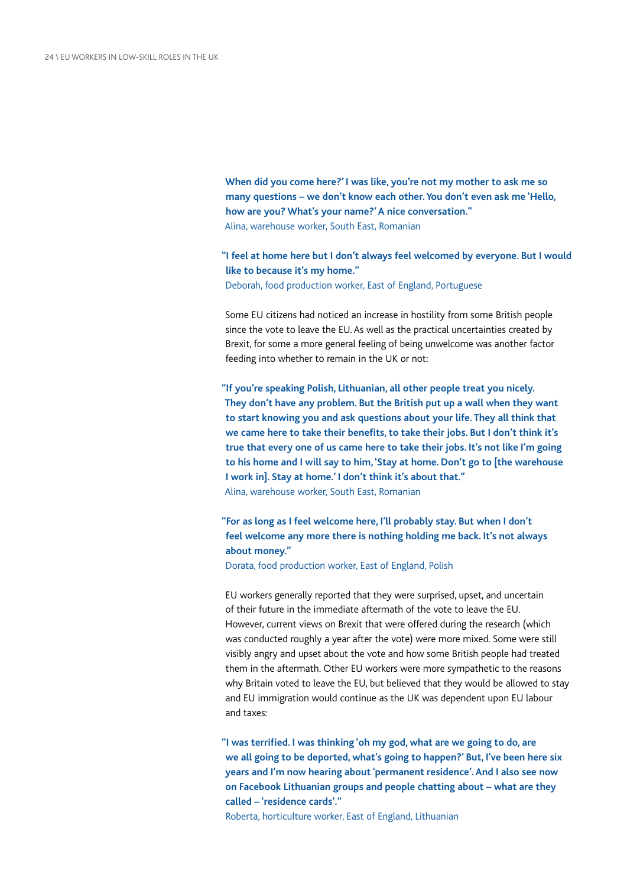**When did you come here?' I was like, you're not my mother to ask me so many questions – we don't know each other. You don't even ask me 'Hello, how are you? What's your name?' A nice conversation."**
Alina, warehouse worker, South East, Romanian

**"I feel at home here but I don't always feel welcomed by everyone. But I would like to because it's my home."**
Deborah, food production worker, East of England, Portuguese

Some EU citizens had noticed an increase in hostility from some British people since the vote to leave the EU. As well as the practical uncertainties created by Brexit, for some a more general feeling of being unwelcome was another factor feeding into whether to remain in the UK or not:

**"If you're speaking Polish, Lithuanian, all other people treat you nicely. They don't have any problem. But the British put up a wall when they want to start knowing you and ask questions about your life. They all think that we came here to take their benefits, to take their jobs. But I don't think it's true that every one of us came here to take their jobs. It's not like I'm going to his home and I will say to him, 'Stay at home. Don't go to [the warehouse I work in]. Stay at home.' I don't think it's about that."**
Alina, warehouse worker, South East, Romanian

**"For as long as I feel welcome here, I'll probably stay. But when I don't feel welcome any more there is nothing holding me back. It's not always about money."**
Dorata, food production worker, East of England, Polish

EU workers generally reported that they were surprised, upset, and uncertain of their future in the immediate aftermath of the vote to leave the EU. However, current views on Brexit that were offered during the research (which was conducted roughly a year after the vote) were more mixed. Some were still visibly angry and upset about the vote and how some British people had treated them in the aftermath. Other EU workers were more sympathetic to the reasons why Britain voted to leave the EU, but believed that they would be allowed to stay and EU immigration would continue as the UK was dependent upon EU labour and taxes:

**"I was terrified. I was thinking 'oh my god, what are we going to do, are we all going to be deported, what's going to happen?' But, I've been here six years and I'm now hearing about 'permanent residence'. And I also see now on Facebook Lithuanian groups and people chatting about – what are they called – 'residence cards'."**
Roberta, horticulture worker, East of England, Lithuanian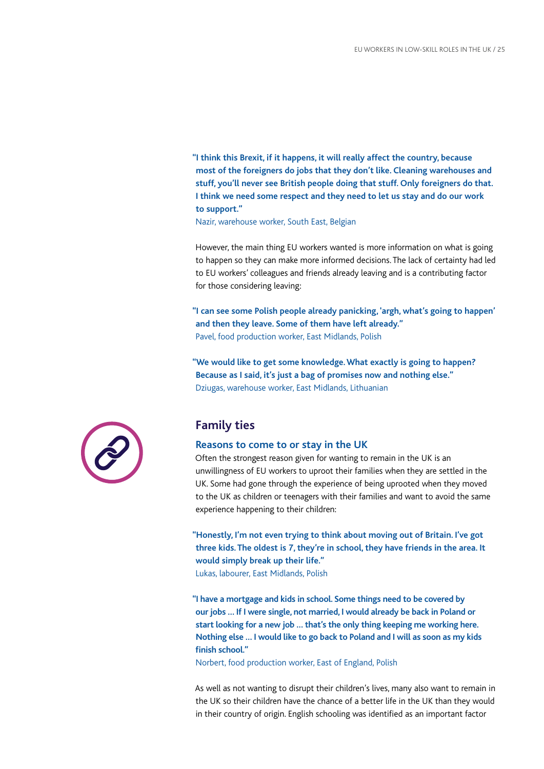**"I think this Brexit, if it happens, it will really affect the country, because most of the foreigners do jobs that they don't like. Cleaning warehouses and stuff, you'll never see British people doing that stuff. Only foreigners do that. I think we need some respect and they need to let us stay and do our work to support."**
Nazir, warehouse worker, South East, Belgian

However, the main thing EU workers wanted is more information on what is going to happen so they can make more informed decisions. The lack of certainty had led to EU workers' colleagues and friends already leaving and is a contributing factor for those considering leaving:

**"I can see some Polish people already panicking, 'argh, what's going to happen' and then they leave. Some of them have left already."**
Pavel, food production worker, East Midlands, Polish

**"We would like to get some knowledge. What exactly is going to happen? Because as I said, it's just a bag of promises now and nothing else."**
Dziugas, warehouse worker, East Midlands, Lithuanian

## Family ties

### Reasons to come to or stay in the UK

Often the strongest reason given for wanting to remain in the UK is an unwillingness of EU workers to uproot their families when they are settled in the UK. Some had gone through the experience of being uprooted when they moved to the UK as children or teenagers with their families and want to avoid the same experience happening to their children:

**"Honestly, I'm not even trying to think about moving out of Britain. I've got three kids. The oldest is 7, they're in school, they have friends in the area. It would simply break up their life."**
Lukas, labourer, East Midlands, Polish

**"I have a mortgage and kids in school. Some things need to be covered by our jobs … If I were single, not married, I would already be back in Poland or start looking for a new job … that's the only thing keeping me working here. Nothing else … I would like to go back to Poland and I will as soon as my kids finish school."**
Norbert, food production worker, East of England, Polish

As well as not wanting to disrupt their children's lives, many also want to remain in the UK so their children have the chance of a better life in the UK than they would in their country of origin. English schooling was identified as an important factor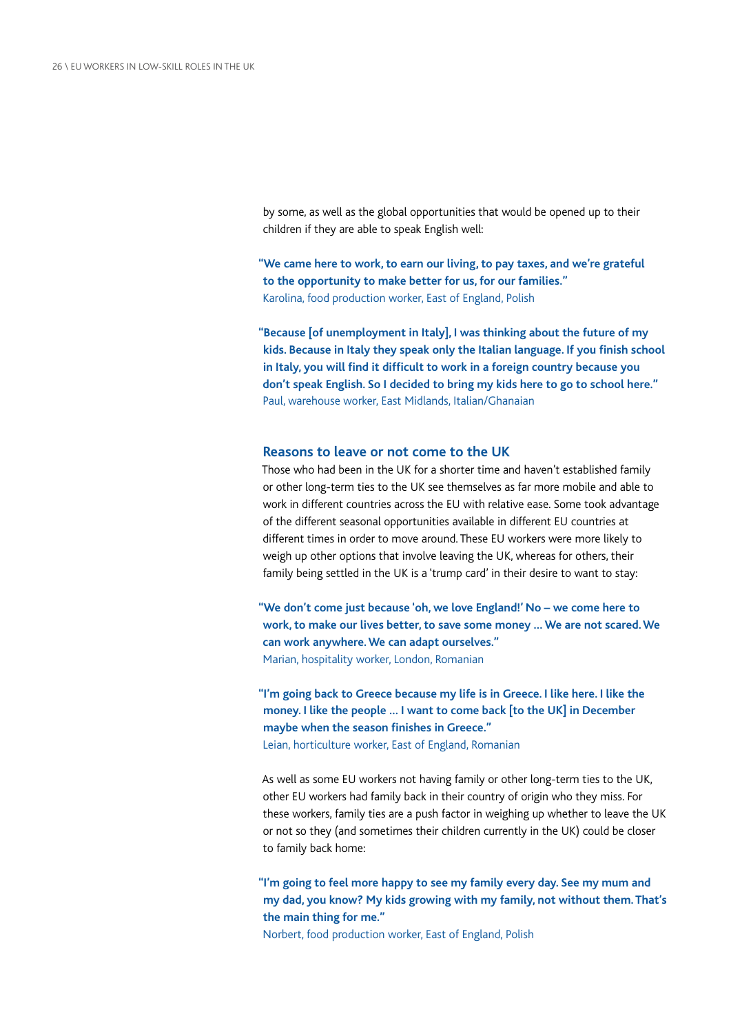by some, as well as the global opportunities that would be opened up to their children if they are able to speak English well:

> **"We came here to work, to earn our living, to pay taxes, and we're grateful to the opportunity to make better for us, for our families."**
> Karolina, food production worker, East of England, Polish

> **"Because [of unemployment in Italy], I was thinking about the future of my kids. Because in Italy they speak only the Italian language. If you finish school in Italy, you will find it difficult to work in a foreign country because you don't speak English. So I decided to bring my kids here to go to school here."**
> Paul, warehouse worker, East Midlands, Italian/Ghanaian

### Reasons to leave or not come to the UK

Those who had been in the UK for a shorter time and haven't established family or other long-term ties to the UK see themselves as far more mobile and able to work in different countries across the EU with relative ease. Some took advantage of the different seasonal opportunities available in different EU countries at different times in order to move around. These EU workers were more likely to weigh up other options that involve leaving the UK, whereas for others, their family being settled in the UK is a 'trump card' in their desire to want to stay:

> **"We don't come just because 'oh, we love England!' No – we come here to work, to make our lives better, to save some money … We are not scared. We can work anywhere. We can adapt ourselves."**
> Marian, hospitality worker, London, Romanian

> **"I'm going back to Greece because my life is in Greece. I like here. I like the money. I like the people … I want to come back [to the UK] in December maybe when the season finishes in Greece."**
> Leian, horticulture worker, East of England, Romanian

As well as some EU workers not having family or other long-term ties to the UK, other EU workers had family back in their country of origin who they miss. For these workers, family ties are a push factor in weighing up whether to leave the UK or not so they (and sometimes their children currently in the UK) could be closer to family back home:

> **"I'm going to feel more happy to see my family every day. See my mum and my dad, you know? My kids growing with my family, not without them. That's the main thing for me."**
> Norbert, food production worker, East of England, Polish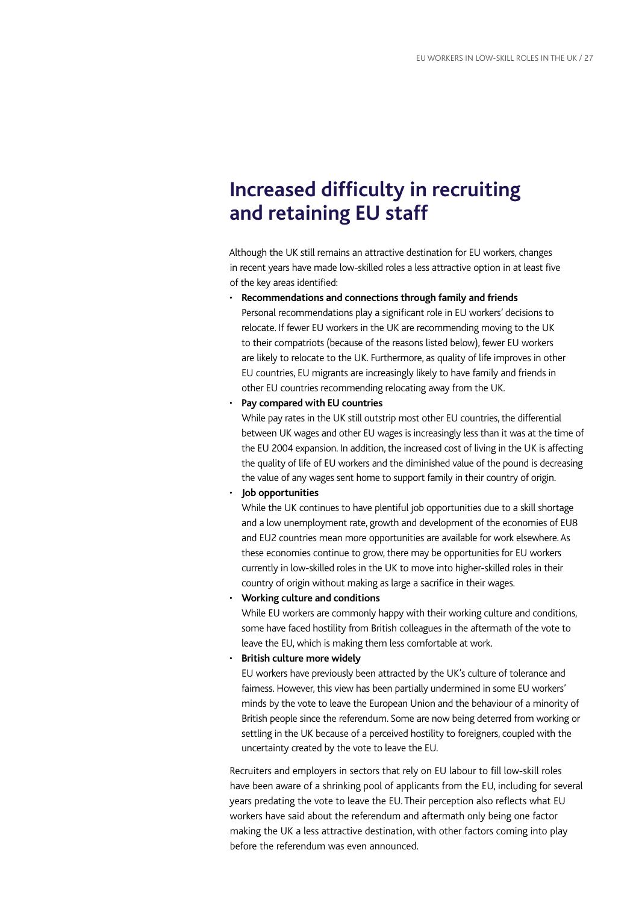# Increased difficulty in recruiting and retaining EU staff

Although the UK still remains an attractive destination for EU workers, changes in recent years have made low-skilled roles a less attractive option in at least five of the key areas identified:

- **Recommendations and connections through family and friends**
  Personal recommendations play a significant role in EU workers' decisions to relocate. If fewer EU workers in the UK are recommending moving to the UK to their compatriots (because of the reasons listed below), fewer EU workers are likely to relocate to the UK. Furthermore, as quality of life improves in other EU countries, EU migrants are increasingly likely to have family and friends in other EU countries recommending relocating away from the UK.
- **Pay compared with EU countries**
  While pay rates in the UK still outstrip most other EU countries, the differential between UK wages and other EU wages is increasingly less than it was at the time of the EU 2004 expansion. In addition, the increased cost of living in the UK is affecting the quality of life of EU workers and the diminished value of the pound is decreasing the value of any wages sent home to support family in their country of origin.
- **Job opportunities**
  While the UK continues to have plentiful job opportunities due to a skill shortage and a low unemployment rate, growth and development of the economies of EU8 and EU2 countries mean more opportunities are available for work elsewhere. As these economies continue to grow, there may be opportunities for EU workers currently in low-skilled roles in the UK to move into higher-skilled roles in their country of origin without making as large a sacrifice in their wages.
- **Working culture and conditions**
  While EU workers are commonly happy with their working culture and conditions, some have faced hostility from British colleagues in the aftermath of the vote to leave the EU, which is making them less comfortable at work.
- **British culture more widely**
  EU workers have previously been attracted by the UK's culture of tolerance and fairness. However, this view has been partially undermined in some EU workers' minds by the vote to leave the European Union and the behaviour of a minority of British people since the referendum. Some are now being deterred from working or settling in the UK because of a perceived hostility to foreigners, coupled with the uncertainty created by the vote to leave the EU.

Recruiters and employers in sectors that rely on EU labour to fill low-skill roles have been aware of a shrinking pool of applicants from the EU, including for several years predating the vote to leave the EU. Their perception also reflects what EU workers have said about the referendum and aftermath only being one factor making the UK a less attractive destination, with other factors coming into play before the referendum was even announced.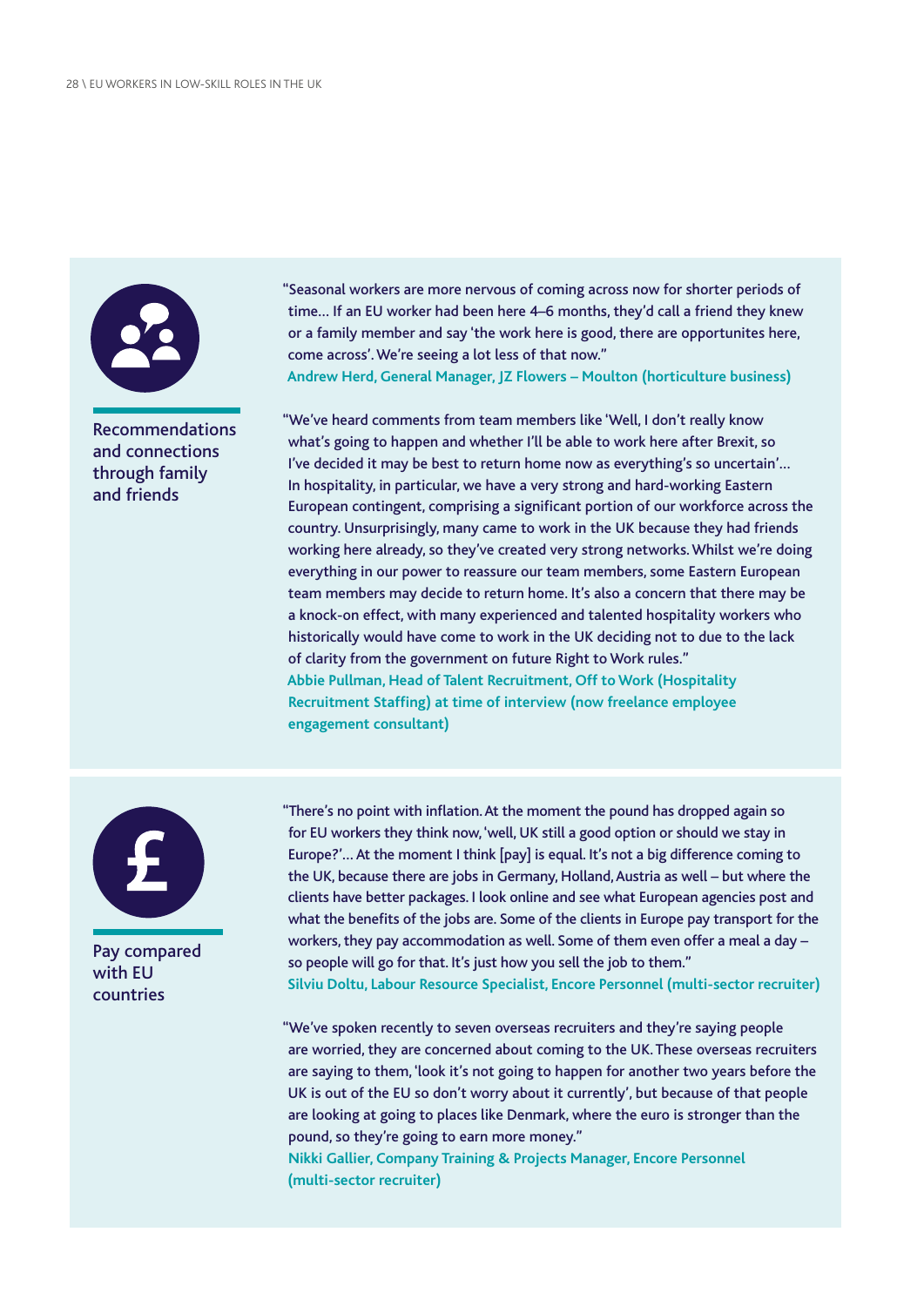### Recommendations and connections through family and friends

"Seasonal workers are more nervous of coming across now for shorter periods of time… If an EU worker had been here 4–6 months, they'd call a friend they knew or a family member and say 'the work here is good, there are opportunites here, come across'. We're seeing a lot less of that now."

**Andrew Herd, General Manager, JZ Flowers – Moulton (horticulture business)**

"We've heard comments from team members like 'Well, I don't really know what's going to happen and whether I'll be able to work here after Brexit, so I've decided it may be best to return home now as everything's so uncertain'… In hospitality, in particular, we have a very strong and hard-working Eastern European contingent, comprising a significant portion of our workforce across the country. Unsurprisingly, many came to work in the UK because they had friends working here already, so they've created very strong networks. Whilst we're doing everything in our power to reassure our team members, some Eastern European team members may decide to return home. It's also a concern that there may be a knock-on effect, with many experienced and talented hospitality workers who historically would have come to work in the UK deciding not to due to the lack of clarity from the government on future Right to Work rules."

**Abbie Pullman, Head of Talent Recruitment, Off to Work (Hospitality Recruitment Staffing) at time of interview (now freelance employee engagement consultant)**

### Pay compared with EU countries

"There's no point with inflation. At the moment the pound has dropped again so for EU workers they think now, 'well, UK still a good option or should we stay in Europe?'… At the moment I think [pay] is equal. It's not a big difference coming to the UK, because there are jobs in Germany, Holland, Austria as well – but where the clients have better packages. I look online and see what European agencies post and what the benefits of the jobs are. Some of the clients in Europe pay transport for the workers, they pay accommodation as well. Some of them even offer a meal a day – so people will go for that. It's just how you sell the job to them."

**Silviu Doltu, Labour Resource Specialist, Encore Personnel (multi-sector recruiter)**

"We've spoken recently to seven overseas recruiters and they're saying people are worried, they are concerned about coming to the UK. These overseas recruiters are saying to them, 'look it's not going to happen for another two years before the UK is out of the EU so don't worry about it currently', but because of that people are looking at going to places like Denmark, where the euro is stronger than the pound, so they're going to earn more money."

**Nikki Gallier, Company Training & Projects Manager, Encore Personnel (multi-sector recruiter)**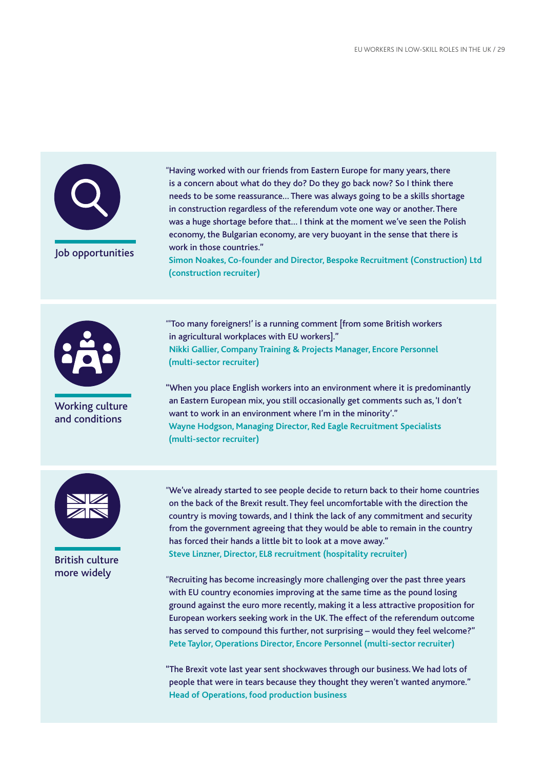### Job opportunities

"Having worked with our friends from Eastern Europe for many years, there is a concern about what do they do? Do they go back now? So I think there needs to be some reassurance… There was always going to be a skills shortage in construction regardless of the referendum vote one way or another. There was a huge shortage before that… I think at the moment we've seen the Polish economy, the Bulgarian economy, are very buoyant in the sense that there is work in those countries."
**Simon Noakes, Co-founder and Director, Bespoke Recruitment (Construction) Ltd (construction recruiter)**

### Working culture and conditions

"'Too many foreigners!' is a running comment [from some British workers in agricultural workplaces with EU workers]."
**Nikki Gallier, Company Training & Projects Manager, Encore Personnel (multi-sector recruiter)**

"When you place English workers into an environment where it is predominantly an Eastern European mix, you still occasionally get comments such as, 'I don't want to work in an environment where I'm in the minority'."
**Wayne Hodgson, Managing Director, Red Eagle Recruitment Specialists (multi-sector recruiter)**

### British culture more widely

"We've already started to see people decide to return back to their home countries on the back of the Brexit result. They feel uncomfortable with the direction the country is moving towards, and I think the lack of any commitment and security from the government agreeing that they would be able to remain in the country has forced their hands a little bit to look at a move away."
**Steve Linzner, Director, EL8 recruitment (hospitality recruiter)**

"Recruiting has become increasingly more challenging over the past three years with EU country economies improving at the same time as the pound losing ground against the euro more recently, making it a less attractive proposition for European workers seeking work in the UK. The effect of the referendum outcome has served to compound this further, not surprising – would they feel welcome?"
**Pete Taylor, Operations Director, Encore Personnel (multi-sector recruiter)**

"The Brexit vote last year sent shockwaves through our business. We had lots of people that were in tears because they thought they weren't wanted anymore."
**Head of Operations, food production business**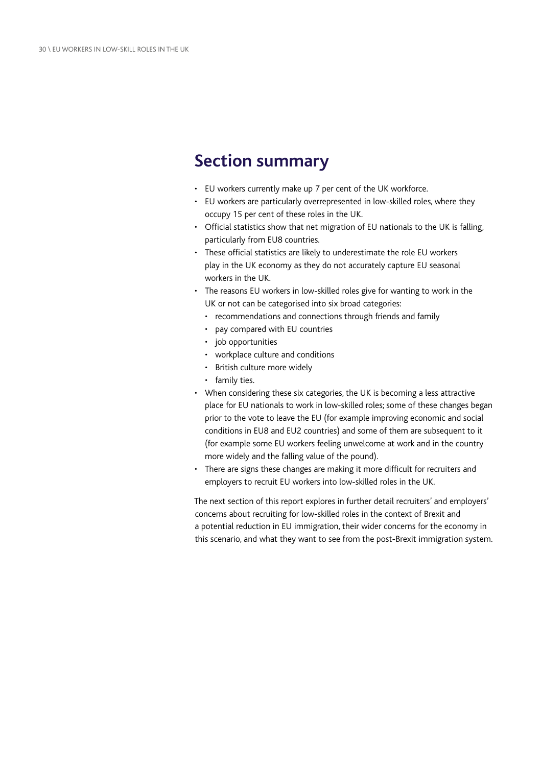## Section summary

- EU workers currently make up 7 per cent of the UK workforce.
- EU workers are particularly overrepresented in low-skilled roles, where they occupy 15 per cent of these roles in the UK.
- Official statistics show that net migration of EU nationals to the UK is falling, particularly from EU8 countries.
- These official statistics are likely to underestimate the role EU workers play in the UK economy as they do not accurately capture EU seasonal workers in the UK.
- The reasons EU workers in low-skilled roles give for wanting to work in the UK or not can be categorised into six broad categories:
  - recommendations and connections through friends and family
  - pay compared with EU countries
  - job opportunities
  - workplace culture and conditions
  - British culture more widely
  - family ties.
- When considering these six categories, the UK is becoming a less attractive place for EU nationals to work in low-skilled roles; some of these changes began prior to the vote to leave the EU (for example improving economic and social conditions in EU8 and EU2 countries) and some of them are subsequent to it (for example some EU workers feeling unwelcome at work and in the country more widely and the falling value of the pound).
- There are signs these changes are making it more difficult for recruiters and employers to recruit EU workers into low-skilled roles in the UK.

The next section of this report explores in further detail recruiters' and employers' concerns about recruiting for low-skilled roles in the context of Brexit and a potential reduction in EU immigration, their wider concerns for the economy in this scenario, and what they want to see from the post-Brexit immigration system.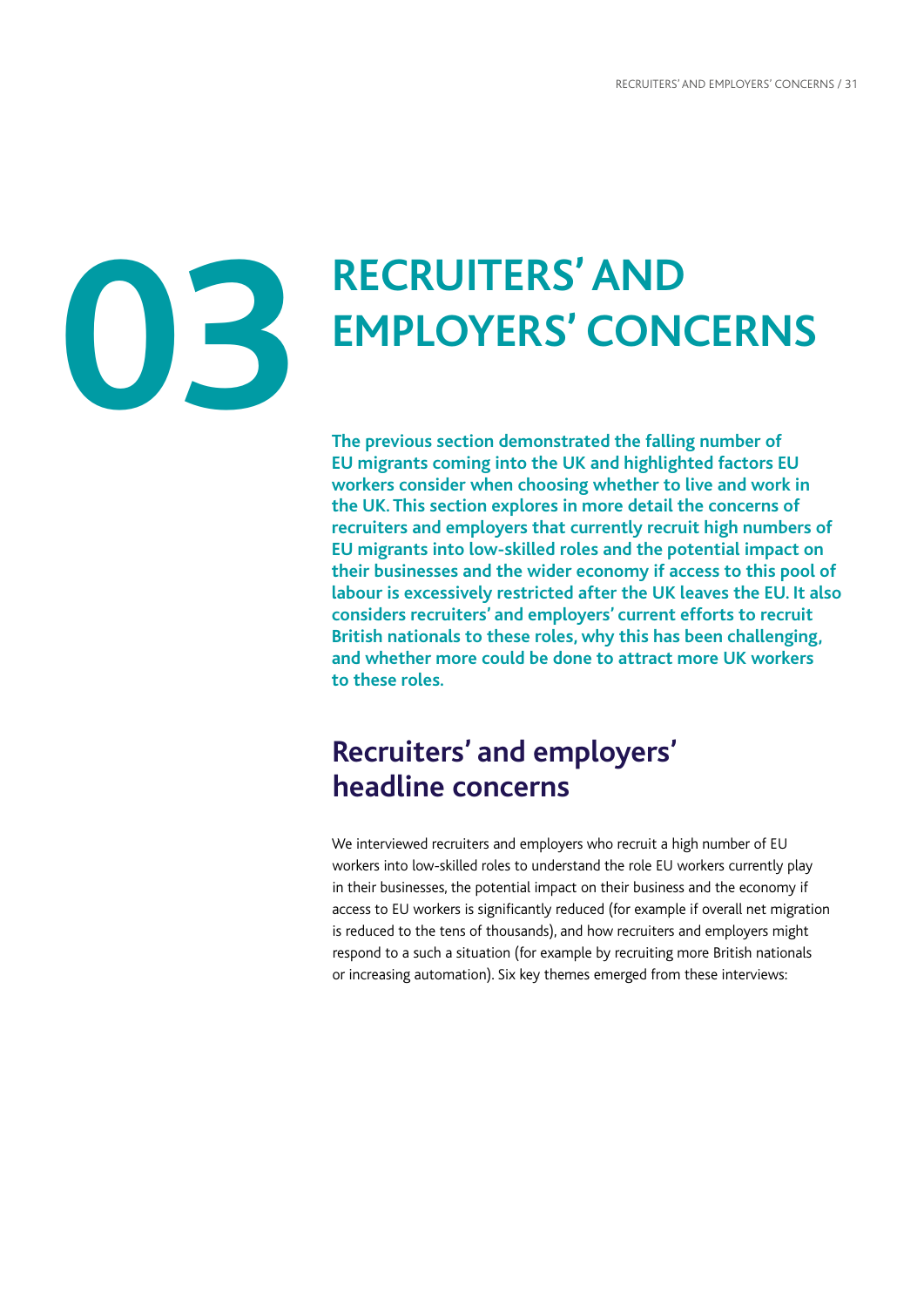# 03 RECRUITERS' AND EMPLOYERS' CONCERNS

**The previous section demonstrated the falling number of EU migrants coming into the UK and highlighted factors EU workers consider when choosing whether to live and work in the UK. This section explores in more detail the concerns of recruiters and employers that currently recruit high numbers of EU migrants into low-skilled roles and the potential impact on their businesses and the wider economy if access to this pool of labour is excessively restricted after the UK leaves the EU. It also considers recruiters' and employers' current efforts to recruit British nationals to these roles, why this has been challenging, and whether more could be done to attract more UK workers to these roles.**

## Recruiters' and employers' headline concerns

We interviewed recruiters and employers who recruit a high number of EU workers into low-skilled roles to understand the role EU workers currently play in their businesses, the potential impact on their business and the economy if access to EU workers is significantly reduced (for example if overall net migration is reduced to the tens of thousands), and how recruiters and employers might respond to a such a situation (for example by recruiting more British nationals or increasing automation). Six key themes emerged from these interviews: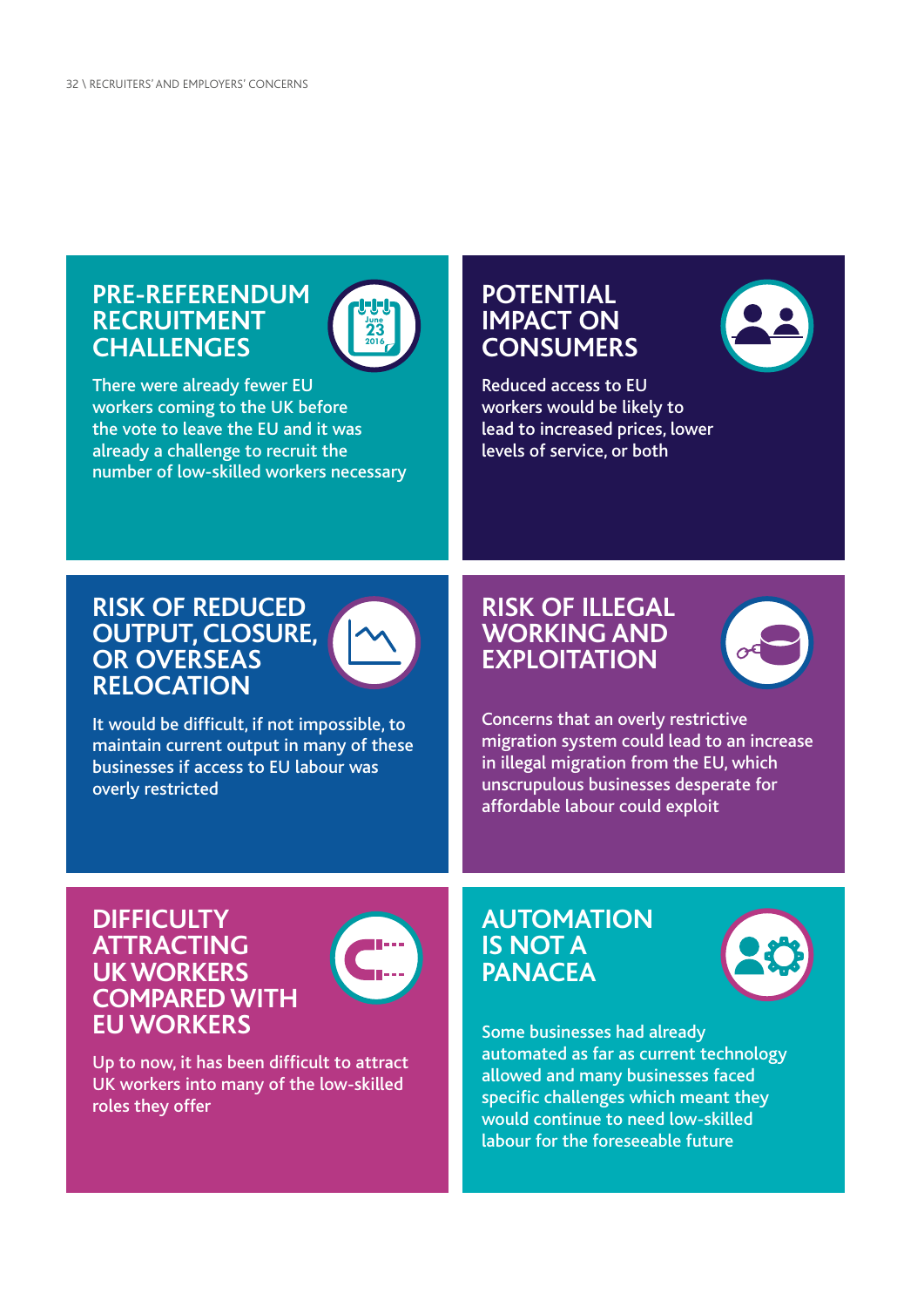## PRE-REFERENDUM RECRUITMENT CHALLENGES

There were already fewer EU workers coming to the UK before the vote to leave the EU and it was already a challenge to recruit the number of low-skilled workers necessary

## POTENTIAL IMPACT ON CONSUMERS

Reduced access to EU workers would be likely to lead to increased prices, lower levels of service, or both

## RISK OF REDUCED OUTPUT, CLOSURE, OR OVERSEAS RELOCATION

It would be difficult, if not impossible, to maintain current output in many of these businesses if access to EU labour was overly restricted

## RISK OF ILLEGAL WORKING AND EXPLOITATION

Concerns that an overly restrictive migration system could lead to an increase in illegal migration from the EU, which unscrupulous businesses desperate for affordable labour could exploit

## DIFFICULTY ATTRACTING UK WORKERS COMPARED WITH EU WORKERS

Up to now, it has been difficult to attract UK workers into many of the low-skilled roles they offer

## AUTOMATION IS NOT A PANACEA

Some businesses had already automated as far as current technology allowed and many businesses faced specific challenges which meant they would continue to need low-skilled labour for the foreseeable future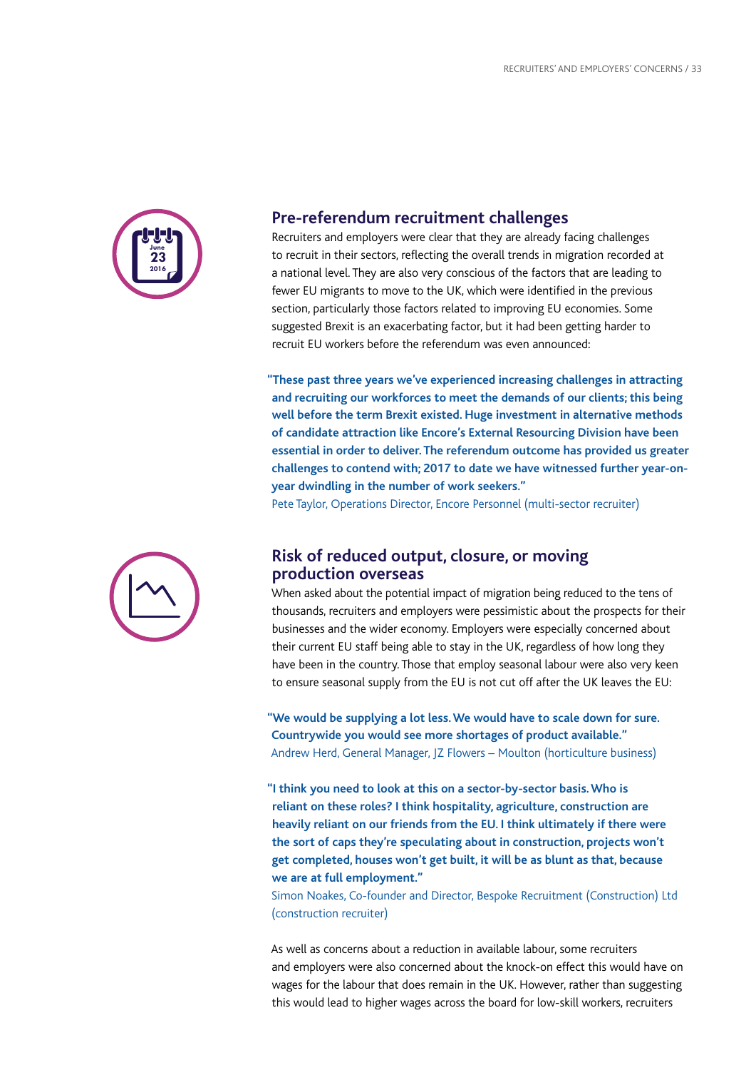## Pre-referendum recruitment challenges

Recruiters and employers were clear that they are already facing challenges to recruit in their sectors, reflecting the overall trends in migration recorded at a national level. They are also very conscious of the factors that are leading to fewer EU migrants to move to the UK, which were identified in the previous section, particularly those factors related to improving EU economies. Some suggested Brexit is an exacerbating factor, but it had been getting harder to recruit EU workers before the referendum was even announced:

**"These past three years we've experienced increasing challenges in attracting and recruiting our workforces to meet the demands of our clients; this being well before the term Brexit existed. Huge investment in alternative methods of candidate attraction like Encore's External Resourcing Division have been essential in order to deliver. The referendum outcome has provided us greater challenges to contend with; 2017 to date we have witnessed further year-on-year dwindling in the number of work seekers."**

Pete Taylor, Operations Director, Encore Personnel (multi-sector recruiter)

## Risk of reduced output, closure, or moving production overseas

When asked about the potential impact of migration being reduced to the tens of thousands, recruiters and employers were pessimistic about the prospects for their businesses and the wider economy. Employers were especially concerned about their current EU staff being able to stay in the UK, regardless of how long they have been in the country. Those that employ seasonal labour were also very keen to ensure seasonal supply from the EU is not cut off after the UK leaves the EU:

**"We would be supplying a lot less. We would have to scale down for sure. Countrywide you would see more shortages of product available."**

Andrew Herd, General Manager, JZ Flowers – Moulton (horticulture business)

**"I think you need to look at this on a sector-by-sector basis. Who is reliant on these roles? I think hospitality, agriculture, construction are heavily reliant on our friends from the EU. I think ultimately if there were the sort of caps they're speculating about in construction, projects won't get completed, houses won't get built, it will be as blunt as that, because we are at full employment."**

Simon Noakes, Co-founder and Director, Bespoke Recruitment (Construction) Ltd (construction recruiter)

As well as concerns about a reduction in available labour, some recruiters and employers were also concerned about the knock-on effect this would have on wages for the labour that does remain in the UK. However, rather than suggesting this would lead to higher wages across the board for low-skill workers, recruiters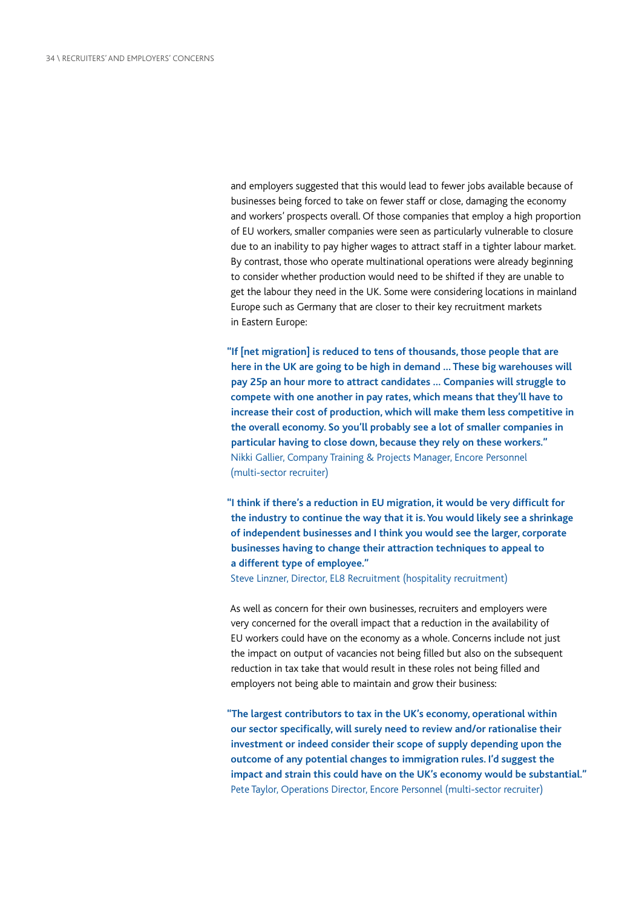and employers suggested that this would lead to fewer jobs available because of businesses being forced to take on fewer staff or close, damaging the economy and workers' prospects overall. Of those companies that employ a high proportion of EU workers, smaller companies were seen as particularly vulnerable to closure due to an inability to pay higher wages to attract staff in a tighter labour market. By contrast, those who operate multinational operations were already beginning to consider whether production would need to be shifted if they are unable to get the labour they need in the UK. Some were considering locations in mainland Europe such as Germany that are closer to their key recruitment markets in Eastern Europe:

> **"If [net migration] is reduced to tens of thousands, those people that are here in the UK are going to be high in demand … These big warehouses will pay 25p an hour more to attract candidates … Companies will struggle to compete with one another in pay rates, which means that they'll have to increase their cost of production, which will make them less competitive in the overall economy. So you'll probably see a lot of smaller companies in particular having to close down, because they rely on these workers."**
> Nikki Gallier, Company Training & Projects Manager, Encore Personnel (multi-sector recruiter)

> **"I think if there's a reduction in EU migration, it would be very difficult for the industry to continue the way that it is. You would likely see a shrinkage of independent businesses and I think you would see the larger, corporate businesses having to change their attraction techniques to appeal to a different type of employee."**
> Steve Linzner, Director, EL8 Recruitment (hospitality recruitment)

As well as concern for their own businesses, recruiters and employers were very concerned for the overall impact that a reduction in the availability of EU workers could have on the economy as a whole. Concerns include not just the impact on output of vacancies not being filled but also on the subsequent reduction in tax take that would result in these roles not being filled and employers not being able to maintain and grow their business:

> **"The largest contributors to tax in the UK's economy, operational within our sector specifically, will surely need to review and/or rationalise their investment or indeed consider their scope of supply depending upon the outcome of any potential changes to immigration rules. I'd suggest the impact and strain this could have on the UK's economy would be substantial."**
> Pete Taylor, Operations Director, Encore Personnel (multi-sector recruiter)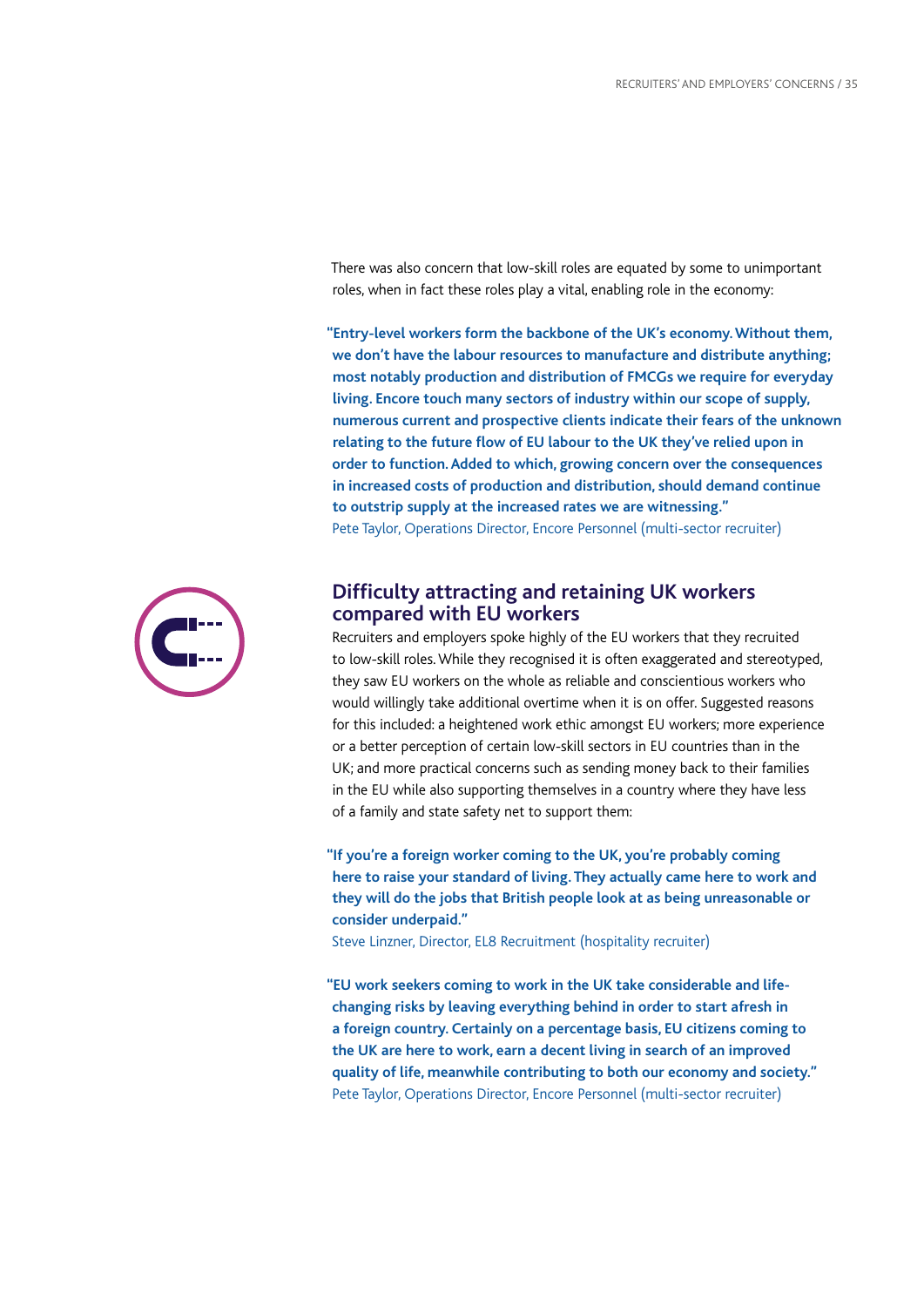There was also concern that low-skill roles are equated by some to unimportant roles, when in fact these roles play a vital, enabling role in the economy:

**"Entry-level workers form the backbone of the UK's economy. Without them, we don't have the labour resources to manufacture and distribute anything; most notably production and distribution of FMCGs we require for everyday living. Encore touch many sectors of industry within our scope of supply, numerous current and prospective clients indicate their fears of the unknown relating to the future flow of EU labour to the UK they've relied upon in order to function. Added to which, growing concern over the consequences in increased costs of production and distribution, should demand continue to outstrip supply at the increased rates we are witnessing."**
Pete Taylor, Operations Director, Encore Personnel (multi-sector recruiter)

## Difficulty attracting and retaining UK workers compared with EU workers

Recruiters and employers spoke highly of the EU workers that they recruited to low-skill roles. While they recognised it is often exaggerated and stereotyped, they saw EU workers on the whole as reliable and conscientious workers who would willingly take additional overtime when it is on offer. Suggested reasons for this included: a heightened work ethic amongst EU workers; more experience or a better perception of certain low-skill sectors in EU countries than in the UK; and more practical concerns such as sending money back to their families in the EU while also supporting themselves in a country where they have less of a family and state safety net to support them:

**"If you're a foreign worker coming to the UK, you're probably coming here to raise your standard of living. They actually came here to work and they will do the jobs that British people look at as being unreasonable or consider underpaid."**
Steve Linzner, Director, EL8 Recruitment (hospitality recruiter)

**"EU work seekers coming to work in the UK take considerable and life-changing risks by leaving everything behind in order to start afresh in a foreign country. Certainly on a percentage basis, EU citizens coming to the UK are here to work, earn a decent living in search of an improved quality of life, meanwhile contributing to both our economy and society."**
Pete Taylor, Operations Director, Encore Personnel (multi-sector recruiter)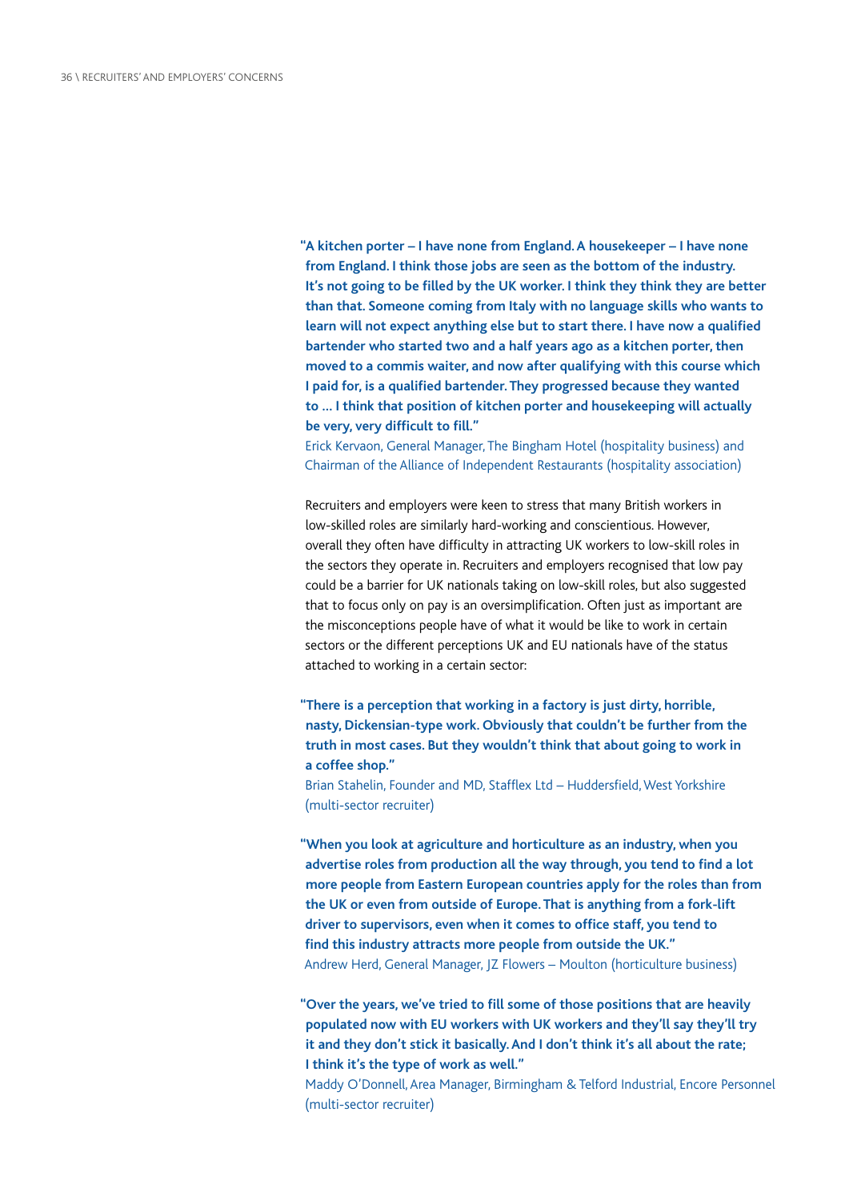**"A kitchen porter – I have none from England. A housekeeper – I have none from England. I think those jobs are seen as the bottom of the industry. It's not going to be filled by the UK worker. I think they think they are better than that. Someone coming from Italy with no language skills who wants to learn will not expect anything else but to start there. I have now a qualified bartender who started two and a half years ago as a kitchen porter, then moved to a commis waiter, and now after qualifying with this course which I paid for, is a qualified bartender. They progressed because they wanted to … I think that position of kitchen porter and housekeeping will actually be very, very difficult to fill."**

Erick Kervaon, General Manager, The Bingham Hotel (hospitality business) and Chairman of the Alliance of Independent Restaurants (hospitality association)

Recruiters and employers were keen to stress that many British workers in low-skilled roles are similarly hard-working and conscientious. However, overall they often have difficulty in attracting UK workers to low-skill roles in the sectors they operate in. Recruiters and employers recognised that low pay could be a barrier for UK nationals taking on low-skill roles, but also suggested that to focus only on pay is an oversimplification. Often just as important are the misconceptions people have of what it would be like to work in certain sectors or the different perceptions UK and EU nationals have of the status attached to working in a certain sector:

**"There is a perception that working in a factory is just dirty, horrible, nasty, Dickensian-type work. Obviously that couldn't be further from the truth in most cases. But they wouldn't think that about going to work in a coffee shop."**

Brian Stahelin, Founder and MD, Stafflex Ltd – Huddersfield, West Yorkshire (multi-sector recruiter)

**"When you look at agriculture and horticulture as an industry, when you advertise roles from production all the way through, you tend to find a lot more people from Eastern European countries apply for the roles than from the UK or even from outside of Europe. That is anything from a fork-lift driver to supervisors, even when it comes to office staff, you tend to find this industry attracts more people from outside the UK."**

Andrew Herd, General Manager, JZ Flowers – Moulton (horticulture business)

**"Over the years, we've tried to fill some of those positions that are heavily populated now with EU workers with UK workers and they'll say they'll try it and they don't stick it basically. And I don't think it's all about the rate; I think it's the type of work as well."**

Maddy O'Donnell, Area Manager, Birmingham & Telford Industrial, Encore Personnel (multi-sector recruiter)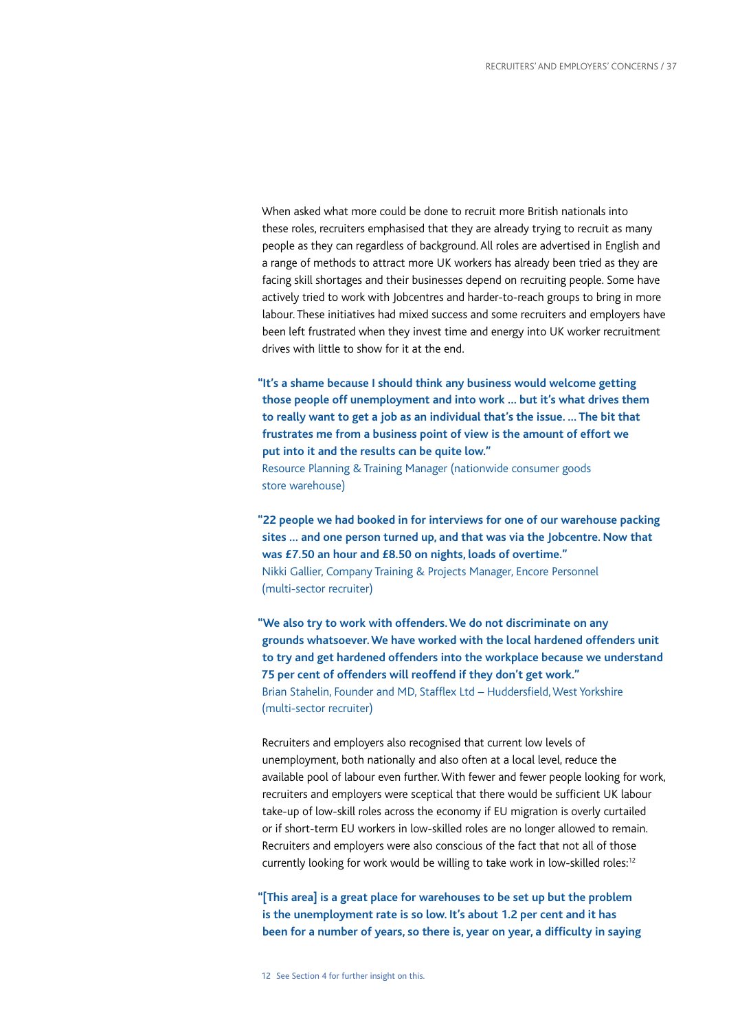When asked what more could be done to recruit more British nationals into these roles, recruiters emphasised that they are already trying to recruit as many people as they can regardless of background. All roles are advertised in English and a range of methods to attract more UK workers has already been tried as they are facing skill shortages and their businesses depend on recruiting people. Some have actively tried to work with Jobcentres and harder-to-reach groups to bring in more labour. These initiatives had mixed success and some recruiters and employers have been left frustrated when they invest time and energy into UK worker recruitment drives with little to show for it at the end.

**"It's a shame because I should think any business would welcome getting those people off unemployment and into work … but it's what drives them to really want to get a job as an individual that's the issue. … The bit that frustrates me from a business point of view is the amount of effort we put into it and the results can be quite low."**
Resource Planning & Training Manager (nationwide consumer goods store warehouse)

**"22 people we had booked in for interviews for one of our warehouse packing sites … and one person turned up, and that was via the Jobcentre. Now that was £7.50 an hour and £8.50 on nights, loads of overtime."**
Nikki Gallier, Company Training & Projects Manager, Encore Personnel (multi-sector recruiter)

**"We also try to work with offenders. We do not discriminate on any grounds whatsoever. We have worked with the local hardened offenders unit to try and get hardened offenders into the workplace because we understand 75 per cent of offenders will reoffend if they don't get work."**
Brian Stahelin, Founder and MD, Stafflex Ltd – Huddersfield, West Yorkshire (multi-sector recruiter)

Recruiters and employers also recognised that current low levels of unemployment, both nationally and also often at a local level, reduce the available pool of labour even further. With fewer and fewer people looking for work, recruiters and employers were sceptical that there would be sufficient UK labour take-up of low-skill roles across the economy if EU migration is overly curtailed or if short-term EU workers in low-skilled roles are no longer allowed to remain. Recruiters and employers were also conscious of the fact that not all of those currently looking for work would be willing to take work in low-skilled roles:[12]

**"[This area] is a great place for warehouses to be set up but the problem is the unemployment rate is so low. It's about 1.2 per cent and it has been for a number of years, so there is, year on year, a difficulty in saying**

12 See Section 4 for further insight on this.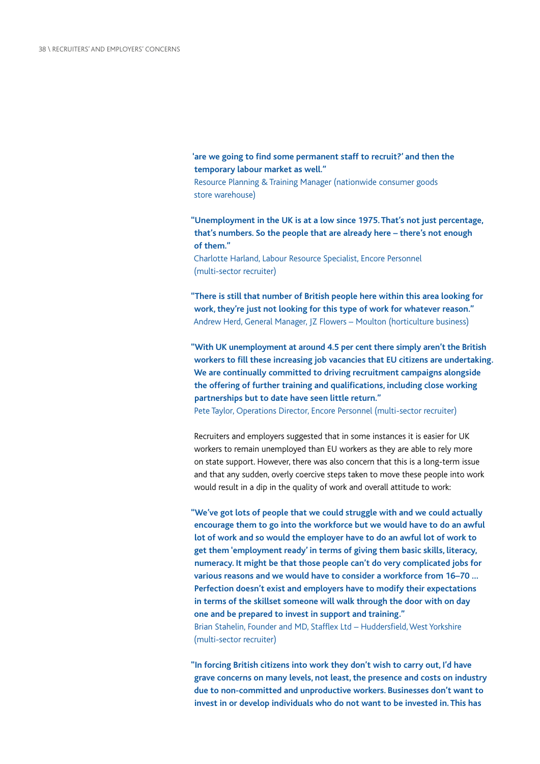**'are we going to find some permanent staff to recruit?' and then the temporary labour market as well."**
Resource Planning & Training Manager (nationwide consumer goods store warehouse)

**"Unemployment in the UK is at a low since 1975. That's not just percentage, that's numbers. So the people that are already here – there's not enough of them."**
Charlotte Harland, Labour Resource Specialist, Encore Personnel (multi-sector recruiter)

**"There is still that number of British people here within this area looking for work, they're just not looking for this type of work for whatever reason."**
Andrew Herd, General Manager, JZ Flowers – Moulton (horticulture business)

**"With UK unemployment at around 4.5 per cent there simply aren't the British workers to fill these increasing job vacancies that EU citizens are undertaking. We are continually committed to driving recruitment campaigns alongside the offering of further training and qualifications, including close working partnerships but to date have seen little return."**
Pete Taylor, Operations Director, Encore Personnel (multi-sector recruiter)

Recruiters and employers suggested that in some instances it is easier for UK workers to remain unemployed than EU workers as they are able to rely more on state support. However, there was also concern that this is a long-term issue and that any sudden, overly coercive steps taken to move these people into work would result in a dip in the quality of work and overall attitude to work:

**"We've got lots of people that we could struggle with and we could actually encourage them to go into the workforce but we would have to do an awful lot of work and so would the employer have to do an awful lot of work to get them 'employment ready' in terms of giving them basic skills, literacy, numeracy. It might be that those people can't do very complicated jobs for various reasons and we would have to consider a workforce from 16–70 … Perfection doesn't exist and employers have to modify their expectations in terms of the skillset someone will walk through the door with on day one and be prepared to invest in support and training."**
Brian Stahelin, Founder and MD, Stafflex Ltd – Huddersfield, West Yorkshire (multi-sector recruiter)

**"In forcing British citizens into work they don't wish to carry out, I'd have grave concerns on many levels, not least, the presence and costs on industry due to non-committed and unproductive workers. Businesses don't want to invest in or develop individuals who do not want to be invested in. This has**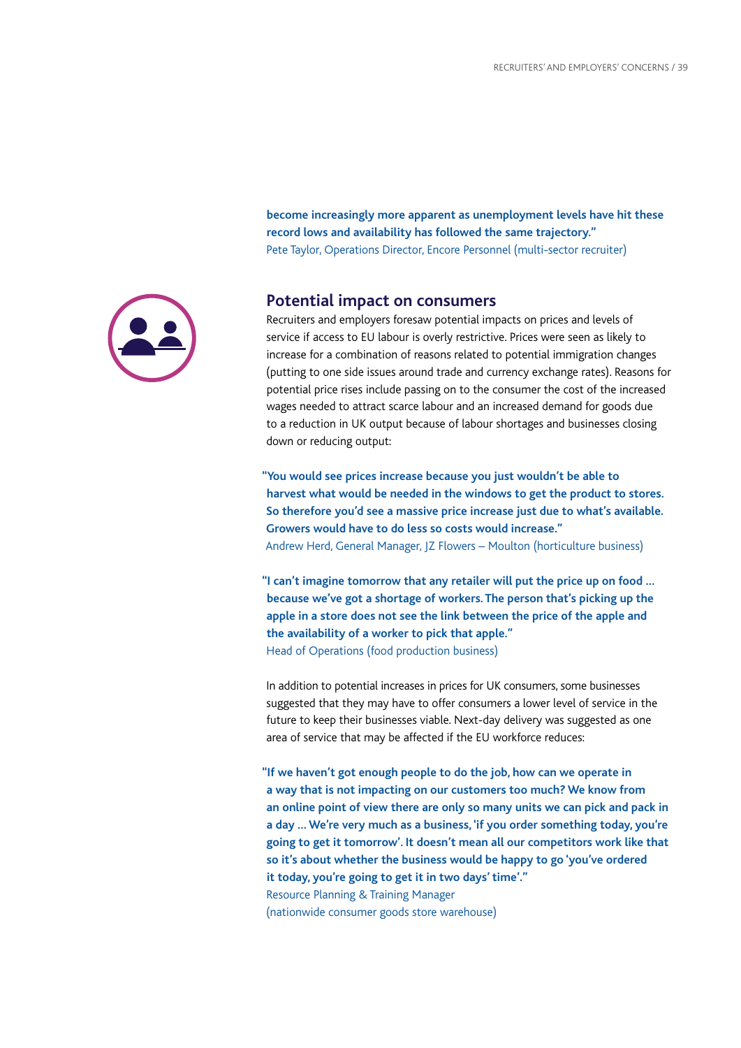**become increasingly more apparent as unemployment levels have hit these record lows and availability has followed the same trajectory."**
Pete Taylor, Operations Director, Encore Personnel (multi-sector recruiter)

## Potential impact on consumers

Recruiters and employers foresaw potential impacts on prices and levels of service if access to EU labour is overly restrictive. Prices were seen as likely to increase for a combination of reasons related to potential immigration changes (putting to one side issues around trade and currency exchange rates). Reasons for potential price rises include passing on to the consumer the cost of the increased wages needed to attract scarce labour and an increased demand for goods due to a reduction in UK output because of labour shortages and businesses closing down or reducing output:

**"You would see prices increase because you just wouldn't be able to harvest what would be needed in the windows to get the product to stores. So therefore you'd see a massive price increase just due to what's available. Growers would have to do less so costs would increase."**
Andrew Herd, General Manager, JZ Flowers – Moulton (horticulture business)

**"I can't imagine tomorrow that any retailer will put the price up on food ... because we've got a shortage of workers. The person that's picking up the apple in a store does not see the link between the price of the apple and the availability of a worker to pick that apple."**
Head of Operations (food production business)

In addition to potential increases in prices for UK consumers, some businesses suggested that they may have to offer consumers a lower level of service in the future to keep their businesses viable. Next-day delivery was suggested as one area of service that may be affected if the EU workforce reduces:

**"If we haven't got enough people to do the job, how can we operate in a way that is not impacting on our customers too much? We know from an online point of view there are only so many units we can pick and pack in a day ... We're very much as a business, 'if you order something today, you're going to get it tomorrow'. It doesn't mean all our competitors work like that so it's about whether the business would be happy to go 'you've ordered it today, you're going to get it in two days' time'."**
Resource Planning & Training Manager
(nationwide consumer goods store warehouse)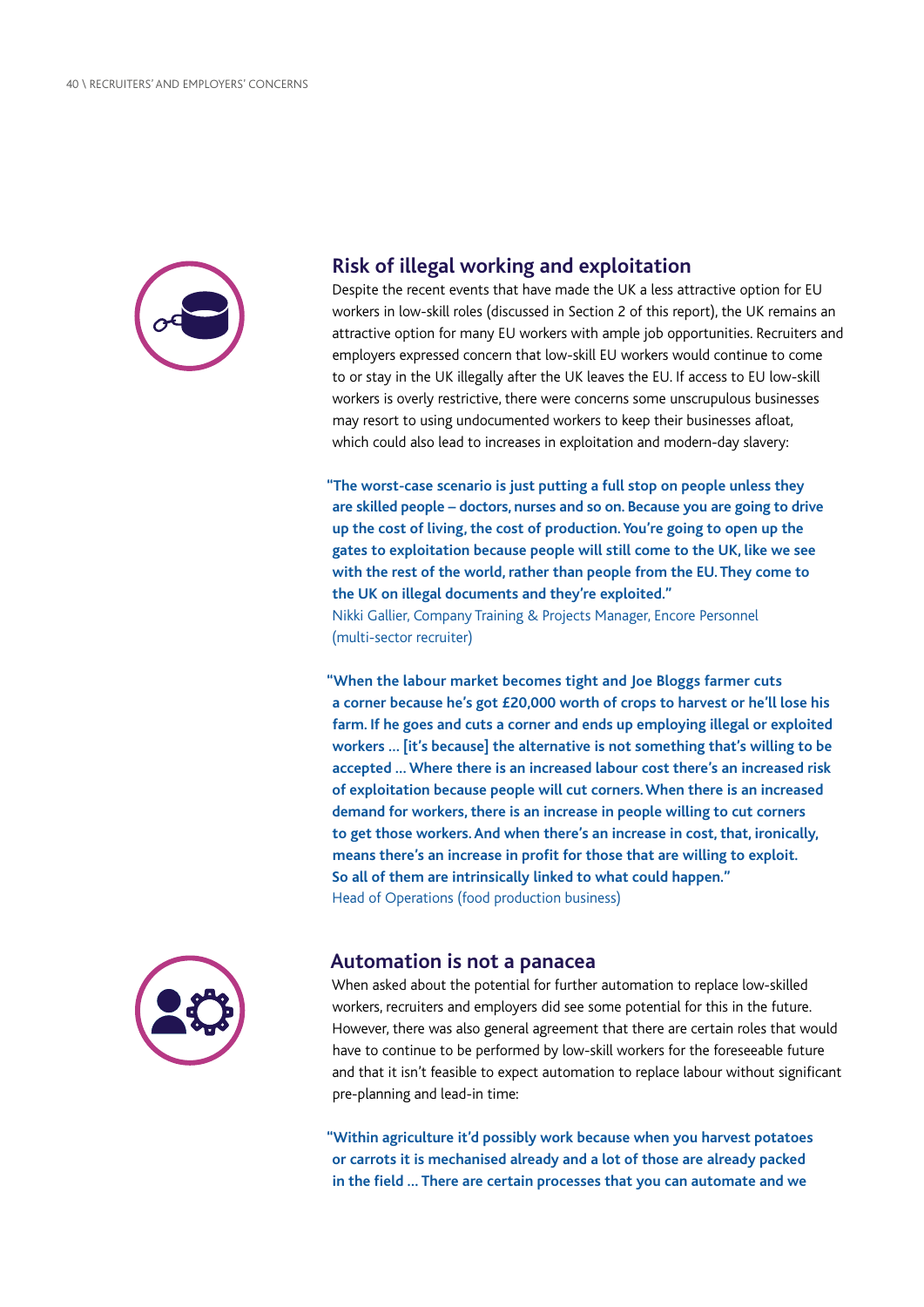## Risk of illegal working and exploitation

Despite the recent events that have made the UK a less attractive option for EU workers in low-skill roles (discussed in Section 2 of this report), the UK remains an attractive option for many EU workers with ample job opportunities. Recruiters and employers expressed concern that low-skill EU workers would continue to come to or stay in the UK illegally after the UK leaves the EU. If access to EU low-skill workers is overly restrictive, there were concerns some unscrupulous businesses may resort to using undocumented workers to keep their businesses afloat, which could also lead to increases in exploitation and modern-day slavery:

> **"The worst-case scenario is just putting a full stop on people unless they are skilled people – doctors, nurses and so on. Because you are going to drive up the cost of living, the cost of production. You're going to open up the gates to exploitation because people will still come to the UK, like we see with the rest of the world, rather than people from the EU. They come to the UK on illegal documents and they're exploited."**
>
> Nikki Gallier, Company Training & Projects Manager, Encore Personnel (multi-sector recruiter)

> **"When the labour market becomes tight and Joe Bloggs farmer cuts a corner because he's got £20,000 worth of crops to harvest or he'll lose his farm. If he goes and cuts a corner and ends up employing illegal or exploited workers … [it's because] the alternative is not something that's willing to be accepted … Where there is an increased labour cost there's an increased risk of exploitation because people will cut corners. When there is an increased demand for workers, there is an increase in people willing to cut corners to get those workers. And when there's an increase in cost, that, ironically, means there's an increase in profit for those that are willing to exploit. So all of them are intrinsically linked to what could happen."**
>
> Head of Operations (food production business)

## Automation is not a panacea

When asked about the potential for further automation to replace low-skilled workers, recruiters and employers did see some potential for this in the future. However, there was also general agreement that there are certain roles that would have to continue to be performed by low-skill workers for the foreseeable future and that it isn't feasible to expect automation to replace labour without significant pre-planning and lead-in time:

> **"Within agriculture it'd possibly work because when you harvest potatoes or carrots it is mechanised already and a lot of those are already packed in the field … There are certain processes that you can automate and we**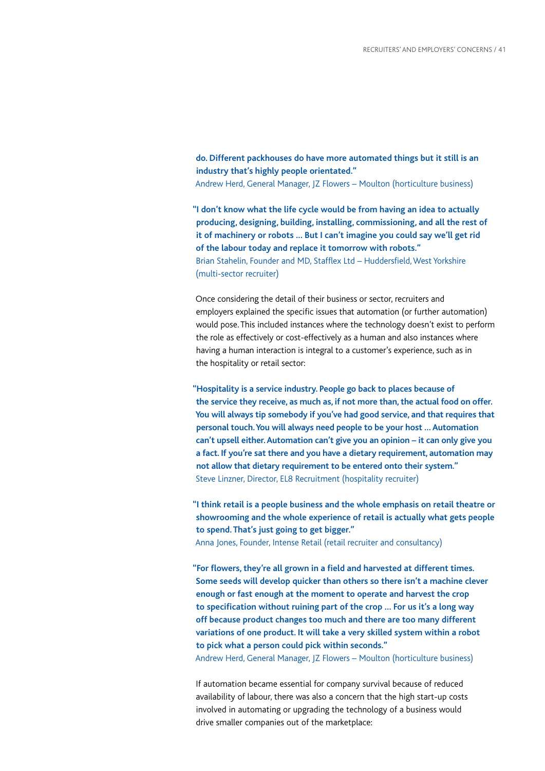**do. Different packhouses do have more automated things but it still is an industry that's highly people orientated."**
Andrew Herd, General Manager, JZ Flowers – Moulton (horticulture business)

**"I don't know what the life cycle would be from having an idea to actually producing, designing, building, installing, commissioning, and all the rest of it of machinery or robots … But I can't imagine you could say we'll get rid of the labour today and replace it tomorrow with robots."**
Brian Stahelin, Founder and MD, Stafflex Ltd – Huddersfield, West Yorkshire (multi-sector recruiter)

Once considering the detail of their business or sector, recruiters and employers explained the specific issues that automation (or further automation) would pose. This included instances where the technology doesn't exist to perform the role as effectively or cost-effectively as a human and also instances where having a human interaction is integral to a customer's experience, such as in the hospitality or retail sector:

**"Hospitality is a service industry. People go back to places because of the service they receive, as much as, if not more than, the actual food on offer. You will always tip somebody if you've had good service, and that requires that personal touch. You will always need people to be your host … Automation can't upsell either. Automation can't give you an opinion – it can only give you a fact. If you're sat there and you have a dietary requirement, automation may not allow that dietary requirement to be entered onto their system."**
Steve Linzner, Director, EL8 Recruitment (hospitality recruiter)

**"I think retail is a people business and the whole emphasis on retail theatre or showrooming and the whole experience of retail is actually what gets people to spend. That's just going to get bigger."**
Anna Jones, Founder, Intense Retail (retail recruiter and consultancy)

**"For flowers, they're all grown in a field and harvested at different times. Some seeds will develop quicker than others so there isn't a machine clever enough or fast enough at the moment to operate and harvest the crop to specification without ruining part of the crop … For us it's a long way off because product changes too much and there are too many different variations of one product. It will take a very skilled system within a robot to pick what a person could pick within seconds."**
Andrew Herd, General Manager, JZ Flowers – Moulton (horticulture business)

If automation became essential for company survival because of reduced availability of labour, there was also a concern that the high start-up costs involved in automating or upgrading the technology of a business would drive smaller companies out of the marketplace: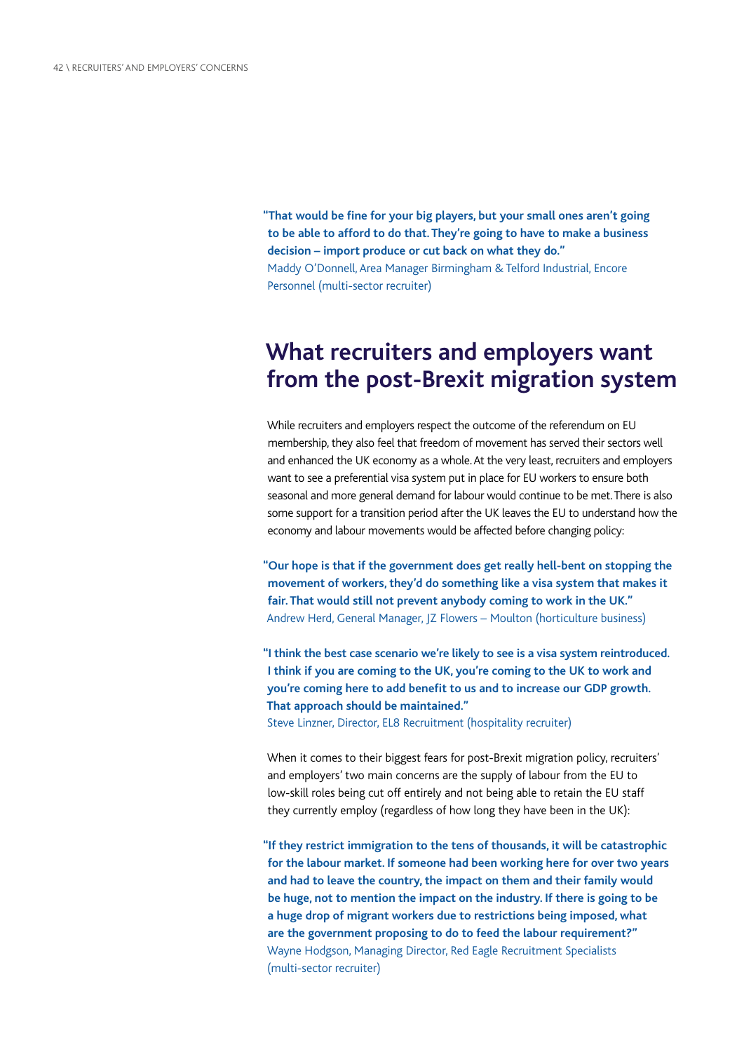**"That would be fine for your big players, but your small ones aren't going to be able to afford to do that. They're going to have to make a business decision – import produce or cut back on what they do."**
Maddy O'Donnell, Area Manager Birmingham & Telford Industrial, Encore Personnel (multi-sector recruiter)

## What recruiters and employers want from the post-Brexit migration system

While recruiters and employers respect the outcome of the referendum on EU membership, they also feel that freedom of movement has served their sectors well and enhanced the UK economy as a whole. At the very least, recruiters and employers want to see a preferential visa system put in place for EU workers to ensure both seasonal and more general demand for labour would continue to be met. There is also some support for a transition period after the UK leaves the EU to understand how the economy and labour movements would be affected before changing policy:

**"Our hope is that if the government does get really hell-bent on stopping the movement of workers, they'd do something like a visa system that makes it fair. That would still not prevent anybody coming to work in the UK."**
Andrew Herd, General Manager, JZ Flowers – Moulton (horticulture business)

**"I think the best case scenario we're likely to see is a visa system reintroduced. I think if you are coming to the UK, you're coming to the UK to work and you're coming here to add benefit to us and to increase our GDP growth. That approach should be maintained."**
Steve Linzner, Director, EL8 Recruitment (hospitality recruiter)

When it comes to their biggest fears for post-Brexit migration policy, recruiters' and employers' two main concerns are the supply of labour from the EU to low-skill roles being cut off entirely and not being able to retain the EU staff they currently employ (regardless of how long they have been in the UK):

**"If they restrict immigration to the tens of thousands, it will be catastrophic for the labour market. If someone had been working here for over two years and had to leave the country, the impact on them and their family would be huge, not to mention the impact on the industry. If there is going to be a huge drop of migrant workers due to restrictions being imposed, what are the government proposing to do to feed the labour requirement?"**
Wayne Hodgson, Managing Director, Red Eagle Recruitment Specialists (multi-sector recruiter)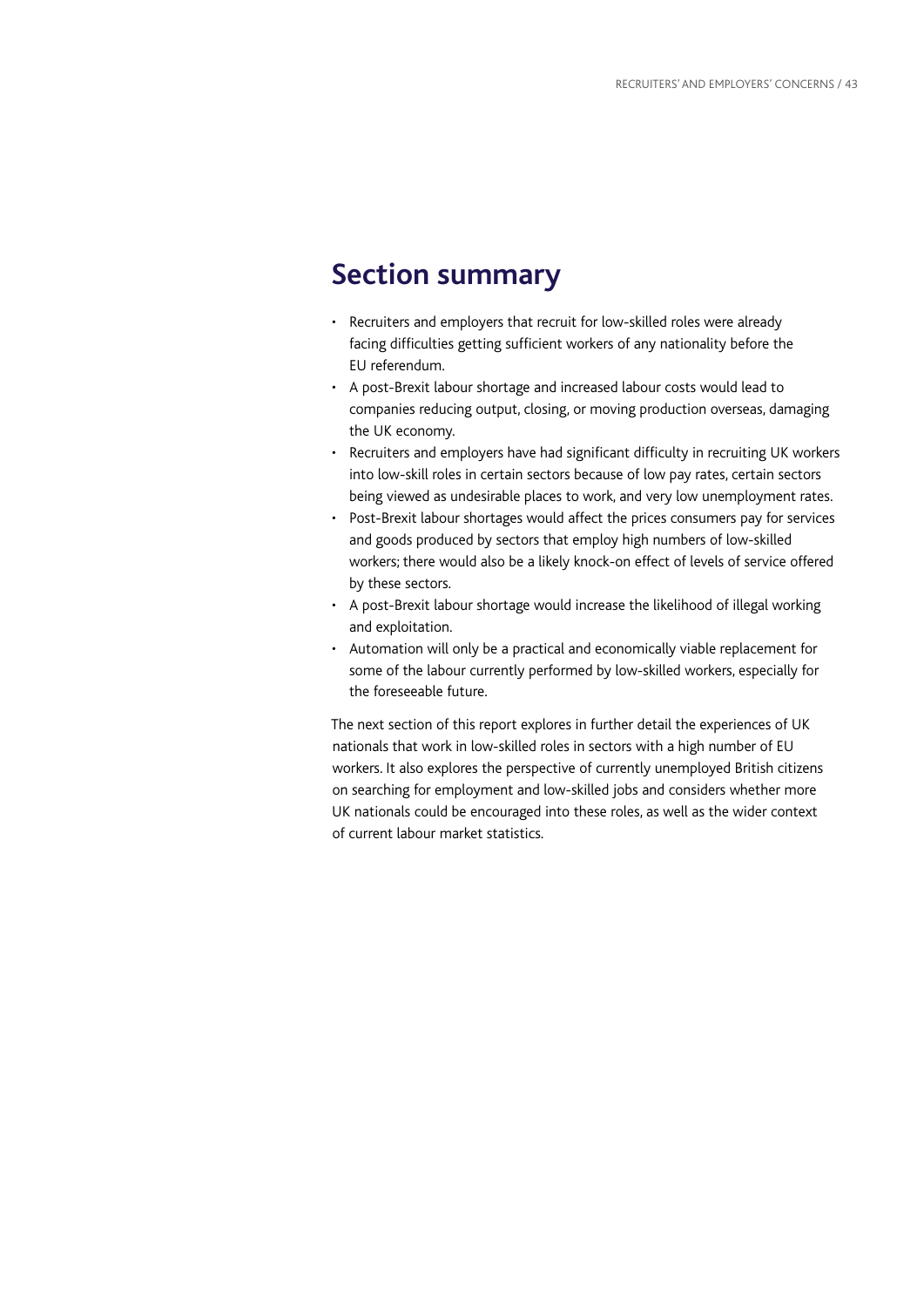## Section summary

- Recruiters and employers that recruit for low-skilled roles were already facing difficulties getting sufficient workers of any nationality before the EU referendum.
- A post-Brexit labour shortage and increased labour costs would lead to companies reducing output, closing, or moving production overseas, damaging the UK economy.
- Recruiters and employers have had significant difficulty in recruiting UK workers into low-skill roles in certain sectors because of low pay rates, certain sectors being viewed as undesirable places to work, and very low unemployment rates.
- Post-Brexit labour shortages would affect the prices consumers pay for services and goods produced by sectors that employ high numbers of low-skilled workers; there would also be a likely knock-on effect of levels of service offered by these sectors.
- A post-Brexit labour shortage would increase the likelihood of illegal working and exploitation.
- Automation will only be a practical and economically viable replacement for some of the labour currently performed by low-skilled workers, especially for the foreseeable future.

The next section of this report explores in further detail the experiences of UK nationals that work in low-skilled roles in sectors with a high number of EU workers. It also explores the perspective of currently unemployed British citizens on searching for employment and low-skilled jobs and considers whether more UK nationals could be encouraged into these roles, as well as the wider context of current labour market statistics.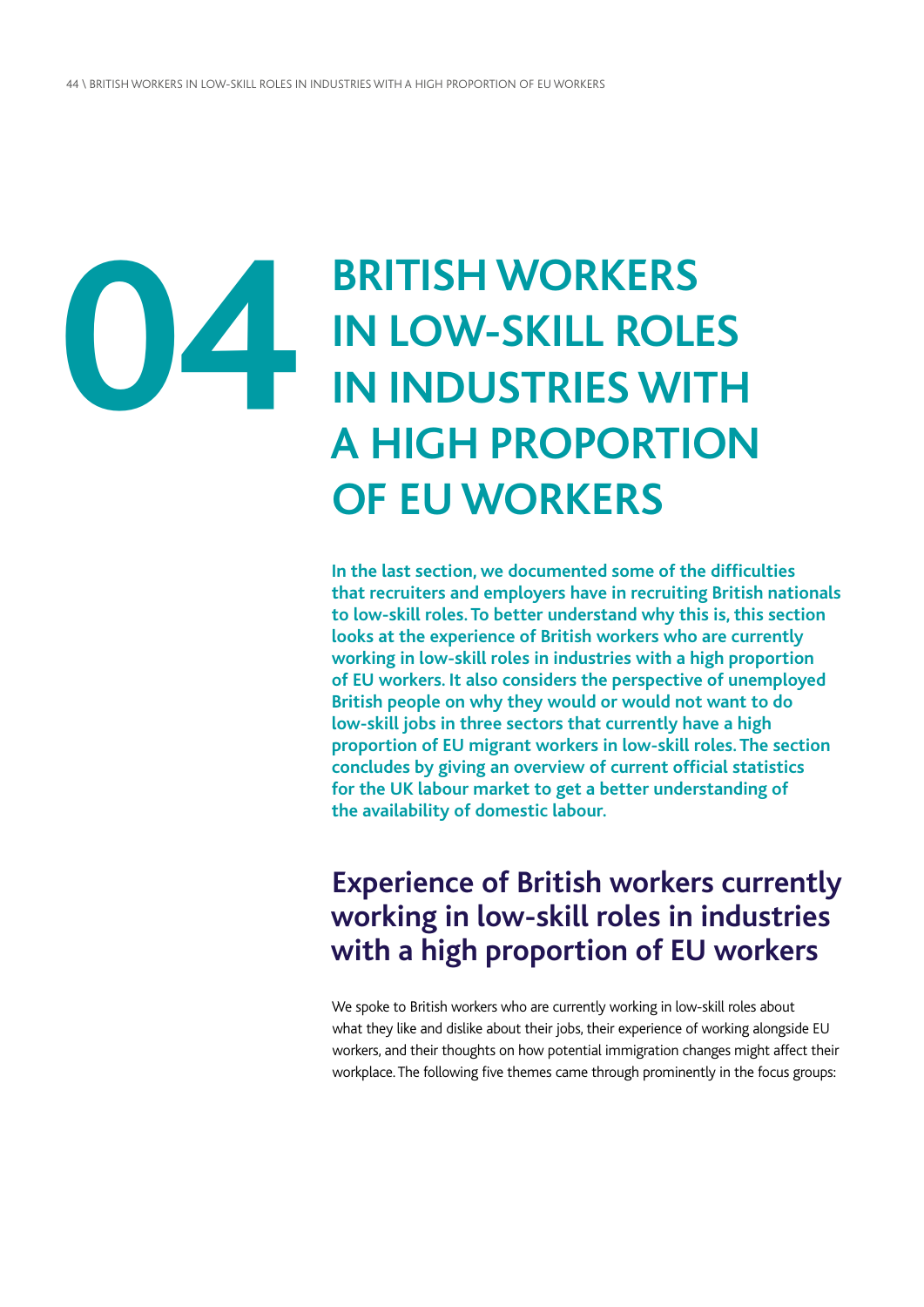# 04 BRITISH WORKERS IN LOW-SKILL ROLES IN INDUSTRIES WITH A HIGH PROPORTION OF EU WORKERS

**In the last section, we documented some of the difficulties that recruiters and employers have in recruiting British nationals to low-skill roles. To better understand why this is, this section looks at the experience of British workers who are currently working in low-skill roles in industries with a high proportion of EU workers. It also considers the perspective of unemployed British people on why they would or would not want to do low-skill jobs in three sectors that currently have a high proportion of EU migrant workers in low-skill roles. The section concludes by giving an overview of current official statistics for the UK labour market to get a better understanding of the availability of domestic labour.**

## Experience of British workers currently working in low-skill roles in industries with a high proportion of EU workers

We spoke to British workers who are currently working in low-skill roles about what they like and dislike about their jobs, their experience of working alongside EU workers, and their thoughts on how potential immigration changes might affect their workplace. The following five themes came through prominently in the focus groups: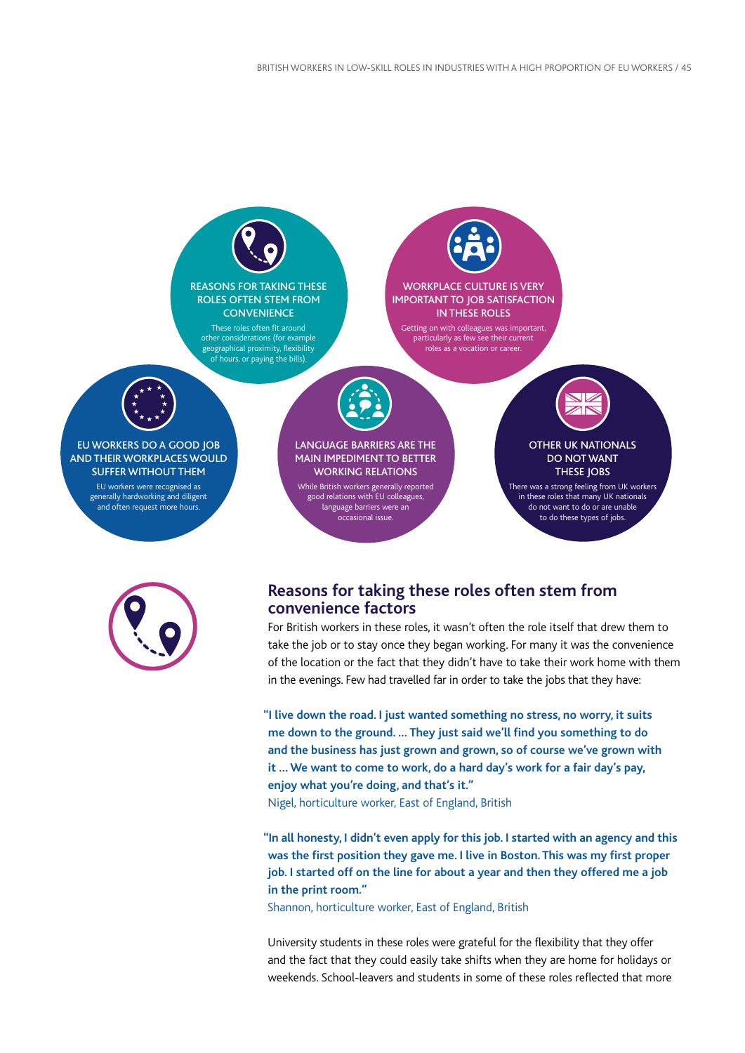**REASONS FOR TAKING THESE ROLES OFTEN STEM FROM CONVENIENCE**

These roles often fit around other considerations (for example geographical proximity, flexibility of hours, or paying the bills).

**WORKPLACE CULTURE IS VERY IMPORTANT TO JOB SATISFACTION IN THESE ROLES**

Getting on with colleagues was important, particularly as few see their current roles as a vocation or career.

**EU WORKERS DO A GOOD JOB AND THEIR WORKPLACES WOULD SUFFER WITHOUT THEM**

EU workers were recognised as generally hardworking and diligent and often request more hours.

**LANGUAGE BARRIERS ARE THE MAIN IMPEDIMENT TO BETTER WORKING RELATIONS**

While British workers generally reported good relations with EU colleagues, language barriers were an occasional issue.

**OTHER UK NATIONALS DO NOT WANT THESE JOBS**

There was a strong feeling from UK workers in these roles that many UK nationals do not want to do or are unable to do these types of jobs.

## Reasons for taking these roles often stem from convenience factors

For British workers in these roles, it wasn't often the role itself that drew them to take the job or to stay once they began working. For many it was the convenience of the location or the fact that they didn't have to take their work home with them in the evenings. Few had travelled far in order to take the jobs that they have:

**"I live down the road. I just wanted something no stress, no worry, it suits me down to the ground. … They just said we'll find you something to do and the business has just grown and grown, so of course we've grown with it … We want to come to work, do a hard day's work for a fair day's pay, enjoy what you're doing, and that's it."**

Nigel, horticulture worker, East of England, British

**"In all honesty, I didn't even apply for this job. I started with an agency and this was the first position they gave me. I live in Boston. This was my first proper job. I started off on the line for about a year and then they offered me a job in the print room."**

Shannon, horticulture worker, East of England, British

University students in these roles were grateful for the flexibility that they offer and the fact that they could easily take shifts when they are home for holidays or weekends. School-leavers and students in some of these roles reflected that more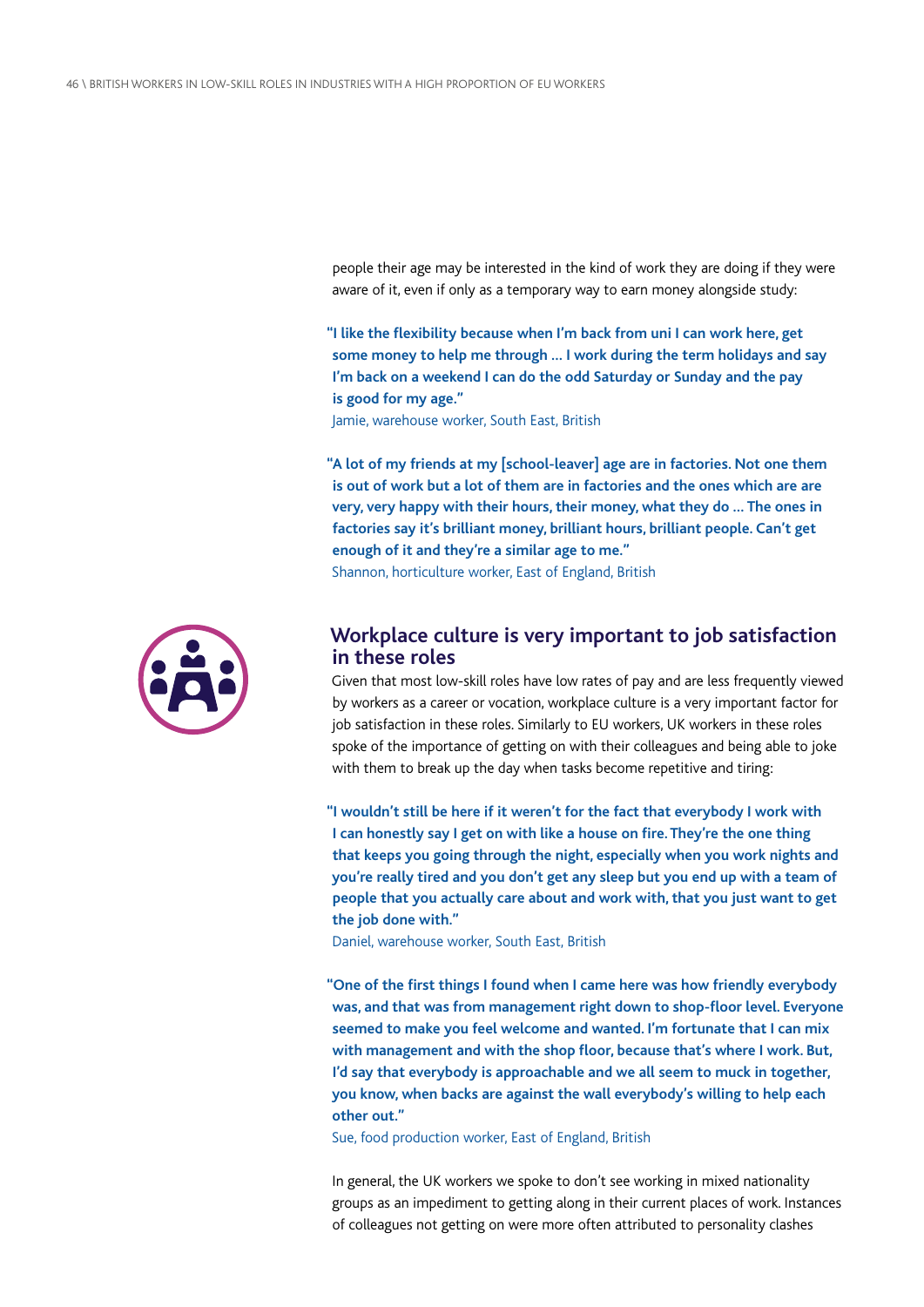people their age may be interested in the kind of work they are doing if they were aware of it, even if only as a temporary way to earn money alongside study:

**"I like the flexibility because when I'm back from uni I can work here, get some money to help me through … I work during the term holidays and say I'm back on a weekend I can do the odd Saturday or Sunday and the pay is good for my age."**

Jamie, warehouse worker, South East, British

**"A lot of my friends at my [school-leaver] age are in factories. Not one them is out of work but a lot of them are in factories and the ones which are are very, very happy with their hours, their money, what they do … The ones in factories say it's brilliant money, brilliant hours, brilliant people. Can't get enough of it and they're a similar age to me."**

Shannon, horticulture worker, East of England, British

## Workplace culture is very important to job satisfaction in these roles

Given that most low-skill roles have low rates of pay and are less frequently viewed by workers as a career or vocation, workplace culture is a very important factor for job satisfaction in these roles. Similarly to EU workers, UK workers in these roles spoke of the importance of getting on with their colleagues and being able to joke with them to break up the day when tasks become repetitive and tiring:

**"I wouldn't still be here if it weren't for the fact that everybody I work with I can honestly say I get on with like a house on fire. They're the one thing that keeps you going through the night, especially when you work nights and you're really tired and you don't get any sleep but you end up with a team of people that you actually care about and work with, that you just want to get the job done with."**

Daniel, warehouse worker, South East, British

**"One of the first things I found when I came here was how friendly everybody was, and that was from management right down to shop-floor level. Everyone seemed to make you feel welcome and wanted. I'm fortunate that I can mix with management and with the shop floor, because that's where I work. But, I'd say that everybody is approachable and we all seem to muck in together, you know, when backs are against the wall everybody's willing to help each other out."**

Sue, food production worker, East of England, British

In general, the UK workers we spoke to don't see working in mixed nationality groups as an impediment to getting along in their current places of work. Instances of colleagues not getting on were more often attributed to personality clashes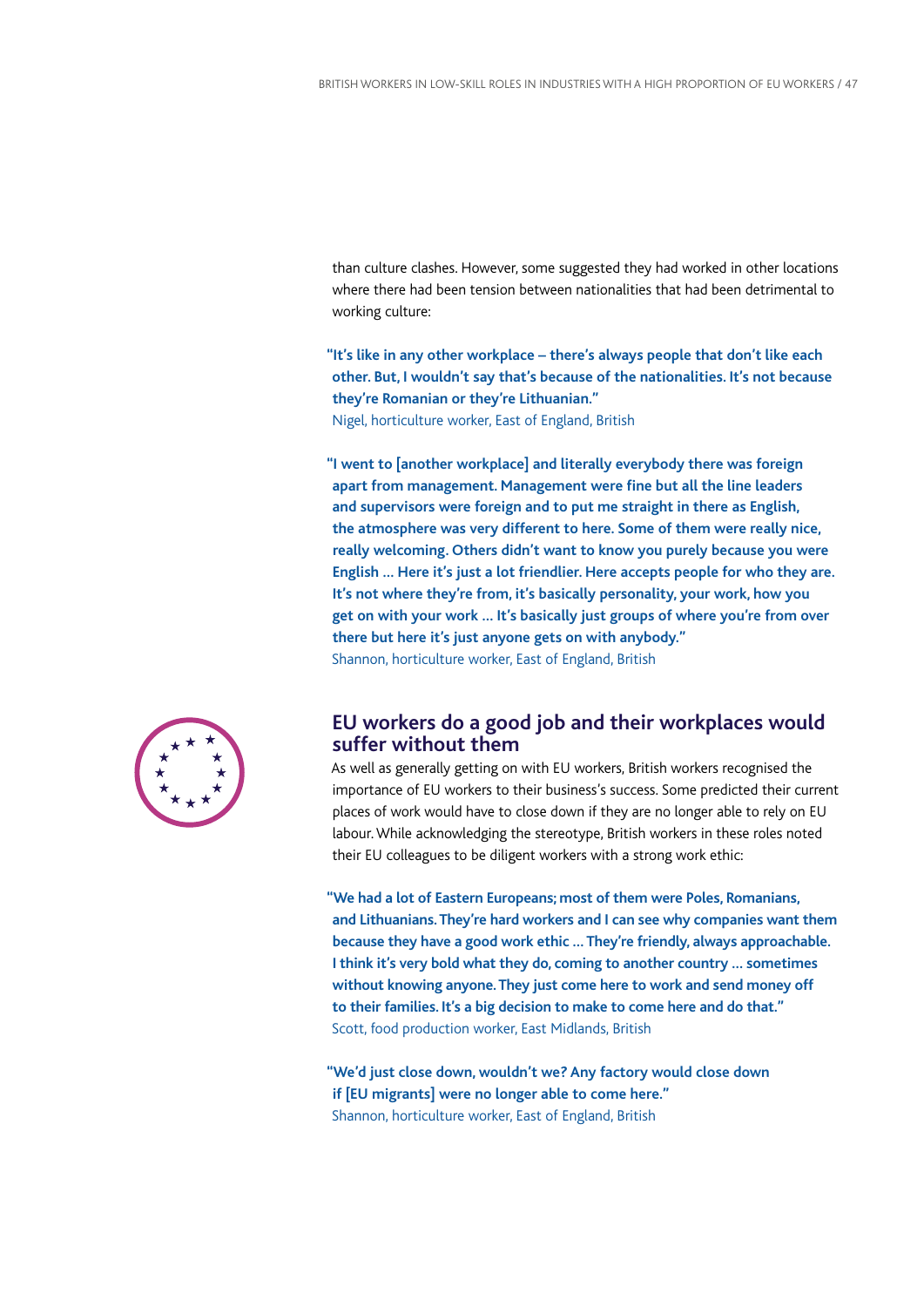than culture clashes. However, some suggested they had worked in other locations where there had been tension between nationalities that had been detrimental to working culture:

**"It's like in any other workplace – there's always people that don't like each other. But, I wouldn't say that's because of the nationalities. It's not because they're Romanian or they're Lithuanian."**
Nigel, horticulture worker, East of England, British

**"I went to [another workplace] and literally everybody there was foreign apart from management. Management were fine but all the line leaders and supervisors were foreign and to put me straight in there as English, the atmosphere was very different to here. Some of them were really nice, really welcoming. Others didn't want to know you purely because you were English … Here it's just a lot friendlier. Here accepts people for who they are. It's not where they're from, it's basically personality, your work, how you get on with your work … It's basically just groups of where you're from over there but here it's just anyone gets on with anybody."**
Shannon, horticulture worker, East of England, British

## EU workers do a good job and their workplaces would suffer without them

As well as generally getting on with EU workers, British workers recognised the importance of EU workers to their business's success. Some predicted their current places of work would have to close down if they are no longer able to rely on EU labour. While acknowledging the stereotype, British workers in these roles noted their EU colleagues to be diligent workers with a strong work ethic:

**"We had a lot of Eastern Europeans; most of them were Poles, Romanians, and Lithuanians. They're hard workers and I can see why companies want them because they have a good work ethic … They're friendly, always approachable. I think it's very bold what they do, coming to another country … sometimes without knowing anyone. They just come here to work and send money off to their families. It's a big decision to make to come here and do that."**
Scott, food production worker, East Midlands, British

**"We'd just close down, wouldn't we? Any factory would close down if [EU migrants] were no longer able to come here."**
Shannon, horticulture worker, East of England, British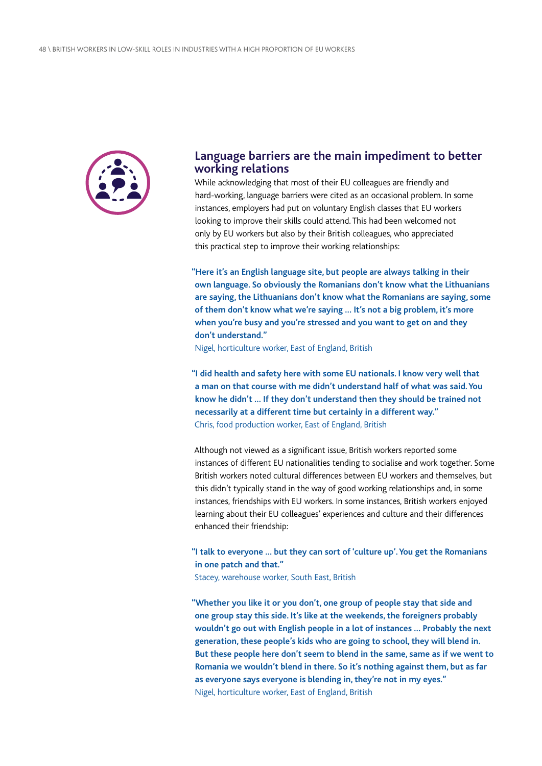## Language barriers are the main impediment to better working relations

While acknowledging that most of their EU colleagues are friendly and hard-working, language barriers were cited as an occasional problem. In some instances, employers had put on voluntary English classes that EU workers looking to improve their skills could attend. This had been welcomed not only by EU workers but also by their British colleagues, who appreciated this practical step to improve their working relationships:

**"Here it's an English language site, but people are always talking in their own language. So obviously the Romanians don't know what the Lithuanians are saying, the Lithuanians don't know what the Romanians are saying, some of them don't know what we're saying … It's not a big problem, it's more when you're busy and you're stressed and you want to get on and they don't understand."**

Nigel, horticulture worker, East of England, British

**"I did health and safety here with some EU nationals. I know very well that a man on that course with me didn't understand half of what was said. You know he didn't … If they don't understand then they should be trained not necessarily at a different time but certainly in a different way."**

Chris, food production worker, East of England, British

Although not viewed as a significant issue, British workers reported some instances of different EU nationalities tending to socialise and work together. Some British workers noted cultural differences between EU workers and themselves, but this didn't typically stand in the way of good working relationships and, in some instances, friendships with EU workers. In some instances, British workers enjoyed learning about their EU colleagues' experiences and culture and their differences enhanced their friendship:

**"I talk to everyone … but they can sort of 'culture up'. You get the Romanians in one patch and that."**

Stacey, warehouse worker, South East, British

**"Whether you like it or you don't, one group of people stay that side and one group stay this side. It's like at the weekends, the foreigners probably wouldn't go out with English people in a lot of instances … Probably the next generation, these people's kids who are going to school, they will blend in. But these people here don't seem to blend in the same, same as if we went to Romania we wouldn't blend in there. So it's nothing against them, but as far as everyone says everyone is blending in, they're not in my eyes."**

Nigel, horticulture worker, East of England, British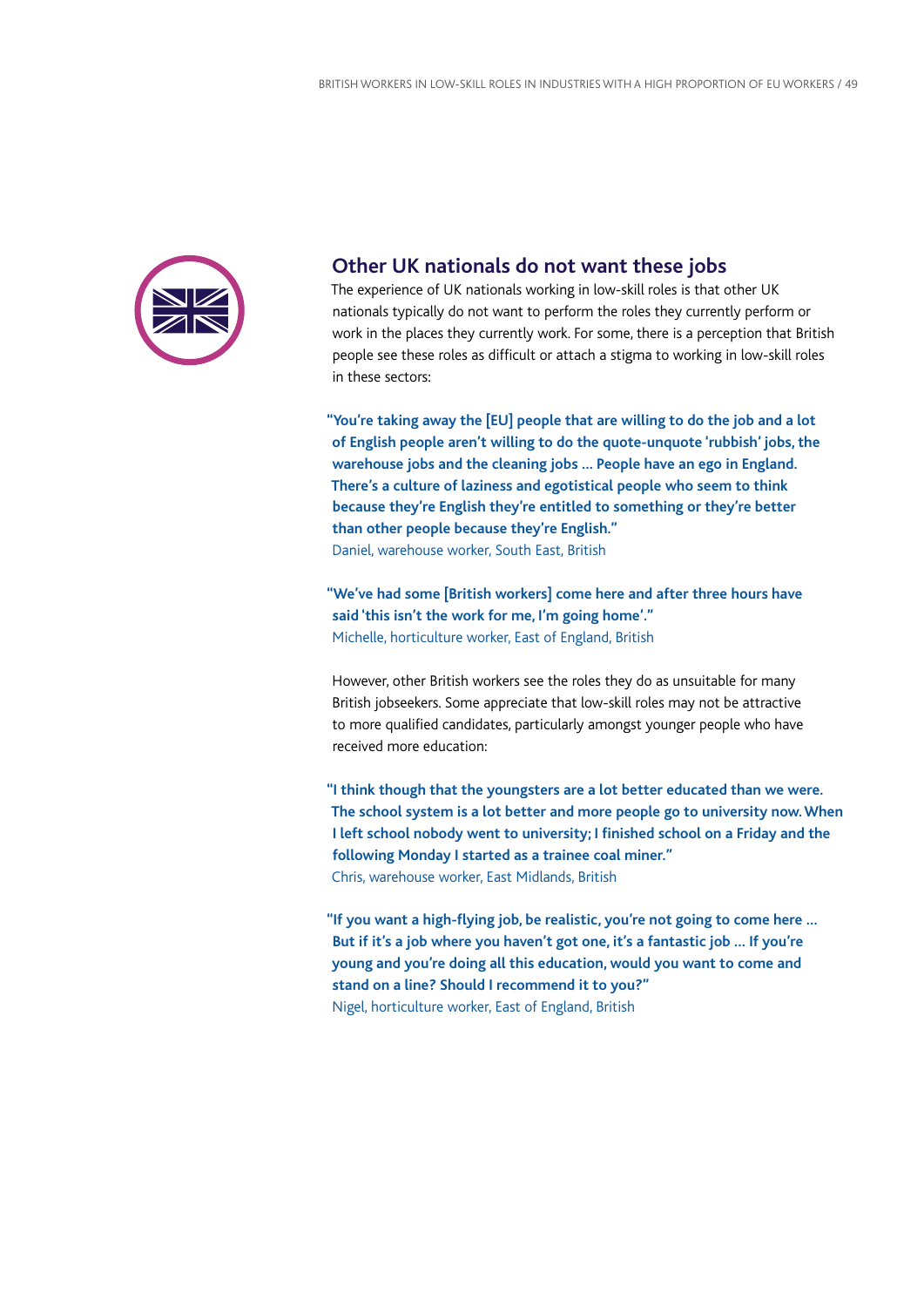## Other UK nationals do not want these jobs

The experience of UK nationals working in low-skill roles is that other UK nationals typically do not want to perform the roles they currently perform or work in the places they currently work. For some, there is a perception that British people see these roles as difficult or attach a stigma to working in low-skill roles in these sectors:

> **"You're taking away the [EU] people that are willing to do the job and a lot of English people aren't willing to do the quote-unquote 'rubbish' jobs, the warehouse jobs and the cleaning jobs … People have an ego in England. There's a culture of laziness and egotistical people who seem to think because they're English they're entitled to something or they're better than other people because they're English."**
>
> Daniel, warehouse worker, South East, British

> **"We've had some [British workers] come here and after three hours have said 'this isn't the work for me, I'm going home'."**
>
> Michelle, horticulture worker, East of England, British

However, other British workers see the roles they do as unsuitable for many British jobseekers. Some appreciate that low-skill roles may not be attractive to more qualified candidates, particularly amongst younger people who have received more education:

> **"I think though that the youngsters are a lot better educated than we were. The school system is a lot better and more people go to university now. When I left school nobody went to university; I finished school on a Friday and the following Monday I started as a trainee coal miner."**
>
> Chris, warehouse worker, East Midlands, British

> **"If you want a high-flying job, be realistic, you're not going to come here … But if it's a job where you haven't got one, it's a fantastic job … If you're young and you're doing all this education, would you want to come and stand on a line? Should I recommend it to you?"**
>
> Nigel, horticulture worker, East of England, British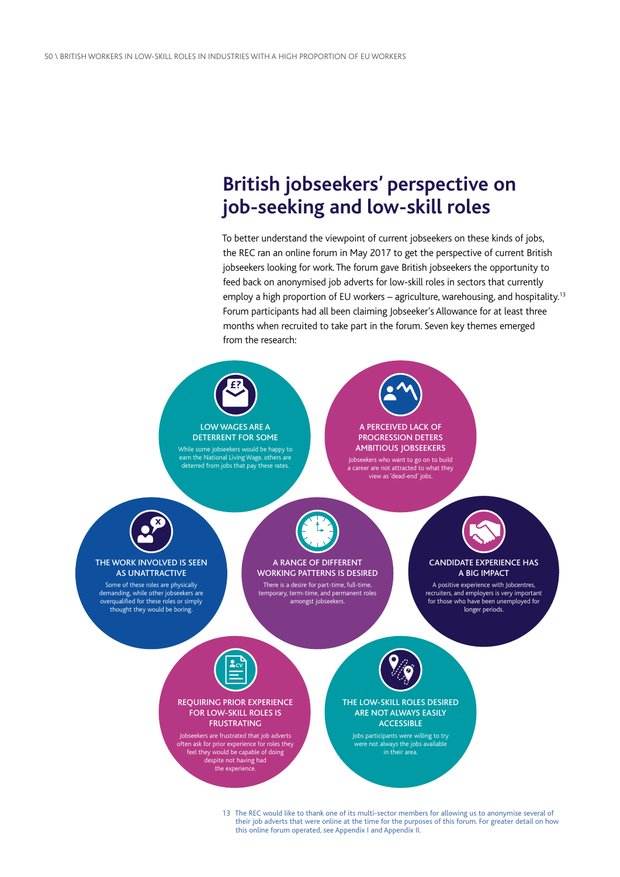## British jobseekers' perspective on job-seeking and low-skill roles

To better understand the viewpoint of current jobseekers on these kinds of jobs, the REC ran an online forum in May 2017 to get the perspective of current British jobseekers looking for work. The forum gave British jobseekers the opportunity to feed back on anonymised job adverts for low-skill roles in sectors that currently employ a high proportion of EU workers – agriculture, warehousing, and hospitality.[13] Forum participants had all been claiming Jobseeker's Allowance for at least three months when recruited to take part in the forum. Seven key themes emerged from the research:

**LOW WAGES ARE A DETERRENT FOR SOME**

While some jobseekers would be happy to earn the National Living Wage, others are deterred from jobs that pay these rates.

**A PERCEIVED LACK OF PROGRESSION DETERS AMBITIOUS JOBSEEKERS**

Jobseekers who want to go on to build a career are not attracted to what they view as 'dead-end' jobs.

**THE WORK INVOLVED IS SEEN AS UNATTRACTIVE**

Some of these roles are physically demanding, while other jobseekers are overqualified for these roles or simply thought they would be boring.

**A RANGE OF DIFFERENT WORKING PATTERNS IS DESIRED**

There is a desire for part-time, full-time, temporary, term-time, and permanent roles amongst jobseekers.

**CANDIDATE EXPERIENCE HAS A BIG IMPACT**

A positive experience with Jobcentres, recruiters, and employers is very important for those who have been unemployed for longer periods.

**REQUIRING PRIOR EXPERIENCE FOR LOW-SKILL ROLES IS FRUSTRATING**

Jobseekers are frustrated that job adverts often ask for prior experience for roles they feel they would be capable of doing despite not having had the experience.

**THE LOW-SKILL ROLES DESIRED ARE NOT ALWAYS EASILY ACCESSIBLE**

Jobs participants were willing to try were not always the jobs available in their area.

13 The REC would like to thank one of its multi-sector members for allowing us to anonymise several of their job adverts that were online at the time for the purposes of this forum. For greater detail on how this online forum operated, see Appendix I and Appendix II.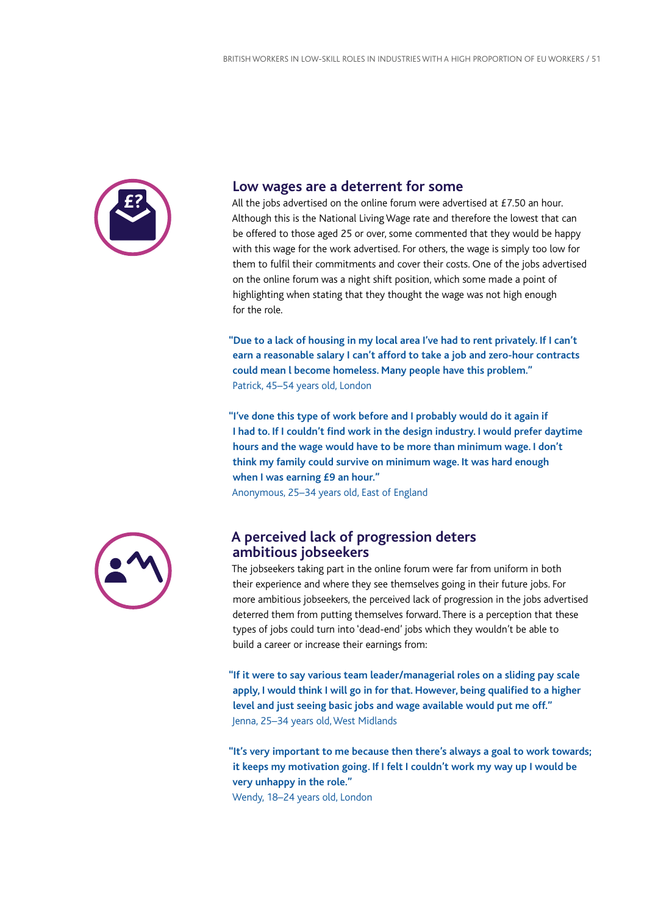## Low wages are a deterrent for some

All the jobs advertised on the online forum were advertised at £7.50 an hour. Although this is the National Living Wage rate and therefore the lowest that can be offered to those aged 25 or over, some commented that they would be happy with this wage for the work advertised. For others, the wage is simply too low for them to fulfil their commitments and cover their costs. One of the jobs advertised on the online forum was a night shift position, which some made a point of highlighting when stating that they thought the wage was not high enough for the role.

**"Due to a lack of housing in my local area I've had to rent privately. If I can't earn a reasonable salary I can't afford to take a job and zero-hour contracts could mean l become homeless. Many people have this problem."**
Patrick, 45–54 years old, London

**"I've done this type of work before and I probably would do it again if I had to. If I couldn't find work in the design industry. I would prefer daytime hours and the wage would have to be more than minimum wage. I don't think my family could survive on minimum wage. It was hard enough when I was earning £9 an hour."**
Anonymous, 25–34 years old, East of England

## A perceived lack of progression deters ambitious jobseekers

The jobseekers taking part in the online forum were far from uniform in both their experience and where they see themselves going in their future jobs. For more ambitious jobseekers, the perceived lack of progression in the jobs advertised deterred them from putting themselves forward. There is a perception that these types of jobs could turn into 'dead-end' jobs which they wouldn't be able to build a career or increase their earnings from:

**"If it were to say various team leader/managerial roles on a sliding pay scale apply, I would think I will go in for that. However, being qualified to a higher level and just seeing basic jobs and wage available would put me off."**
Jenna, 25–34 years old, West Midlands

**"It's very important to me because then there's always a goal to work towards; it keeps my motivation going. If I felt I couldn't work my way up I would be very unhappy in the role."**
Wendy, 18–24 years old, London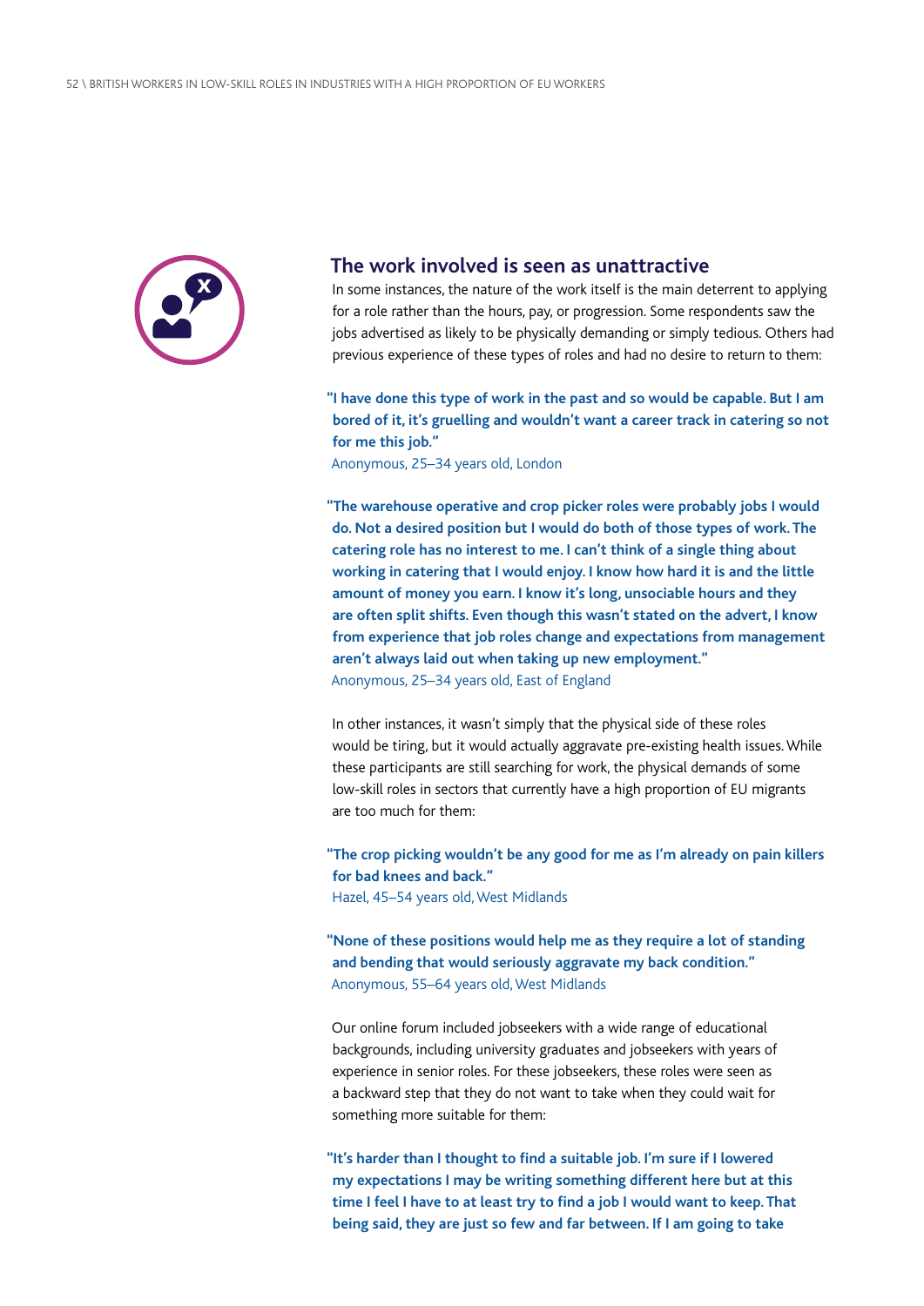## The work involved is seen as unattractive

In some instances, the nature of the work itself is the main deterrent to applying for a role rather than the hours, pay, or progression. Some respondents saw the jobs advertised as likely to be physically demanding or simply tedious. Others had previous experience of these types of roles and had no desire to return to them:

**"I have done this type of work in the past and so would be capable. But I am bored of it, it's gruelling and wouldn't want a career track in catering so not for me this job."**
Anonymous, 25–34 years old, London

**"The warehouse operative and crop picker roles were probably jobs I would do. Not a desired position but I would do both of those types of work. The catering role has no interest to me. I can't think of a single thing about working in catering that I would enjoy. I know how hard it is and the little amount of money you earn. I know it's long, unsociable hours and they are often split shifts. Even though this wasn't stated on the advert, I know from experience that job roles change and expectations from management aren't always laid out when taking up new employment."**
Anonymous, 25–34 years old, East of England

In other instances, it wasn't simply that the physical side of these roles would be tiring, but it would actually aggravate pre-existing health issues. While these participants are still searching for work, the physical demands of some low-skill roles in sectors that currently have a high proportion of EU migrants are too much for them:

**"The crop picking wouldn't be any good for me as I'm already on pain killers for bad knees and back."**
Hazel, 45–54 years old, West Midlands

**"None of these positions would help me as they require a lot of standing and bending that would seriously aggravate my back condition."**
Anonymous, 55–64 years old, West Midlands

Our online forum included jobseekers with a wide range of educational backgrounds, including university graduates and jobseekers with years of experience in senior roles. For these jobseekers, these roles were seen as a backward step that they do not want to take when they could wait for something more suitable for them:

**"It's harder than I thought to find a suitable job. I'm sure if I lowered my expectations I may be writing something different here but at this time I feel I have to at least try to find a job I would want to keep. That being said, they are just so few and far between. If I am going to take**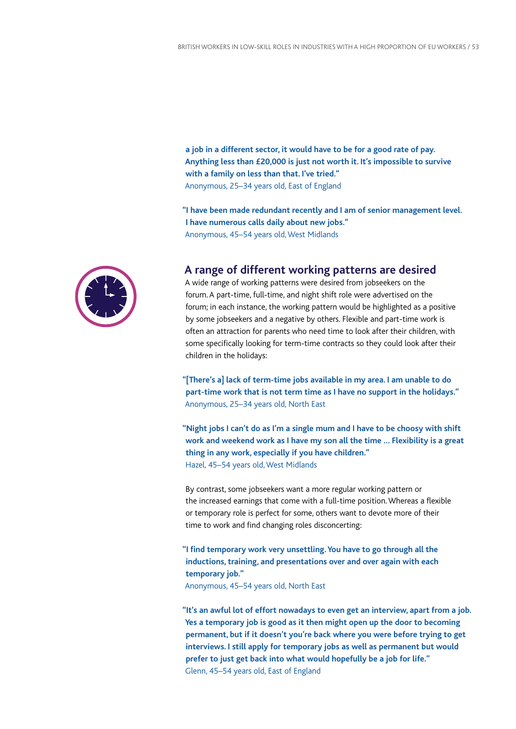**a job in a different sector, it would have to be for a good rate of pay. Anything less than £20,000 is just not worth it. It's impossible to survive with a family on less than that. I've tried."**
Anonymous, 25–34 years old, East of England

**"I have been made redundant recently and I am of senior management level. I have numerous calls daily about new jobs."**
Anonymous, 45–54 years old, West Midlands

## A range of different working patterns are desired

A wide range of working patterns were desired from jobseekers on the forum. A part-time, full-time, and night shift role were advertised on the forum; in each instance, the working pattern would be highlighted as a positive by some jobseekers and a negative by others. Flexible and part-time work is often an attraction for parents who need time to look after their children, with some specifically looking for term-time contracts so they could look after their children in the holidays:

**"[There's a] lack of term-time jobs available in my area. I am unable to do part-time work that is not term time as I have no support in the holidays."**
Anonymous, 25–34 years old, North East

**"Night jobs I can't do as I'm a single mum and I have to be choosy with shift work and weekend work as I have my son all the time … Flexibility is a great thing in any work, especially if you have children."**
Hazel, 45–54 years old, West Midlands

By contrast, some jobseekers want a more regular working pattern or the increased earnings that come with a full-time position. Whereas a flexible or temporary role is perfect for some, others want to devote more of their time to work and find changing roles disconcerting:

**"I find temporary work very unsettling. You have to go through all the inductions, training, and presentations over and over again with each temporary job."**
Anonymous, 45–54 years old, North East

**"It's an awful lot of effort nowadays to even get an interview, apart from a job. Yes a temporary job is good as it then might open up the door to becoming permanent, but if it doesn't you're back where you were before trying to get interviews. I still apply for temporary jobs as well as permanent but would prefer to just get back into what would hopefully be a job for life."**
Glenn, 45–54 years old, East of England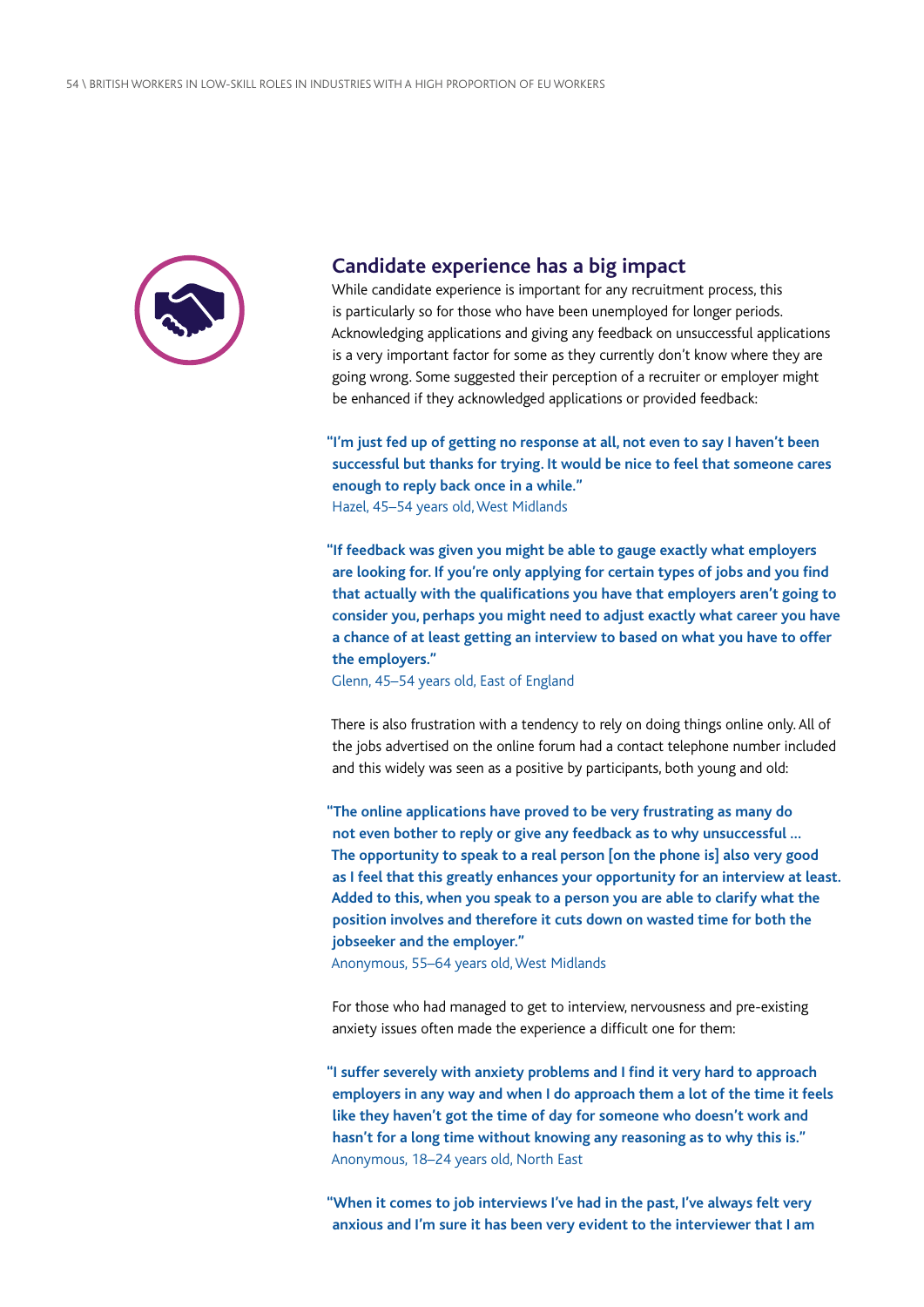## Candidate experience has a big impact

While candidate experience is important for any recruitment process, this is particularly so for those who have been unemployed for longer periods. Acknowledging applications and giving any feedback on unsuccessful applications is a very important factor for some as they currently don't know where they are going wrong. Some suggested their perception of a recruiter or employer might be enhanced if they acknowledged applications or provided feedback:

**"I'm just fed up of getting no response at all, not even to say I haven't been successful but thanks for trying. It would be nice to feel that someone cares enough to reply back once in a while."**
Hazel, 45–54 years old, West Midlands

**"If feedback was given you might be able to gauge exactly what employers are looking for. If you're only applying for certain types of jobs and you find that actually with the qualifications you have that employers aren't going to consider you, perhaps you might need to adjust exactly what career you have a chance of at least getting an interview to based on what you have to offer the employers."**
Glenn, 45–54 years old, East of England

There is also frustration with a tendency to rely on doing things online only. All of the jobs advertised on the online forum had a contact telephone number included and this widely was seen as a positive by participants, both young and old:

**"The online applications have proved to be very frustrating as many do not even bother to reply or give any feedback as to why unsuccessful … The opportunity to speak to a real person [on the phone is] also very good as I feel that this greatly enhances your opportunity for an interview at least. Added to this, when you speak to a person you are able to clarify what the position involves and therefore it cuts down on wasted time for both the jobseeker and the employer."**
Anonymous, 55–64 years old, West Midlands

For those who had managed to get to interview, nervousness and pre-existing anxiety issues often made the experience a difficult one for them:

**"I suffer severely with anxiety problems and I find it very hard to approach employers in any way and when I do approach them a lot of the time it feels like they haven't got the time of day for someone who doesn't work and hasn't for a long time without knowing any reasoning as to why this is."**
Anonymous, 18–24 years old, North East

**"When it comes to job interviews I've had in the past, I've always felt very anxious and I'm sure it has been very evident to the interviewer that I am**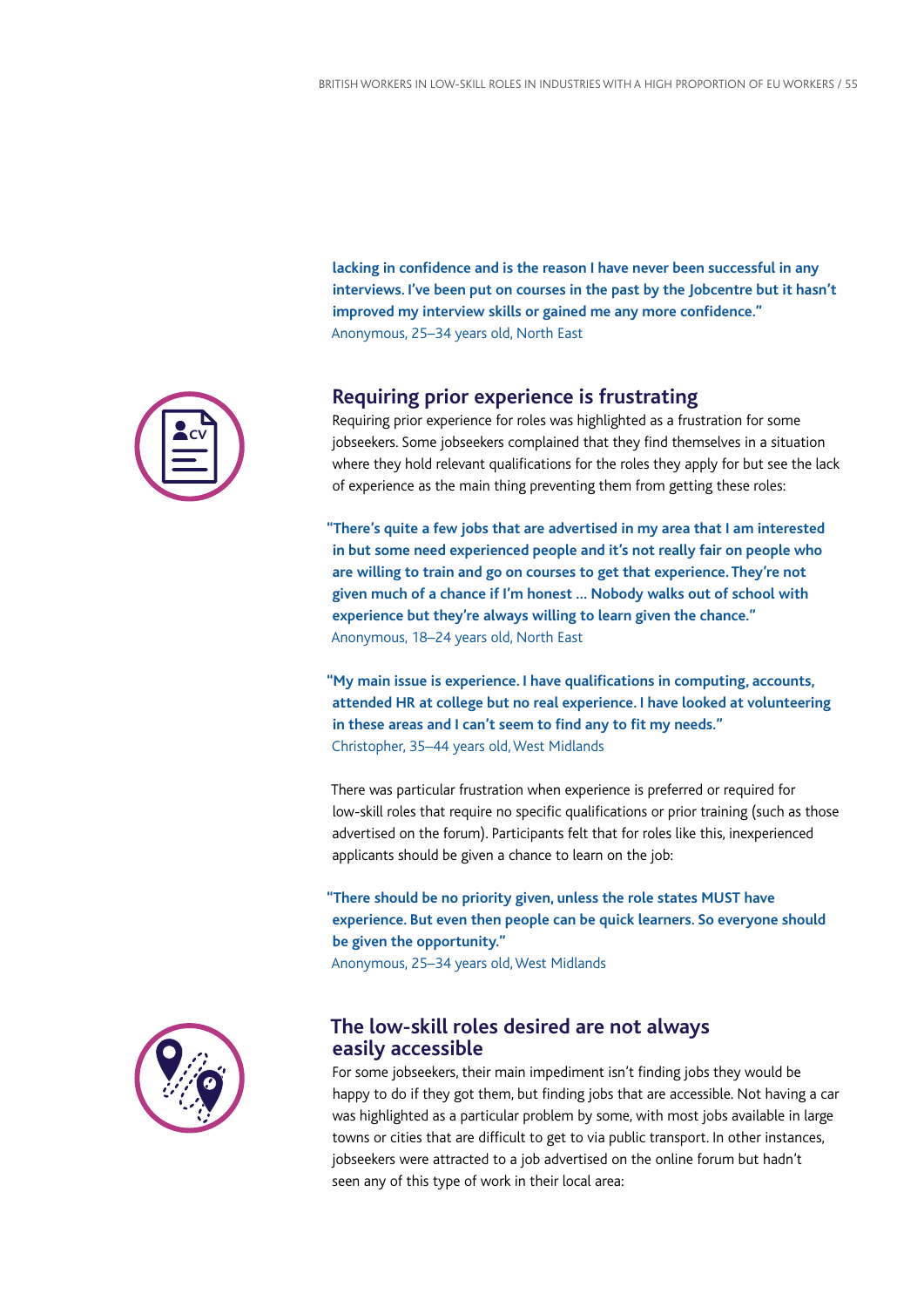**lacking in confidence and is the reason I have never been successful in any interviews. I've been put on courses in the past by the Jobcentre but it hasn't improved my interview skills or gained me any more confidence."**
Anonymous, 25–34 years old, North East

## Requiring prior experience is frustrating

Requiring prior experience for roles was highlighted as a frustration for some jobseekers. Some jobseekers complained that they find themselves in a situation where they hold relevant qualifications for the roles they apply for but see the lack of experience as the main thing preventing them from getting these roles:

**"There's quite a few jobs that are advertised in my area that I am interested in but some need experienced people and it's not really fair on people who are willing to train and go on courses to get that experience. They're not given much of a chance if I'm honest … Nobody walks out of school with experience but they're always willing to learn given the chance."**
Anonymous, 18–24 years old, North East

**"My main issue is experience. I have qualifications in computing, accounts, attended HR at college but no real experience. I have looked at volunteering in these areas and I can't seem to find any to fit my needs."**
Christopher, 35–44 years old, West Midlands

There was particular frustration when experience is preferred or required for low-skill roles that require no specific qualifications or prior training (such as those advertised on the forum). Participants felt that for roles like this, inexperienced applicants should be given a chance to learn on the job:

**"There should be no priority given, unless the role states MUST have experience. But even then people can be quick learners. So everyone should be given the opportunity."**
Anonymous, 25–34 years old, West Midlands

## The low-skill roles desired are not always easily accessible

For some jobseekers, their main impediment isn't finding jobs they would be happy to do if they got them, but finding jobs that are accessible. Not having a car was highlighted as a particular problem by some, with most jobs available in large towns or cities that are difficult to get to via public transport. In other instances, jobseekers were attracted to a job advertised on the online forum but hadn't seen any of this type of work in their local area: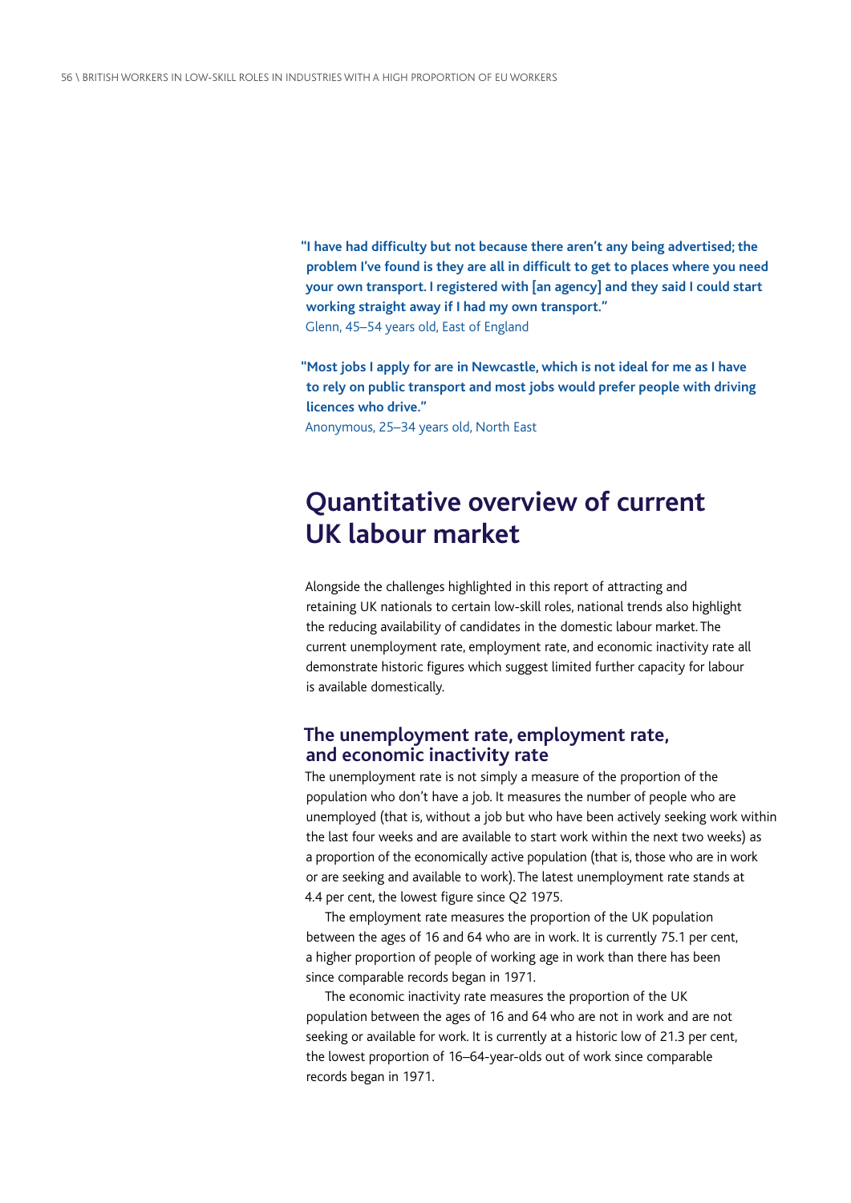**"I have had difficulty but not because there aren't any being advertised; the problem I've found is they are all in difficult to get to places where you need your own transport. I registered with [an agency] and they said I could start working straight away if I had my own transport."**
Glenn, 45–54 years old, East of England

**"Most jobs I apply for are in Newcastle, which is not ideal for me as I have to rely on public transport and most jobs would prefer people with driving licences who drive."**
Anonymous, 25–34 years old, North East

## Quantitative overview of current UK labour market

Alongside the challenges highlighted in this report of attracting and retaining UK nationals to certain low-skill roles, national trends also highlight the reducing availability of candidates in the domestic labour market. The current unemployment rate, employment rate, and economic inactivity rate all demonstrate historic figures which suggest limited further capacity for labour is available domestically.

### The unemployment rate, employment rate, and economic inactivity rate

The unemployment rate is not simply a measure of the proportion of the population who don't have a job. It measures the number of people who are unemployed (that is, without a job but who have been actively seeking work within the last four weeks and are available to start work within the next two weeks) as a proportion of the economically active population (that is, those who are in work or are seeking and available to work). The latest unemployment rate stands at 4.4 per cent, the lowest figure since Q2 1975.

The employment rate measures the proportion of the UK population between the ages of 16 and 64 who are in work. It is currently 75.1 per cent, a higher proportion of people of working age in work than there has been since comparable records began in 1971.

The economic inactivity rate measures the proportion of the UK population between the ages of 16 and 64 who are not in work and are not seeking or available for work. It is currently at a historic low of 21.3 per cent, the lowest proportion of 16–64-year-olds out of work since comparable records began in 1971.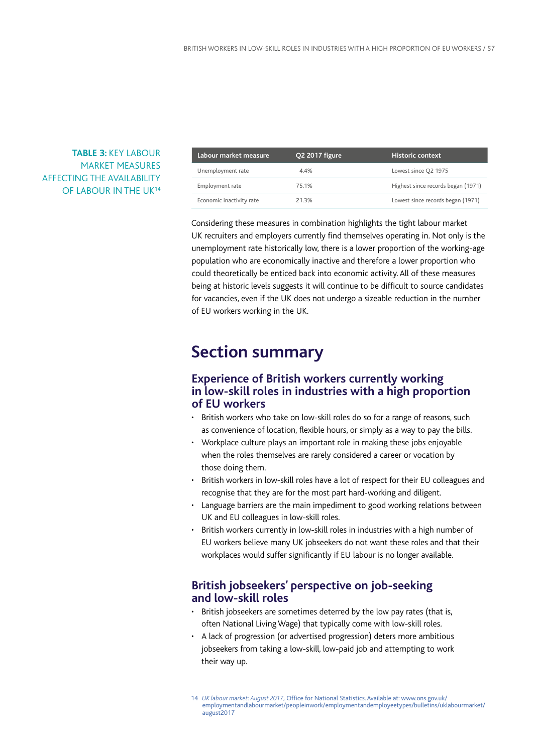**TABLE 3:** KEY LABOUR MARKET MEASURES AFFECTING THE AVAILABILITY OF LABOUR IN THE UK[14]

| Labour market measure | Q2 2017 figure | Historic context |
|---|---|---|
| Unemployment rate | 4.4% | Lowest since Q2 1975 |
| Employment rate | 75.1% | Highest since records began (1971) |
| Economic inactivity rate | 21.3% | Lowest since records began (1971) |

Considering these measures in combination highlights the tight labour market UK recruiters and employers currently find themselves operating in. Not only is the unemployment rate historically low, there is a lower proportion of the working-age population who are economically inactive and therefore a lower proportion who could theoretically be enticed back into economic activity. All of these measures being at historic levels suggests it will continue to be difficult to source candidates for vacancies, even if the UK does not undergo a sizeable reduction in the number of EU workers working in the UK.

# Section summary

## Experience of British workers currently working in low-skill roles in industries with a high proportion of EU workers

- British workers who take on low-skill roles do so for a range of reasons, such as convenience of location, flexible hours, or simply as a way to pay the bills.
- Workplace culture plays an important role in making these jobs enjoyable when the roles themselves are rarely considered a career or vocation by those doing them.
- British workers in low-skill roles have a lot of respect for their EU colleagues and recognise that they are for the most part hard-working and diligent.
- Language barriers are the main impediment to good working relations between UK and EU colleagues in low-skill roles.
- British workers currently in low-skill roles in industries with a high number of EU workers believe many UK jobseekers do not want these roles and that their workplaces would suffer significantly if EU labour is no longer available.

## British jobseekers' perspective on job-seeking and low-skill roles

- British jobseekers are sometimes deterred by the low pay rates (that is, often National Living Wage) that typically come with low-skill roles.
- A lack of progression (or advertised progression) deters more ambitious jobseekers from taking a low-skill, low-paid job and attempting to work their way up.

14 *UK labour market: August 2017*, Office for National Statistics. Available at: www.ons.gov.uk/employmentandlabourmarket/peopleinwork/employmentandemployeetypes/bulletins/uklabourmarket/august2017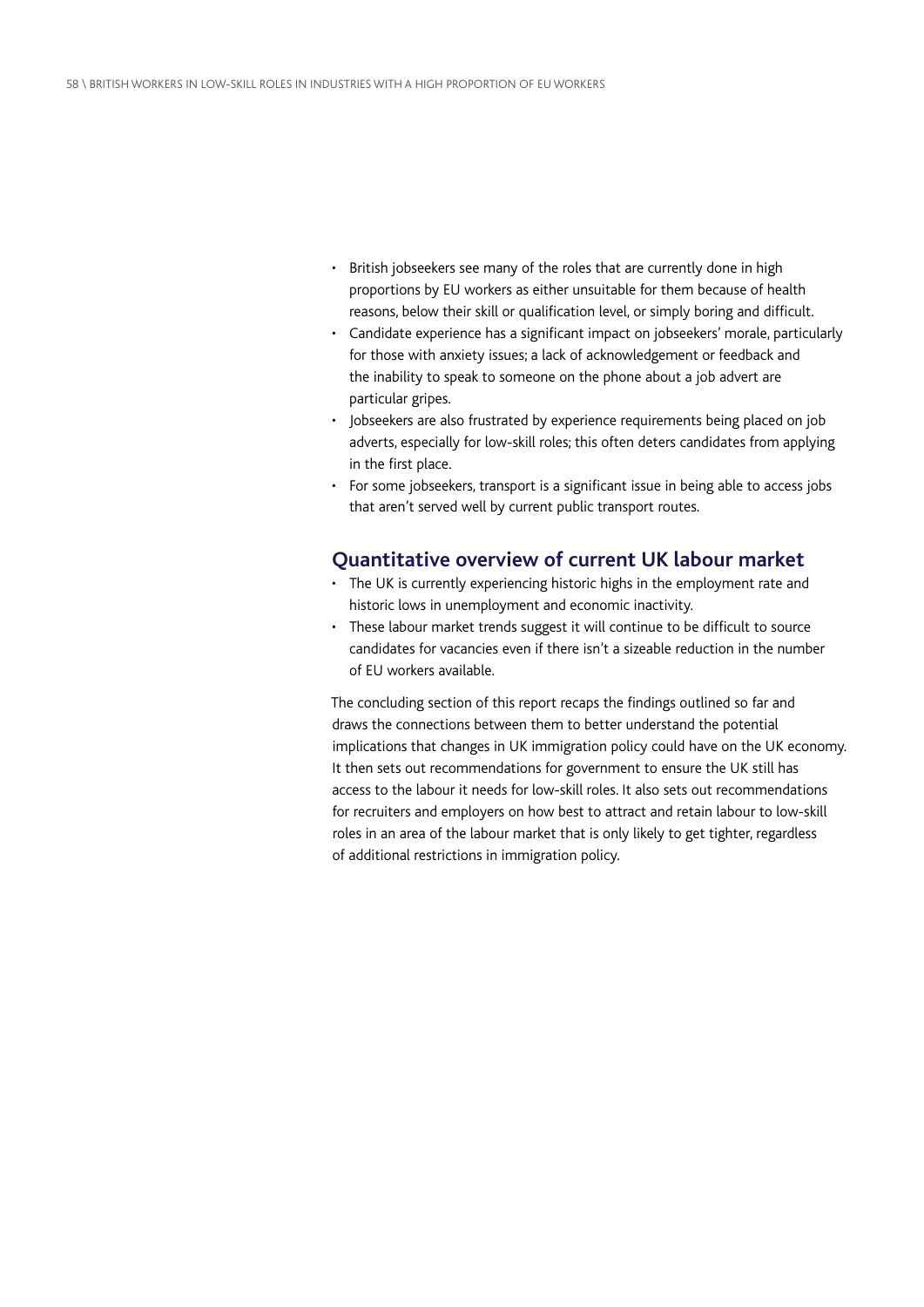- British jobseekers see many of the roles that are currently done in high proportions by EU workers as either unsuitable for them because of health reasons, below their skill or qualification level, or simply boring and difficult.
- Candidate experience has a significant impact on jobseekers' morale, particularly for those with anxiety issues; a lack of acknowledgement or feedback and the inability to speak to someone on the phone about a job advert are particular gripes.
- Jobseekers are also frustrated by experience requirements being placed on job adverts, especially for low-skill roles; this often deters candidates from applying in the first place.
- For some jobseekers, transport is a significant issue in being able to access jobs that aren't served well by current public transport routes.

## Quantitative overview of current UK labour market

- The UK is currently experiencing historic highs in the employment rate and historic lows in unemployment and economic inactivity.
- These labour market trends suggest it will continue to be difficult to source candidates for vacancies even if there isn't a sizeable reduction in the number of EU workers available.

The concluding section of this report recaps the findings outlined so far and draws the connections between them to better understand the potential implications that changes in UK immigration policy could have on the UK economy. It then sets out recommendations for government to ensure the UK still has access to the labour it needs for low-skill roles. It also sets out recommendations for recruiters and employers on how best to attract and retain labour to low-skill roles in an area of the labour market that is only likely to get tighter, regardless of additional restrictions in immigration policy.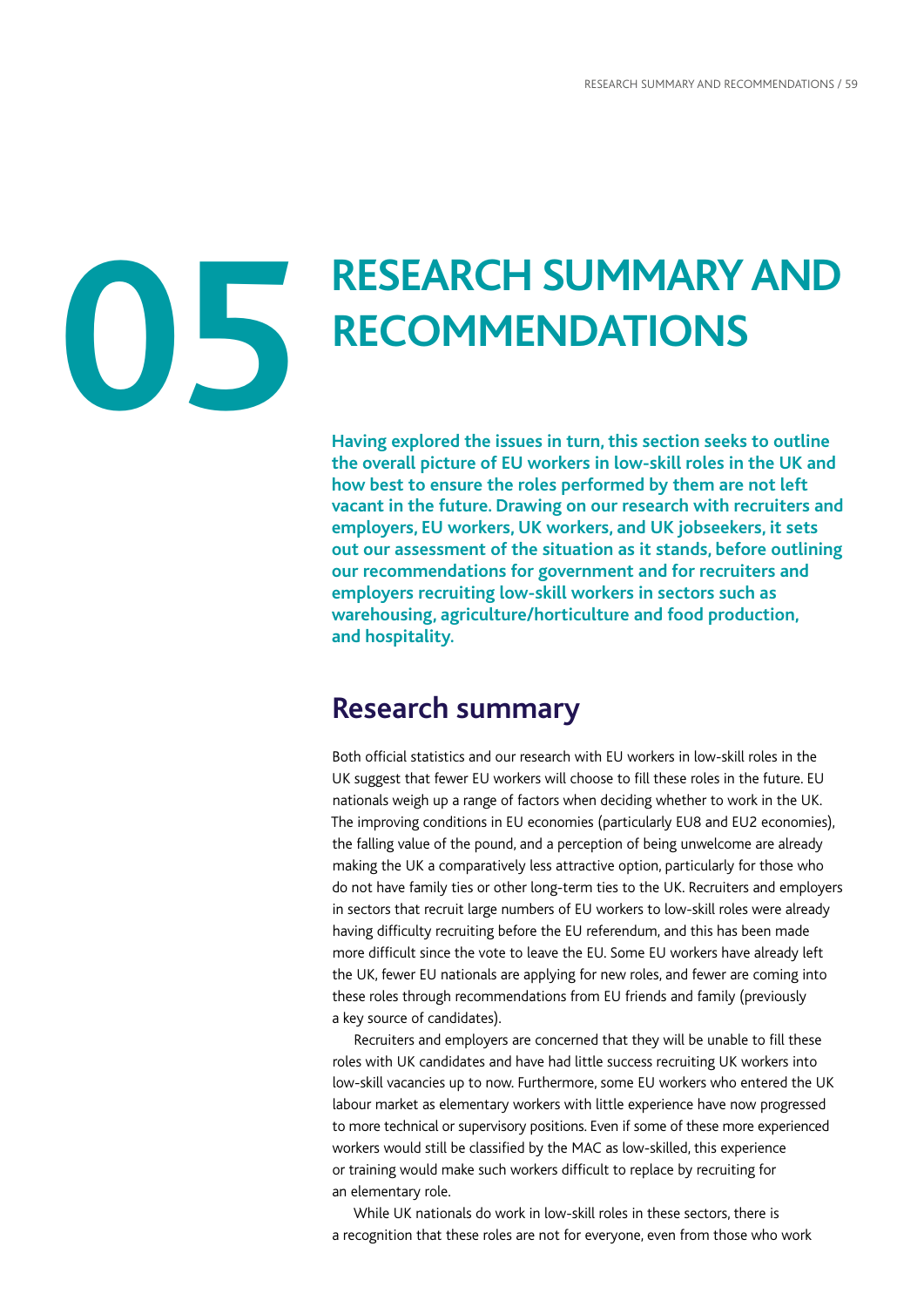# 05 RESEARCH SUMMARY AND RECOMMENDATIONS

**Having explored the issues in turn, this section seeks to outline the overall picture of EU workers in low-skill roles in the UK and how best to ensure the roles performed by them are not left vacant in the future. Drawing on our research with recruiters and employers, EU workers, UK workers, and UK jobseekers, it sets out our assessment of the situation as it stands, before outlining our recommendations for government and for recruiters and employers recruiting low-skill workers in sectors such as warehousing, agriculture/horticulture and food production, and hospitality.**

## Research summary

Both official statistics and our research with EU workers in low-skill roles in the UK suggest that fewer EU workers will choose to fill these roles in the future. EU nationals weigh up a range of factors when deciding whether to work in the UK. The improving conditions in EU economies (particularly EU8 and EU2 economies), the falling value of the pound, and a perception of being unwelcome are already making the UK a comparatively less attractive option, particularly for those who do not have family ties or other long-term ties to the UK. Recruiters and employers in sectors that recruit large numbers of EU workers to low-skill roles were already having difficulty recruiting before the EU referendum, and this has been made more difficult since the vote to leave the EU. Some EU workers have already left the UK, fewer EU nationals are applying for new roles, and fewer are coming into these roles through recommendations from EU friends and family (previously a key source of candidates).

Recruiters and employers are concerned that they will be unable to fill these roles with UK candidates and have had little success recruiting UK workers into low-skill vacancies up to now. Furthermore, some EU workers who entered the UK labour market as elementary workers with little experience have now progressed to more technical or supervisory positions. Even if some of these more experienced workers would still be classified by the MAC as low-skilled, this experience or training would make such workers difficult to replace by recruiting for an elementary role.

While UK nationals do work in low-skill roles in these sectors, there is a recognition that these roles are not for everyone, even from those who work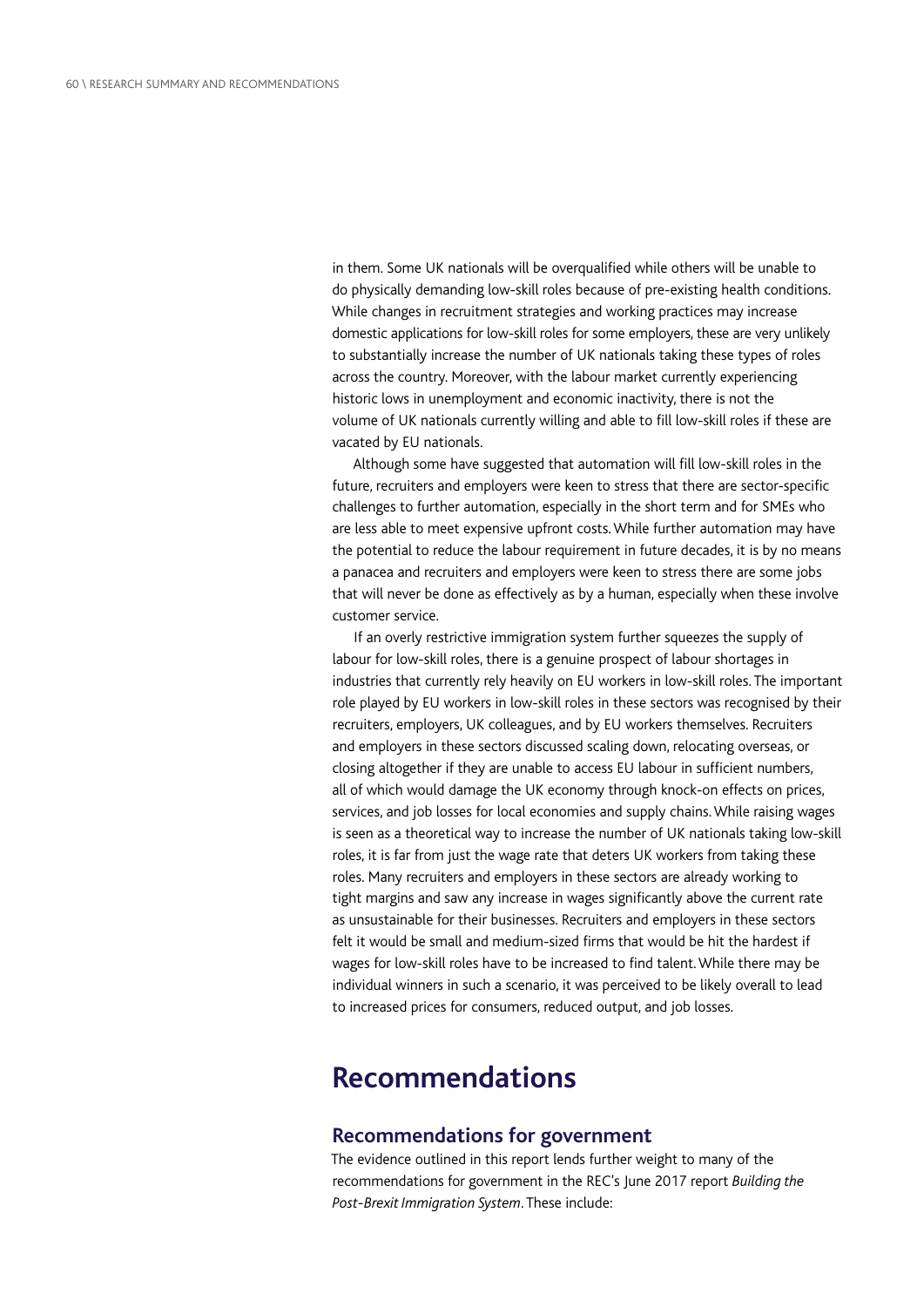in them. Some UK nationals will be overqualified while others will be unable to do physically demanding low-skill roles because of pre-existing health conditions. While changes in recruitment strategies and working practices may increase domestic applications for low-skill roles for some employers, these are very unlikely to substantially increase the number of UK nationals taking these types of roles across the country. Moreover, with the labour market currently experiencing historic lows in unemployment and economic inactivity, there is not the volume of UK nationals currently willing and able to fill low-skill roles if these are vacated by EU nationals.

Although some have suggested that automation will fill low-skill roles in the future, recruiters and employers were keen to stress that there are sector-specific challenges to further automation, especially in the short term and for SMEs who are less able to meet expensive upfront costs. While further automation may have the potential to reduce the labour requirement in future decades, it is by no means a panacea and recruiters and employers were keen to stress there are some jobs that will never be done as effectively as by a human, especially when these involve customer service.

If an overly restrictive immigration system further squeezes the supply of labour for low-skill roles, there is a genuine prospect of labour shortages in industries that currently rely heavily on EU workers in low-skill roles. The important role played by EU workers in low-skill roles in these sectors was recognised by their recruiters, employers, UK colleagues, and by EU workers themselves. Recruiters and employers in these sectors discussed scaling down, relocating overseas, or closing altogether if they are unable to access EU labour in sufficient numbers, all of which would damage the UK economy through knock-on effects on prices, services, and job losses for local economies and supply chains. While raising wages is seen as a theoretical way to increase the number of UK nationals taking low-skill roles, it is far from just the wage rate that deters UK workers from taking these roles. Many recruiters and employers in these sectors are already working to tight margins and saw any increase in wages significantly above the current rate as unsustainable for their businesses. Recruiters and employers in these sectors felt it would be small and medium-sized firms that would be hit the hardest if wages for low-skill roles have to be increased to find talent. While there may be individual winners in such a scenario, it was perceived to be likely overall to lead to increased prices for consumers, reduced output, and job losses.

# Recommendations

## Recommendations for government

The evidence outlined in this report lends further weight to many of the recommendations for government in the REC's June 2017 report *Building the Post-Brexit Immigration System*. These include: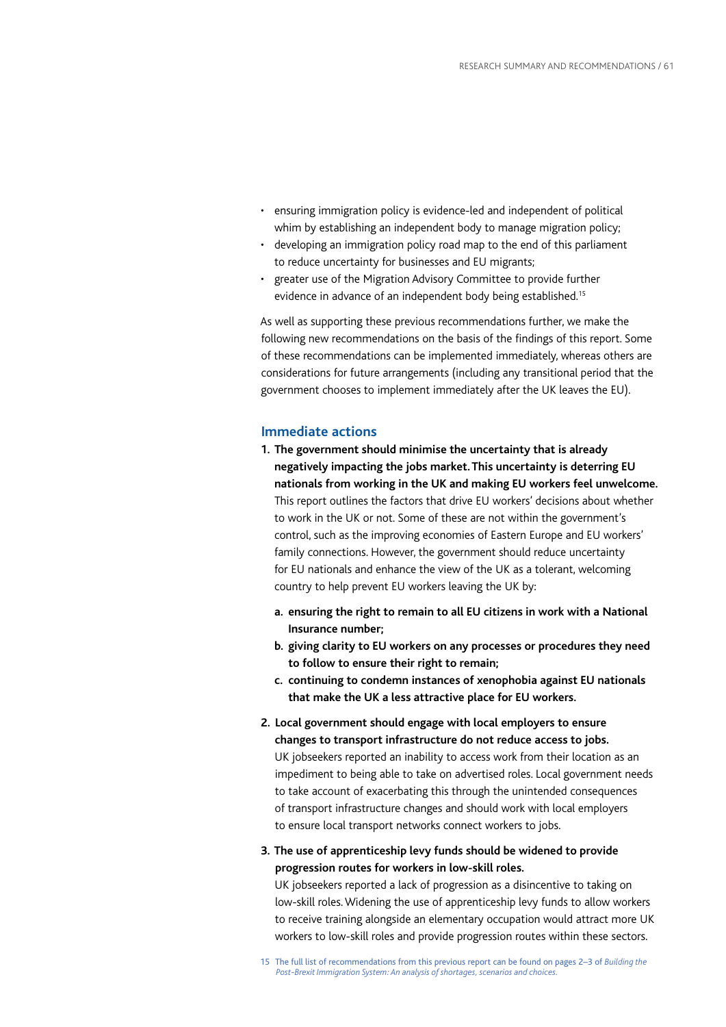- ensuring immigration policy is evidence-led and independent of political whim by establishing an independent body to manage migration policy;
- developing an immigration policy road map to the end of this parliament to reduce uncertainty for businesses and EU migrants;
- greater use of the Migration Advisory Committee to provide further evidence in advance of an independent body being established.[15]

As well as supporting these previous recommendations further, we make the following new recommendations on the basis of the findings of this report. Some of these recommendations can be implemented immediately, whereas others are considerations for future arrangements (including any transitional period that the government chooses to implement immediately after the UK leaves the EU).

## Immediate actions

1. **The government should minimise the uncertainty that is already negatively impacting the jobs market. This uncertainty is deterring EU nationals from working in the UK and making EU workers feel unwelcome.** This report outlines the factors that drive EU workers' decisions about whether to work in the UK or not. Some of these are not within the government's control, such as the improving economies of Eastern Europe and EU workers' family connections. However, the government should reduce uncertainty for EU nationals and enhance the view of the UK as a tolerant, welcoming country to help prevent EU workers leaving the UK by:

   a. **ensuring the right to remain to all EU citizens in work with a National Insurance number;**

   b. **giving clarity to EU workers on any processes or procedures they need to follow to ensure their right to remain;**

   c. **continuing to condemn instances of xenophobia against EU nationals that make the UK a less attractive place for EU workers.**

2. **Local government should engage with local employers to ensure changes to transport infrastructure do not reduce access to jobs.** UK jobseekers reported an inability to access work from their location as an impediment to being able to take on advertised roles. Local government needs to take account of exacerbating this through the unintended consequences of transport infrastructure changes and should work with local employers to ensure local transport networks connect workers to jobs.

3. **The use of apprenticeship levy funds should be widened to provide progression routes for workers in low-skill roles.** UK jobseekers reported a lack of progression as a disincentive to taking on low-skill roles. Widening the use of apprenticeship levy funds to allow workers to receive training alongside an elementary occupation would attract more UK workers to low-skill roles and provide progression routes within these sectors.

15 The full list of recommendations from this previous report can be found on pages 2–3 of *Building the Post-Brexit Immigration System: An analysis of shortages, scenarios and choices.*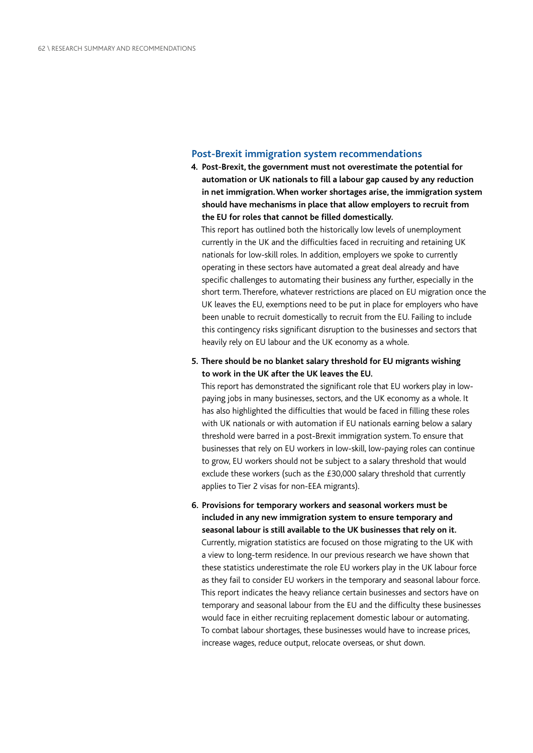## Post-Brexit immigration system recommendations

4. **Post-Brexit, the government must not overestimate the potential for automation or UK nationals to fill a labour gap caused by any reduction in net immigration. When worker shortages arise, the immigration system should have mechanisms in place that allow employers to recruit from the EU for roles that cannot be filled domestically.**

   This report has outlined both the historically low levels of unemployment currently in the UK and the difficulties faced in recruiting and retaining UK nationals for low-skill roles. In addition, employers we spoke to currently operating in these sectors have automated a great deal already and have specific challenges to automating their business any further, especially in the short term. Therefore, whatever restrictions are placed on EU migration once the UK leaves the EU, exemptions need to be put in place for employers who have been unable to recruit domestically to recruit from the EU. Failing to include this contingency risks significant disruption to the businesses and sectors that heavily rely on EU labour and the UK economy as a whole.

5. **There should be no blanket salary threshold for EU migrants wishing to work in the UK after the UK leaves the EU.**

   This report has demonstrated the significant role that EU workers play in low-paying jobs in many businesses, sectors, and the UK economy as a whole. It has also highlighted the difficulties that would be faced in filling these roles with UK nationals or with automation if EU nationals earning below a salary threshold were barred in a post-Brexit immigration system. To ensure that businesses that rely on EU workers in low-skill, low-paying roles can continue to grow, EU workers should not be subject to a salary threshold that would exclude these workers (such as the £30,000 salary threshold that currently applies to Tier 2 visas for non-EEA migrants).

6. **Provisions for temporary workers and seasonal workers must be included in any new immigration system to ensure temporary and seasonal labour is still available to the UK businesses that rely on it.**

   Currently, migration statistics are focused on those migrating to the UK with a view to long-term residence. In our previous research we have shown that these statistics underestimate the role EU workers play in the UK labour force as they fail to consider EU workers in the temporary and seasonal labour force. This report indicates the heavy reliance certain businesses and sectors have on temporary and seasonal labour from the EU and the difficulty these businesses would face in either recruiting replacement domestic labour or automating. To combat labour shortages, these businesses would have to increase prices, increase wages, reduce output, relocate overseas, or shut down.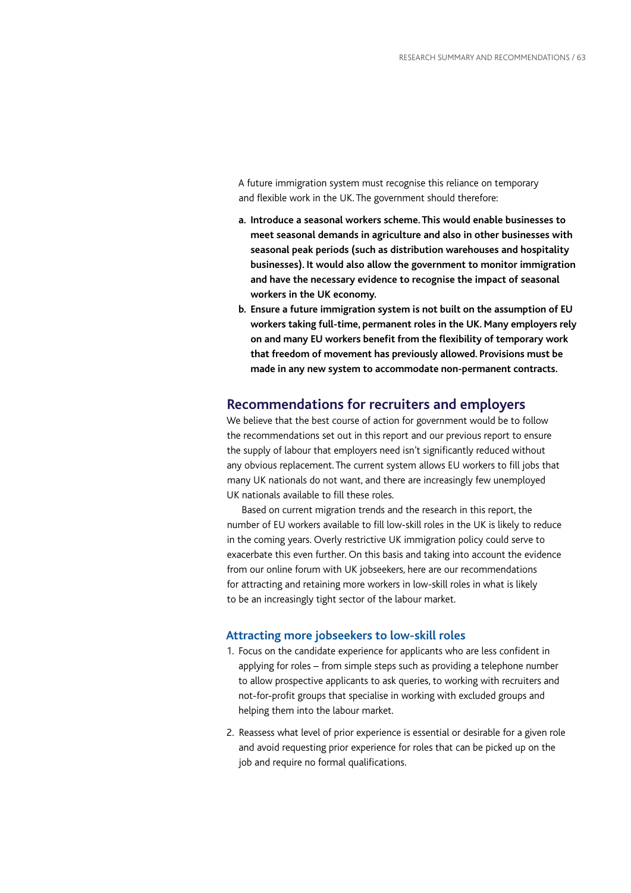A future immigration system must recognise this reliance on temporary and flexible work in the UK. The government should therefore:

a. **Introduce a seasonal workers scheme. This would enable businesses to meet seasonal demands in agriculture and also in other businesses with seasonal peak periods (such as distribution warehouses and hospitality businesses). It would also allow the government to monitor immigration and have the necessary evidence to recognise the impact of seasonal workers in the UK economy.**
b. **Ensure a future immigration system is not built on the assumption of EU workers taking full-time, permanent roles in the UK. Many employers rely on and many EU workers benefit from the flexibility of temporary work that freedom of movement has previously allowed. Provisions must be made in any new system to accommodate non-permanent contracts.**

## Recommendations for recruiters and employers

We believe that the best course of action for government would be to follow the recommendations set out in this report and our previous report to ensure the supply of labour that employers need isn't significantly reduced without any obvious replacement. The current system allows EU workers to fill jobs that many UK nationals do not want, and there are increasingly few unemployed UK nationals available to fill these roles.

Based on current migration trends and the research in this report, the number of EU workers available to fill low-skill roles in the UK is likely to reduce in the coming years. Overly restrictive UK immigration policy could serve to exacerbate this even further. On this basis and taking into account the evidence from our online forum with UK jobseekers, here are our recommendations for attracting and retaining more workers in low-skill roles in what is likely to be an increasingly tight sector of the labour market.

### Attracting more jobseekers to low-skill roles

1. Focus on the candidate experience for applicants who are less confident in applying for roles – from simple steps such as providing a telephone number to allow prospective applicants to ask queries, to working with recruiters and not-for-profit groups that specialise in working with excluded groups and helping them into the labour market.

2. Reassess what level of prior experience is essential or desirable for a given role and avoid requesting prior experience for roles that can be picked up on the job and require no formal qualifications.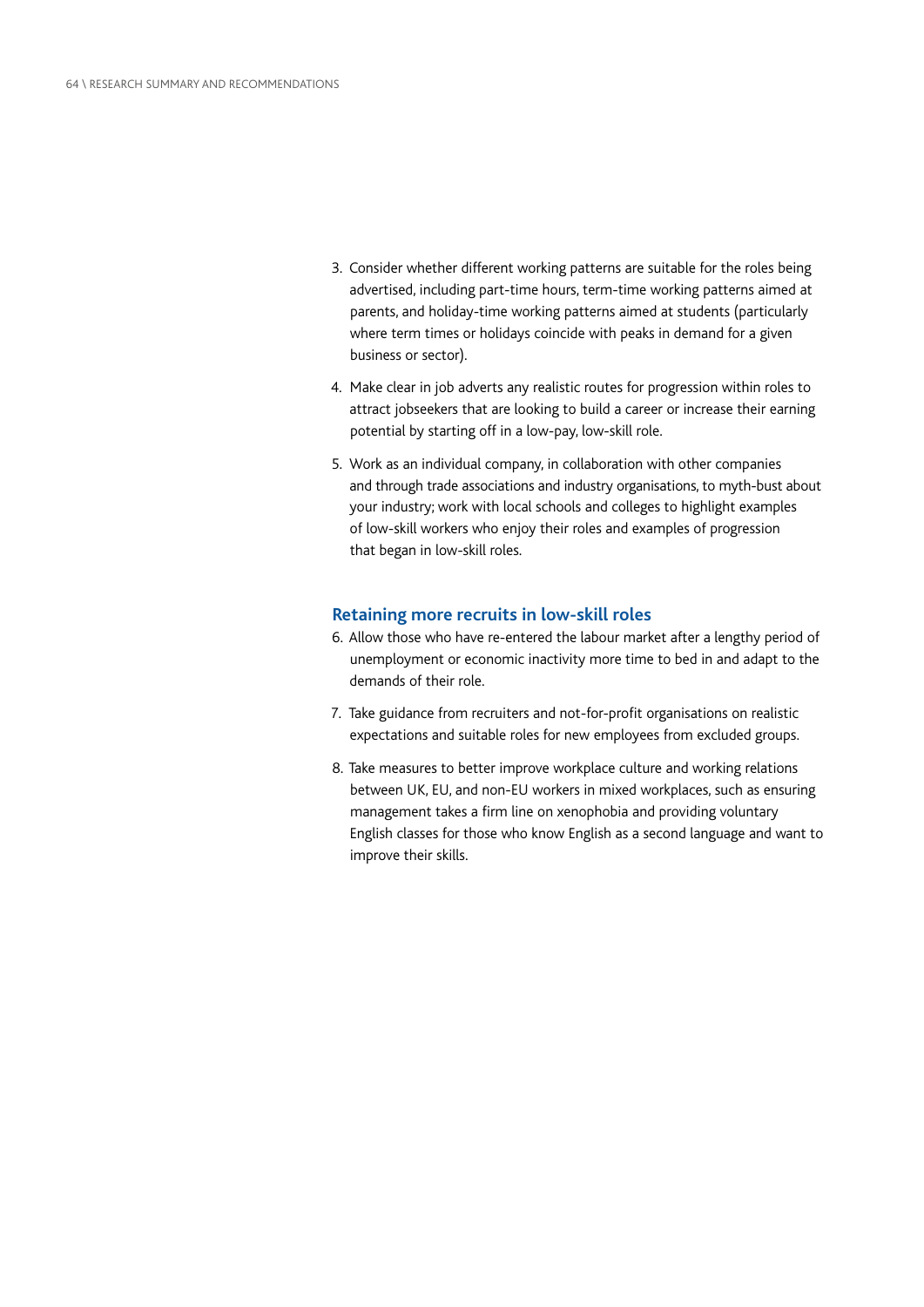3. Consider whether different working patterns are suitable for the roles being advertised, including part-time hours, term-time working patterns aimed at parents, and holiday-time working patterns aimed at students (particularly where term times or holidays coincide with peaks in demand for a given business or sector).

4. Make clear in job adverts any realistic routes for progression within roles to attract jobseekers that are looking to build a career or increase their earning potential by starting off in a low-pay, low-skill role.

5. Work as an individual company, in collaboration with other companies and through trade associations and industry organisations, to myth-bust about your industry; work with local schools and colleges to highlight examples of low-skill workers who enjoy their roles and examples of progression that began in low-skill roles.

### Retaining more recruits in low-skill roles

6. Allow those who have re-entered the labour market after a lengthy period of unemployment or economic inactivity more time to bed in and adapt to the demands of their role.

7. Take guidance from recruiters and not-for-profit organisations on realistic expectations and suitable roles for new employees from excluded groups.

8. Take measures to better improve workplace culture and working relations between UK, EU, and non-EU workers in mixed workplaces, such as ensuring management takes a firm line on xenophobia and providing voluntary English classes for those who know English as a second language and want to improve their skills.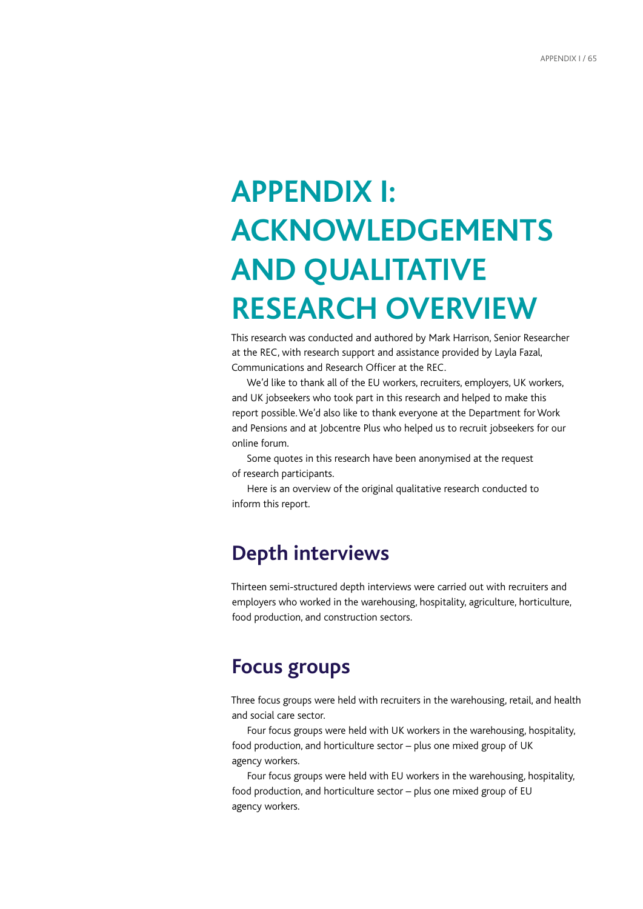# APPENDIX I: ACKNOWLEDGEMENTS AND QUALITATIVE RESEARCH OVERVIEW

This research was conducted and authored by Mark Harrison, Senior Researcher at the REC, with research support and assistance provided by Layla Fazal, Communications and Research Officer at the REC.

We'd like to thank all of the EU workers, recruiters, employers, UK workers, and UK jobseekers who took part in this research and helped to make this report possible. We'd also like to thank everyone at the Department for Work and Pensions and at Jobcentre Plus who helped us to recruit jobseekers for our online forum.

Some quotes in this research have been anonymised at the request of research participants.

Here is an overview of the original qualitative research conducted to inform this report.

## Depth interviews

Thirteen semi-structured depth interviews were carried out with recruiters and employers who worked in the warehousing, hospitality, agriculture, horticulture, food production, and construction sectors.

## Focus groups

Three focus groups were held with recruiters in the warehousing, retail, and health and social care sector.

Four focus groups were held with UK workers in the warehousing, hospitality, food production, and horticulture sector – plus one mixed group of UK agency workers.

Four focus groups were held with EU workers in the warehousing, hospitality, food production, and horticulture sector – plus one mixed group of EU agency workers.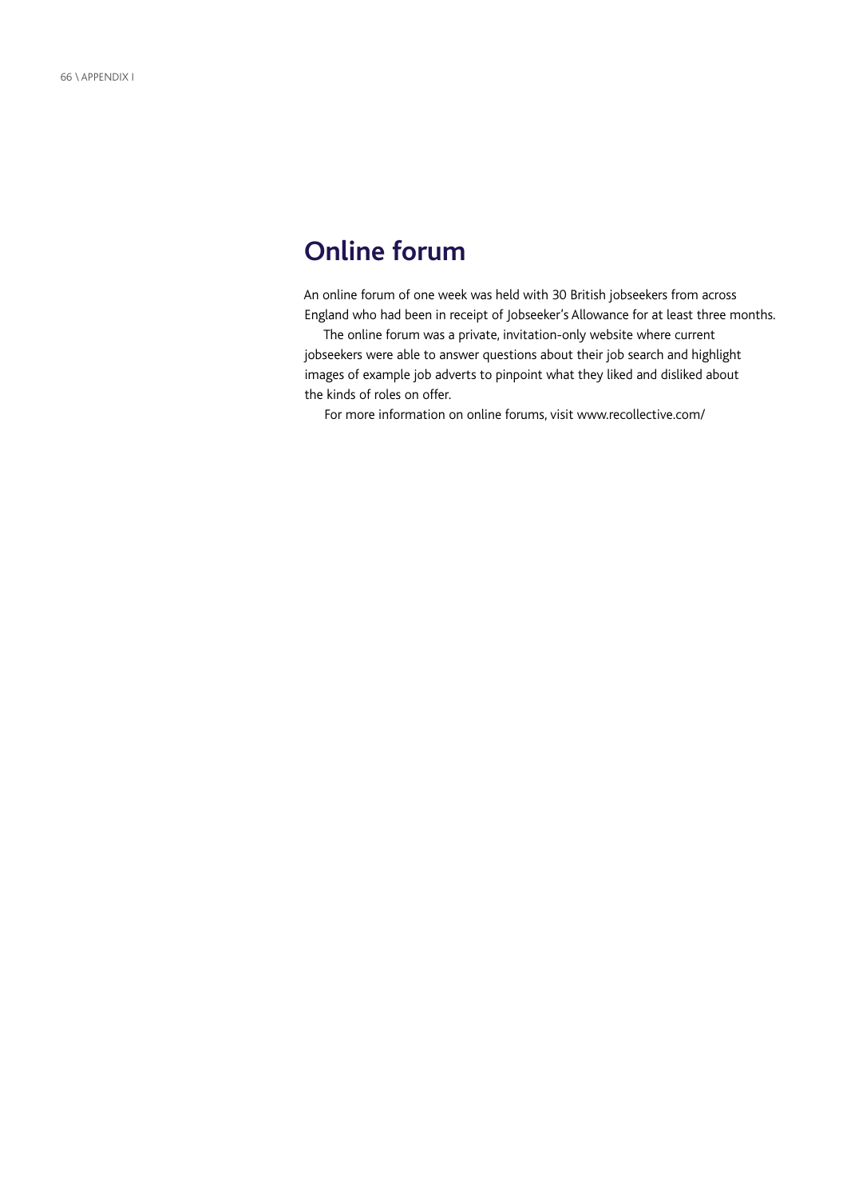## Online forum

An online forum of one week was held with 30 British jobseekers from across England who had been in receipt of Jobseeker's Allowance for at least three months.

The online forum was a private, invitation-only website where current jobseekers were able to answer questions about their job search and highlight images of example job adverts to pinpoint what they liked and disliked about the kinds of roles on offer.

For more information on online forums, visit www.recollective.com/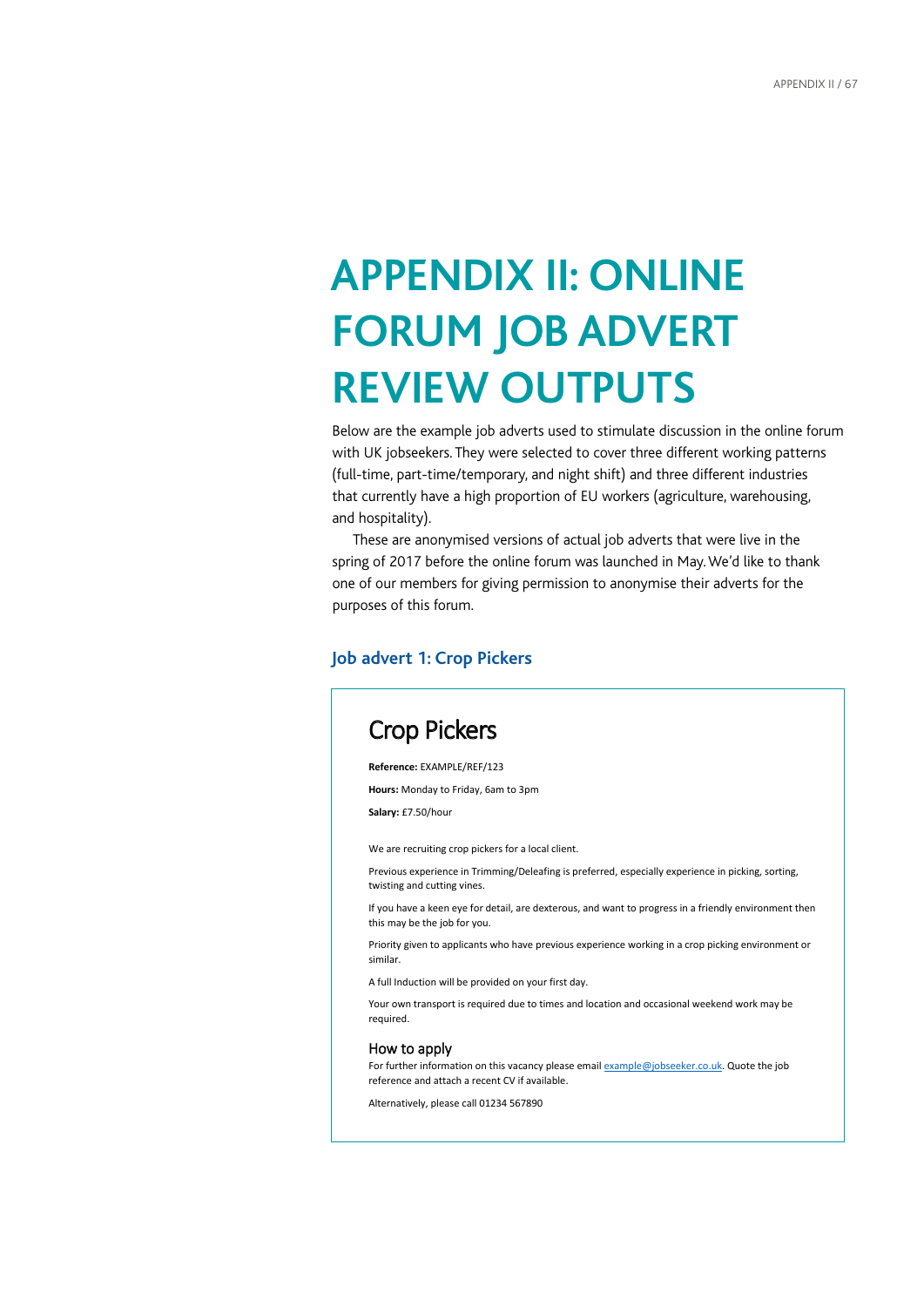# APPENDIX II: ONLINE FORUM JOB ADVERT REVIEW OUTPUTS

Below are the example job adverts used to stimulate discussion in the online forum with UK jobseekers. They were selected to cover three different working patterns (full-time, part-time/temporary, and night shift) and three different industries that currently have a high proportion of EU workers (agriculture, warehousing, and hospitality).

These are anonymised versions of actual job adverts that were live in the spring of 2017 before the online forum was launched in May. We'd like to thank one of our members for giving permission to anonymise their adverts for the purposes of this forum.

### Job advert 1: Crop Pickers

## Crop Pickers

**Reference:** EXAMPLE/REF/123

**Hours:** Monday to Friday, 6am to 3pm

**Salary:** £7.50/hour

We are recruiting crop pickers for a local client.

Previous experience in Trimming/Deleafing is preferred, especially experience in picking, sorting, twisting and cutting vines.

If you have a keen eye for detail, are dexterous, and want to progress in a friendly environment then this may be the job for you.

Priority given to applicants who have previous experience working in a crop picking environment or similar.

A full Induction will be provided on your first day.

Your own transport is required due to times and location and occasional weekend work may be required.

### How to apply

For further information on this vacancy please email example@jobseeker.co.uk. Quote the job reference and attach a recent CV if available.

Alternatively, please call 01234 567890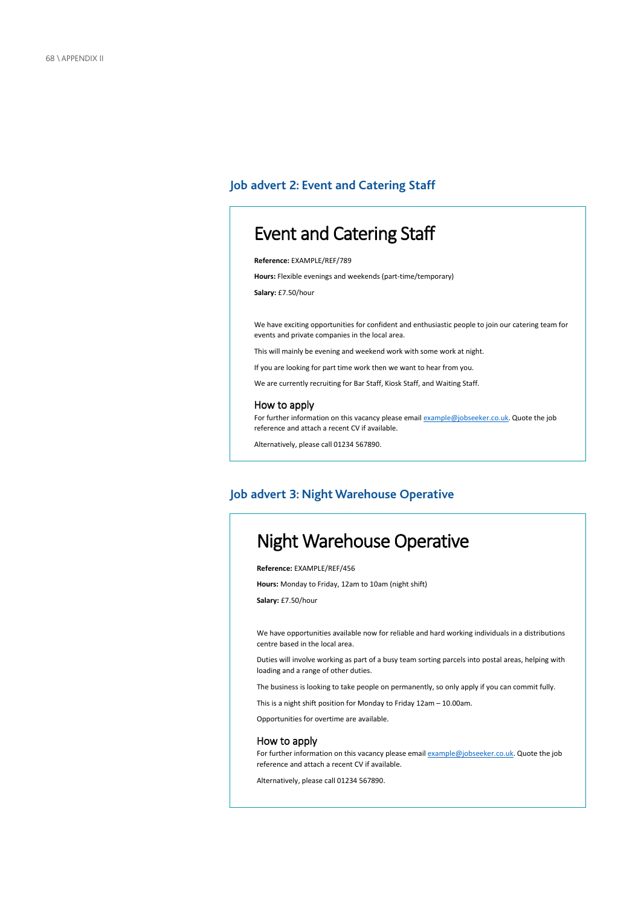## Job advert 2: Event and Catering Staff

# Event and Catering Staff

**Reference:** EXAMPLE/REF/789

**Hours:** Flexible evenings and weekends (part-time/temporary)

**Salary:** £7.50/hour

We have exciting opportunities for confident and enthusiastic people to join our catering team for events and private companies in the local area.

This will mainly be evening and weekend work with some work at night.

If you are looking for part time work then we want to hear from you.

We are currently recruiting for Bar Staff, Kiosk Staff, and Waiting Staff.

### How to apply

For further information on this vacancy please email example@jobseeker.co.uk. Quote the job reference and attach a recent CV if available.

Alternatively, please call 01234 567890.

## Job advert 3: Night Warehouse Operative

# Night Warehouse Operative

**Reference:** EXAMPLE/REF/456

**Hours:** Monday to Friday, 12am to 10am (night shift)

**Salary:** £7.50/hour

We have opportunities available now for reliable and hard working individuals in a distributions centre based in the local area.

Duties will involve working as part of a busy team sorting parcels into postal areas, helping with loading and a range of other duties.

The business is looking to take people on permanently, so only apply if you can commit fully.

This is a night shift position for Monday to Friday 12am – 10.00am.

Opportunities for overtime are available.

### How to apply

For further information on this vacancy please email example@jobseeker.co.uk. Quote the job reference and attach a recent CV if available.

Alternatively, please call 01234 567890.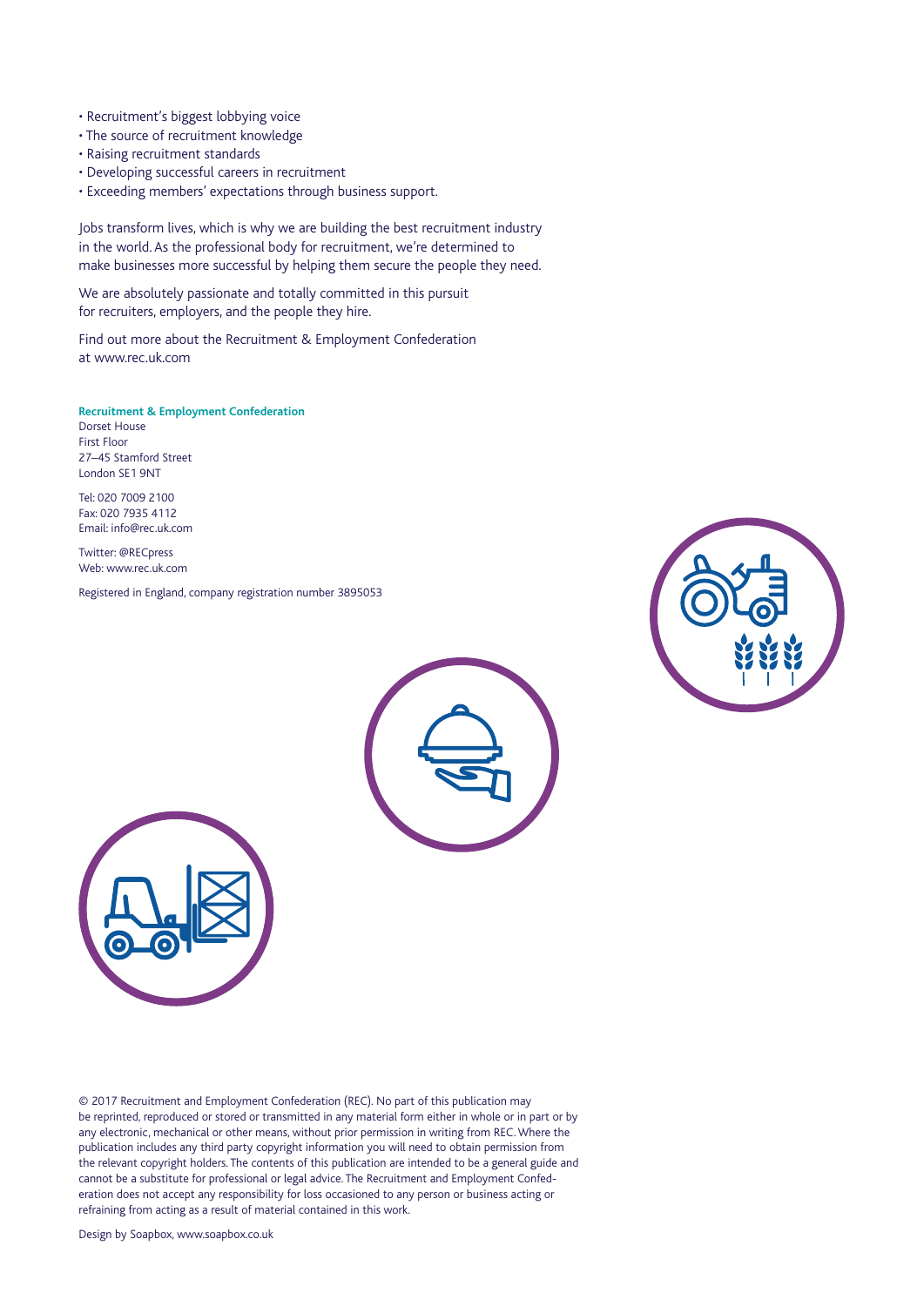- Recruitment's biggest lobbying voice
- The source of recruitment knowledge
- Raising recruitment standards
- Developing successful careers in recruitment
- Exceeding members' expectations through business support.

Jobs transform lives, which is why we are building the best recruitment industry in the world. As the professional body for recruitment, we're determined to make businesses more successful by helping them secure the people they need.

We are absolutely passionate and totally committed in this pursuit for recruiters, employers, and the people they hire.

Find out more about the Recruitment & Employment Confederation at www.rec.uk.com

**Recruitment & Employment Confederation**
Dorset House
First Floor
27–45 Stamford Street
London SE1 9NT

Tel: 020 7009 2100
Fax: 020 7935 4112
Email: info@rec.uk.com

Twitter: @RECpress
Web: www.rec.uk.com

Registered in England, company registration number 3895053

© 2017 Recruitment and Employment Confederation (REC). No part of this publication may be reprinted, reproduced or stored or transmitted in any material form either in whole or in part or by any electronic, mechanical or other means, without prior permission in writing from REC. Where the publication includes any third party copyright information you will need to obtain permission from the relevant copyright holders. The contents of this publication are intended to be a general guide and cannot be a substitute for professional or legal advice. The Recruitment and Employment Confederation does not accept any responsibility for loss occasioned to any person or business acting or refraining from acting as a result of material contained in this work.

Design by Soapbox, www.soapbox.co.uk